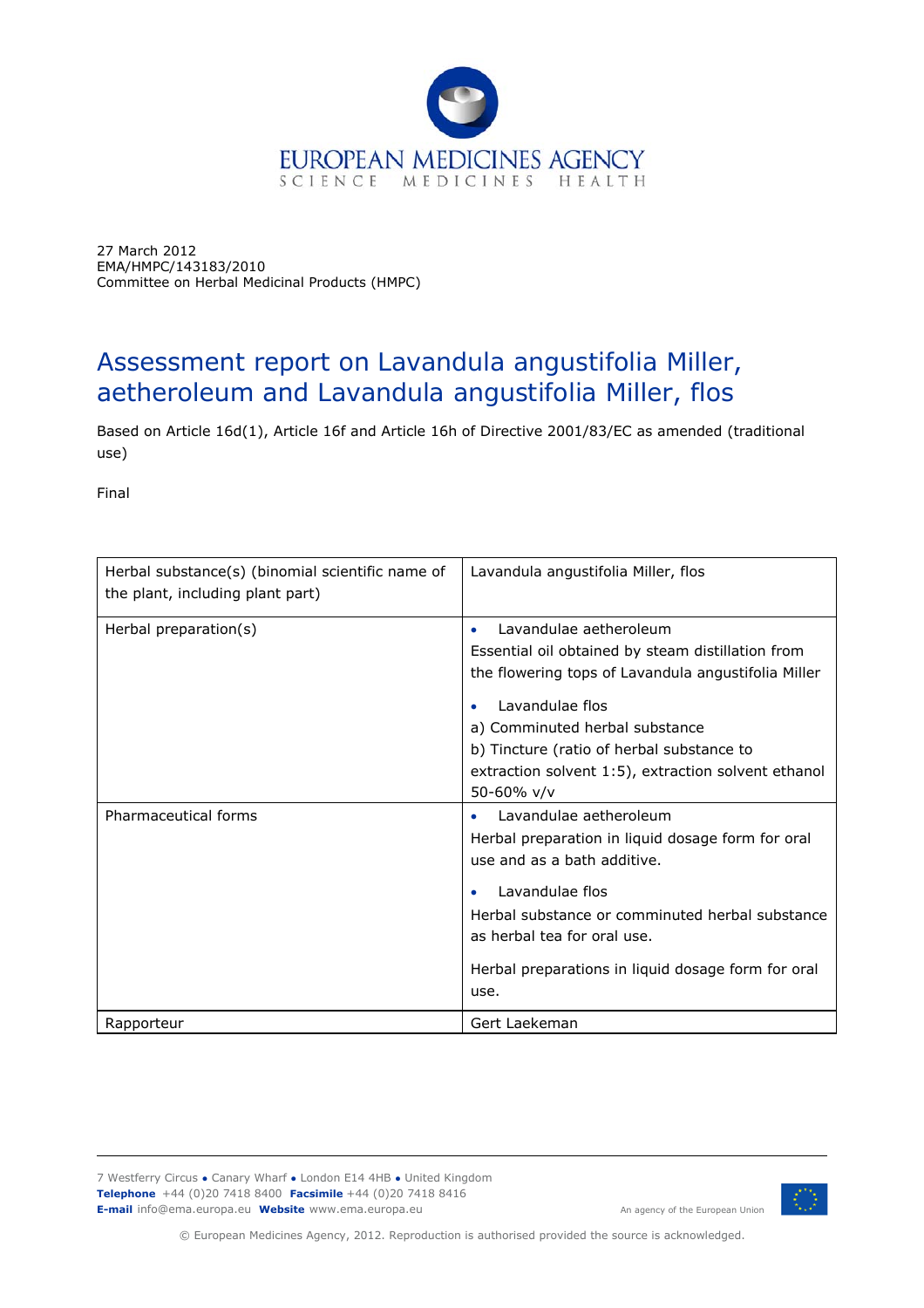EUROPEAN MEDICINES AGENCY
SCIENCE MEDICINES HEALTH

27 March 2012
EMA/HMPC/143183/2010
Committee on Herbal Medicinal Products (HMPC)

# Assessment report on Lavandula angustifolia Miller, aetheroleum and Lavandula angustifolia Miller, flos

Based on Article 16d(1), Article 16f and Article 16h of Directive 2001/83/EC as amended (traditional use)

Final

| Herbal substance(s) (binomial scientific name of the plant, including plant part) | Lavandula angustifolia Miller, flos |
|---|---|
| Herbal preparation(s) | • Lavandulae aetheroleum<br>Essential oil obtained by steam distillation from the flowering tops of Lavandula angustifolia Miller<br>• Lavandulae flos<br>a) Comminuted herbal substance<br>b) Tincture (ratio of herbal substance to extraction solvent 1:5), extraction solvent ethanol 50-60% v/v |
| Pharmaceutical forms | • Lavandulae aetheroleum<br>Herbal preparation in liquid dosage form for oral use and as a bath additive.<br>• Lavandulae flos<br>Herbal substance or comminuted herbal substance as herbal tea for oral use.<br>Herbal preparations in liquid dosage form for oral use. |
| Rapporteur | Gert Laekeman |

7 Westferry Circus ● Canary Wharf ● London E14 4HB ● United Kingdom
**Telephone** +44 (0)20 7418 8400 **Facsimile** +44 (0)20 7418 8416
**E-mail** info@ema.europa.eu **Website** www.ema.europa.eu

An agency of the European Union

© European Medicines Agency, 2012. Reproduction is authorised provided the source is acknowledged.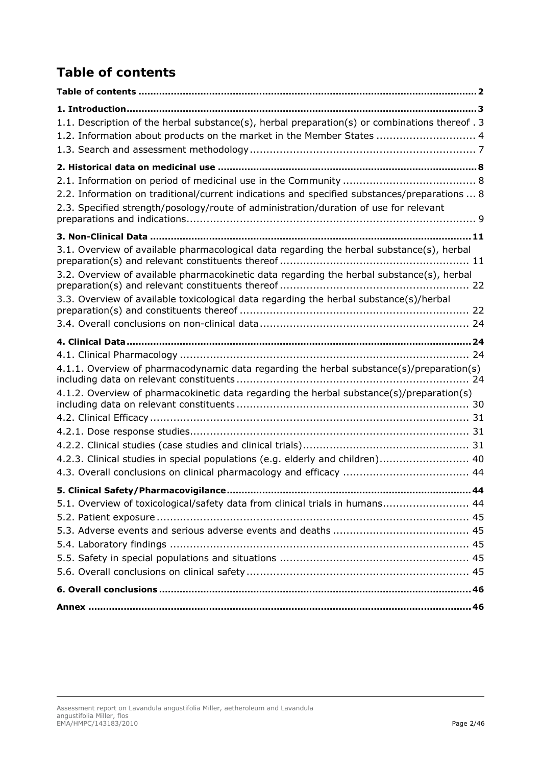# Table of contents

**Table of contents** ... **2**

**1. Introduction** ... **3**

1.1. Description of the herbal substance(s), herbal preparation(s) or combinations thereof . 3

1.2. Information about products on the market in the Member States ... 4

1.3. Search and assessment methodology ... 7

**2. Historical data on medicinal use** ... **8**

2.1. Information on period of medicinal use in the Community ... 8

2.2. Information on traditional/current indications and specified substances/preparations ... 8

2.3. Specified strength/posology/route of administration/duration of use for relevant preparations and indications ... 9

**3. Non-Clinical Data** ... **11**

3.1. Overview of available pharmacological data regarding the herbal substance(s), herbal preparation(s) and relevant constituents thereof ... 11

3.2. Overview of available pharmacokinetic data regarding the herbal substance(s), herbal preparation(s) and relevant constituents thereof ... 22

3.3. Overview of available toxicological data regarding the herbal substance(s)/herbal preparation(s) and constituents thereof ... 22

3.4. Overall conclusions on non-clinical data ... 24

**4. Clinical Data** ... **24**

4.1. Clinical Pharmacology ... 24

4.1.1. Overview of pharmacodynamic data regarding the herbal substance(s)/preparation(s) including data on relevant constituents ... 24

4.1.2. Overview of pharmacokinetic data regarding the herbal substance(s)/preparation(s) including data on relevant constituents ... 30

4.2. Clinical Efficacy ... 31

4.2.1. Dose response studies ... 31

4.2.2. Clinical studies (case studies and clinical trials) ... 31

4.2.3. Clinical studies in special populations (e.g. elderly and children) ... 40

4.3. Overall conclusions on clinical pharmacology and efficacy ... 44

**5. Clinical Safety/Pharmacovigilance** ... **44**

5.1. Overview of toxicological/safety data from clinical trials in humans ... 44

5.2. Patient exposure ... 45

5.3. Adverse events and serious adverse events and deaths ... 45

5.4. Laboratory findings ... 45

5.5. Safety in special populations and situations ... 45

5.6. Overall conclusions on clinical safety ... 45

**6. Overall conclusions** ... **46**

**Annex** ... **46**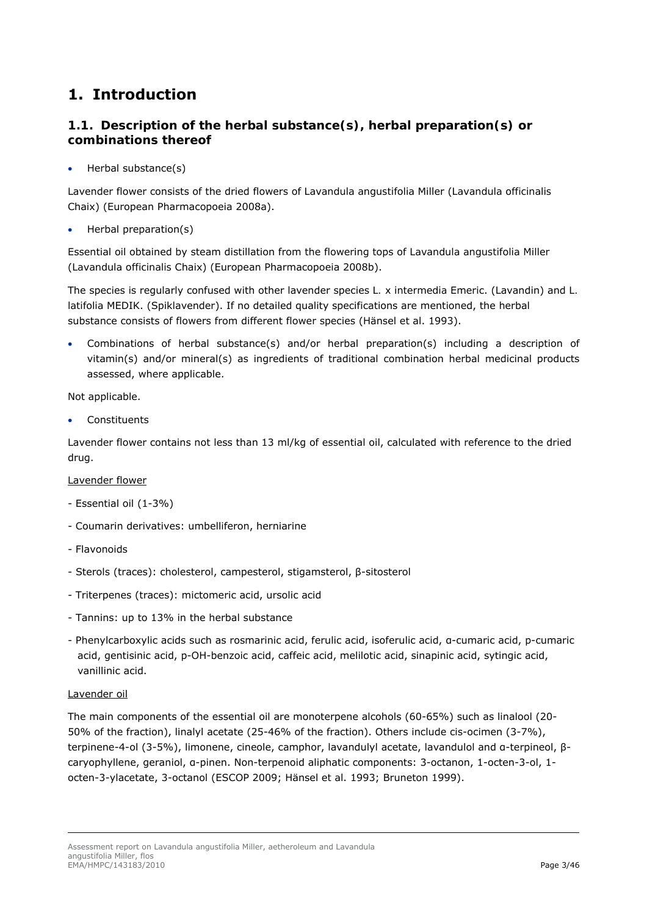# 1. Introduction

## 1.1. Description of the herbal substance(s), herbal preparation(s) or combinations thereof

- Herbal substance(s)

Lavender flower consists of the dried flowers of Lavandula angustifolia Miller (Lavandula officinalis Chaix) (European Pharmacopoeia 2008a).

- Herbal preparation(s)

Essential oil obtained by steam distillation from the flowering tops of Lavandula angustifolia Miller (Lavandula officinalis Chaix) (European Pharmacopoeia 2008b).

The species is regularly confused with other lavender species L. x intermedia Emeric. (Lavandin) and L. latifolia MEDIK. (Spiklavender). If no detailed quality specifications are mentioned, the herbal substance consists of flowers from different flower species (Hänsel et al. 1993).

- Combinations of herbal substance(s) and/or herbal preparation(s) including a description of vitamin(s) and/or mineral(s) as ingredients of traditional combination herbal medicinal products assessed, where applicable.

Not applicable.

- Constituents

Lavender flower contains not less than 13 ml/kg of essential oil, calculated with reference to the dried drug.

Lavender flower

- Essential oil (1-3%)
- Coumarin derivatives: umbelliferon, herniarine
- Flavonoids
- Sterols (traces): cholesterol, campesterol, stigamsterol, β-sitosterol
- Triterpenes (traces): mictomeric acid, ursolic acid
- Tannins: up to 13% in the herbal substance
- Phenylcarboxylic acids such as rosmarinic acid, ferulic acid, isoferulic acid, α-cumaric acid, p-cumaric acid, gentisinic acid, p-OH-benzoic acid, caffeic acid, melilotic acid, sinapinic acid, sytingic acid, vanillinic acid.

Lavender oil

The main components of the essential oil are monoterpene alcohols (60-65%) such as linalool (20-50% of the fraction), linalyl acetate (25-46% of the fraction). Others include cis-ocimen (3-7%), terpinene-4-ol (3-5%), limonene, cineole, camphor, lavandulyl acetate, lavandulol and α-terpineol, β-caryophyllene, geraniol, α-pinen. Non-terpenoid aliphatic components: 3-octanon, 1-octen-3-ol, 1-octen-3-ylacetate, 3-octanol (ESCOP 2009; Hänsel et al. 1993; Bruneton 1999).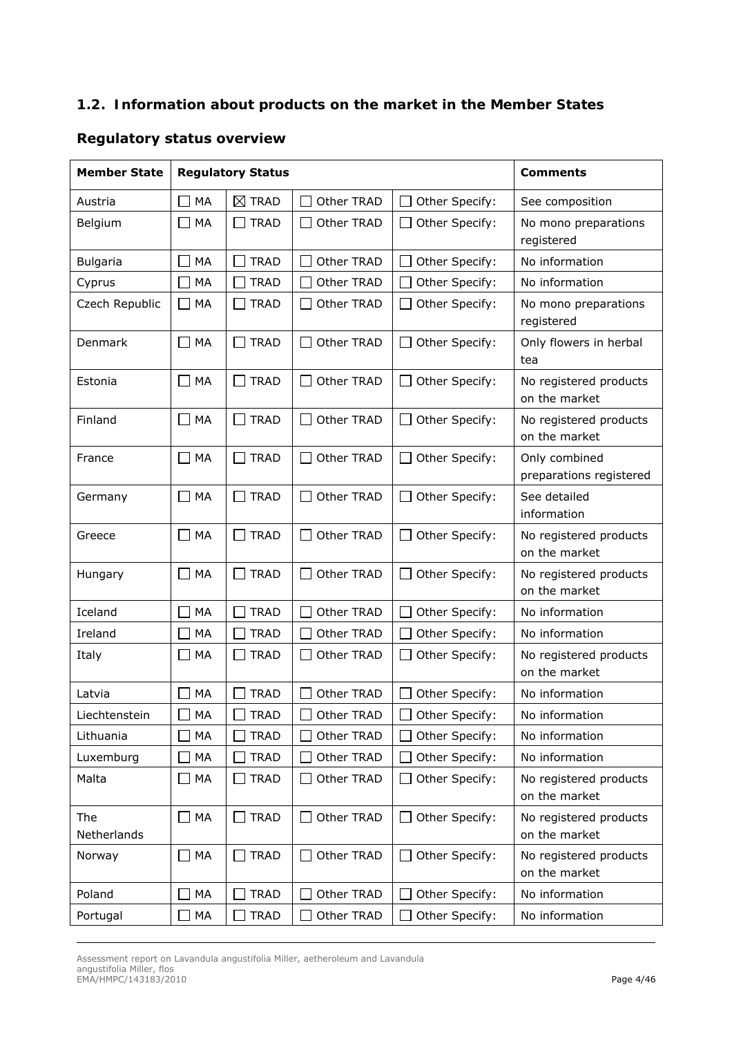## 1.2. Information about products on the market in the Member States

### Regulatory status overview

| Member State | Regulatory Status | | | | Comments |
|---|---|---|---|---|---|
| Austria | ☐ MA | ☒ TRAD | ☐ Other TRAD | ☐ Other Specify: | See composition |
| Belgium | ☐ MA | ☐ TRAD | ☐ Other TRAD | ☐ Other Specify: | No mono preparations registered |
| Bulgaria | ☐ MA | ☐ TRAD | ☐ Other TRAD | ☐ Other Specify: | No information |
| Cyprus | ☐ MA | ☐ TRAD | ☐ Other TRAD | ☐ Other Specify: | No information |
| Czech Republic | ☐ MA | ☐ TRAD | ☐ Other TRAD | ☐ Other Specify: | No mono preparations registered |
| Denmark | ☐ MA | ☐ TRAD | ☐ Other TRAD | ☐ Other Specify: | Only flowers in herbal tea |
| Estonia | ☐ MA | ☐ TRAD | ☐ Other TRAD | ☐ Other Specify: | No registered products on the market |
| Finland | ☐ MA | ☐ TRAD | ☐ Other TRAD | ☐ Other Specify: | No registered products on the market |
| France | ☐ MA | ☐ TRAD | ☐ Other TRAD | ☐ Other Specify: | Only combined preparations registered |
| Germany | ☐ MA | ☐ TRAD | ☐ Other TRAD | ☐ Other Specify: | See detailed information |
| Greece | ☐ MA | ☐ TRAD | ☐ Other TRAD | ☐ Other Specify: | No registered products on the market |
| Hungary | ☐ MA | ☐ TRAD | ☐ Other TRAD | ☐ Other Specify: | No registered products on the market |
| Iceland | ☐ MA | ☐ TRAD | ☐ Other TRAD | ☐ Other Specify: | No information |
| Ireland | ☐ MA | ☐ TRAD | ☐ Other TRAD | ☐ Other Specify: | No information |
| Italy | ☐ MA | ☐ TRAD | ☐ Other TRAD | ☐ Other Specify: | No registered products on the market |
| Latvia | ☐ MA | ☐ TRAD | ☐ Other TRAD | ☐ Other Specify: | No information |
| Liechtenstein | ☐ MA | ☐ TRAD | ☐ Other TRAD | ☐ Other Specify: | No information |
| Lithuania | ☐ MA | ☐ TRAD | ☐ Other TRAD | ☐ Other Specify: | No information |
| Luxemburg | ☐ MA | ☐ TRAD | ☐ Other TRAD | ☐ Other Specify: | No information |
| Malta | ☐ MA | ☐ TRAD | ☐ Other TRAD | ☐ Other Specify: | No registered products on the market |
| The Netherlands | ☐ MA | ☐ TRAD | ☐ Other TRAD | ☐ Other Specify: | No registered products on the market |
| Norway | ☐ MA | ☐ TRAD | ☐ Other TRAD | ☐ Other Specify: | No registered products on the market |
| Poland | ☐ MA | ☐ TRAD | ☐ Other TRAD | ☐ Other Specify: | No information |
| Portugal | ☐ MA | ☐ TRAD | ☐ Other TRAD | ☐ Other Specify: | No information |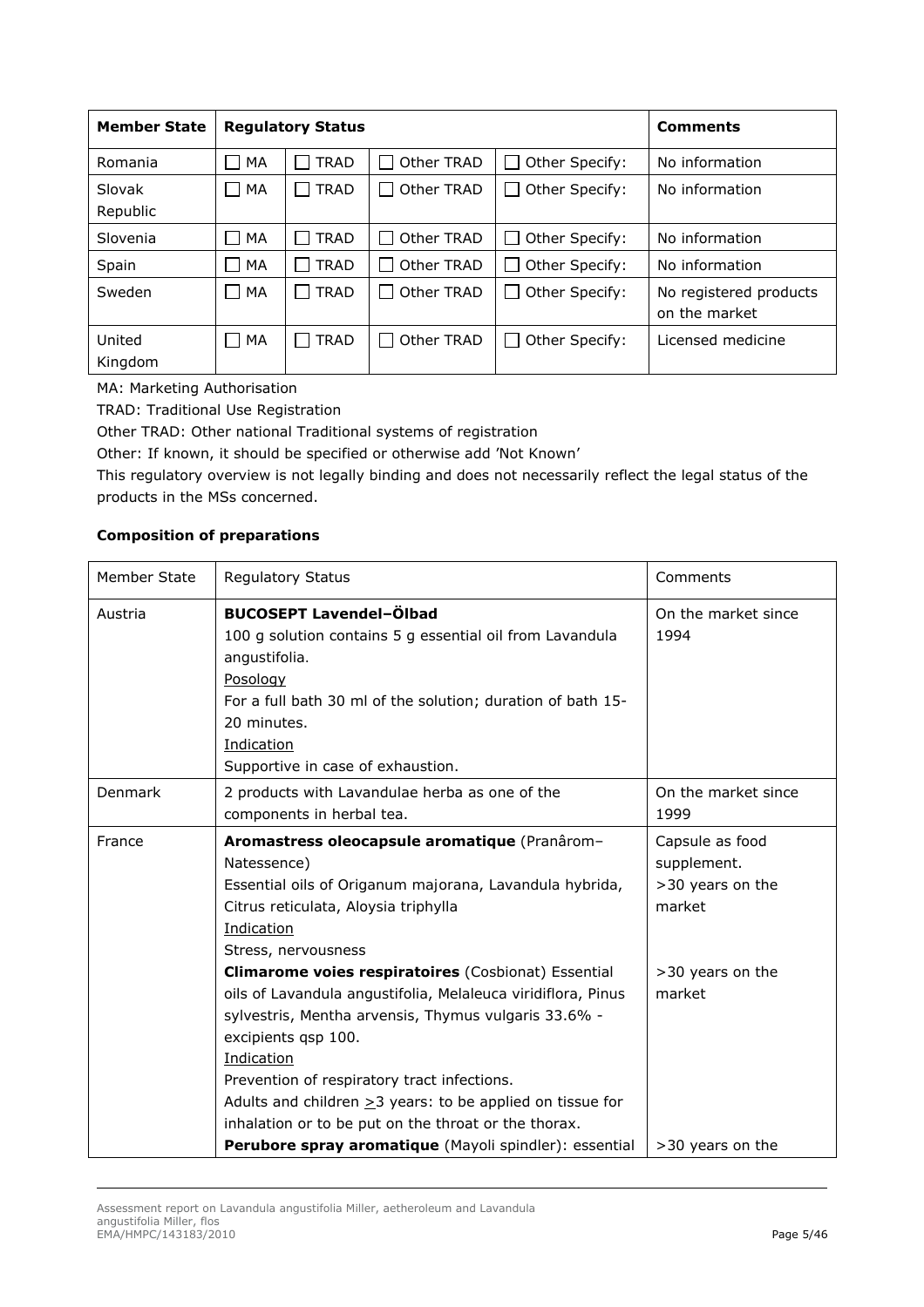| Member State | Regulatory Status | | | | Comments |
|---|---|---|---|---|---|
| Romania | ☐ MA | ☐ TRAD | ☐ Other TRAD | ☐ Other Specify: | No information |
| Slovak Republic | ☐ MA | ☐ TRAD | ☐ Other TRAD | ☐ Other Specify: | No information |
| Slovenia | ☐ MA | ☐ TRAD | ☐ Other TRAD | ☐ Other Specify: | No information |
| Spain | ☐ MA | ☐ TRAD | ☐ Other TRAD | ☐ Other Specify: | No information |
| Sweden | ☐ MA | ☐ TRAD | ☐ Other TRAD | ☐ Other Specify: | No registered products on the market |
| United Kingdom | ☐ MA | ☐ TRAD | ☐ Other TRAD | ☐ Other Specify: | Licensed medicine |

MA: Marketing Authorisation

TRAD: Traditional Use Registration

Other TRAD: Other national Traditional systems of registration

Other: If known, it should be specified or otherwise add 'Not Known'

This regulatory overview is not legally binding and does not necessarily reflect the legal status of the products in the MSs concerned.

**Composition of preparations**

| Member State | Regulatory Status | Comments |
|---|---|---|
| Austria | **BUCOSEPT Lavendel–Ölbad**<br>100 g solution contains 5 g essential oil from Lavandula angustifolia.<br>Posology<br>For a full bath 30 ml of the solution; duration of bath 15-20 minutes.<br>Indication<br>Supportive in case of exhaustion. | On the market since 1994 |
| Denmark | 2 products with Lavandulae herba as one of the components in herbal tea. | On the market since 1999 |
| France | **Aromastress oleocapsule aromatique** (Pranârom–Natessence)<br>Essential oils of Origanum majorana, Lavandula hybrida, Citrus reticulata, Aloysia triphylla<br>Indication<br>Stress, nervousness<br>**Climarome voies respiratoires** (Cosbionat) Essential oils of Lavandula angustifolia, Melaleuca viridiflora, Pinus sylvestris, Mentha arvensis, Thymus vulgaris 33.6% - excipients qsp 100.<br>Indication<br>Prevention of respiratory tract infections.<br>Adults and children ≥3 years: to be applied on tissue for inhalation or to be put on the throat or the thorax.<br>**Perubore spray aromatique** (Mayoli spindler): essential | Capsule as food supplement.<br>>30 years on the market<br><br>>30 years on the market<br><br>>30 years on the |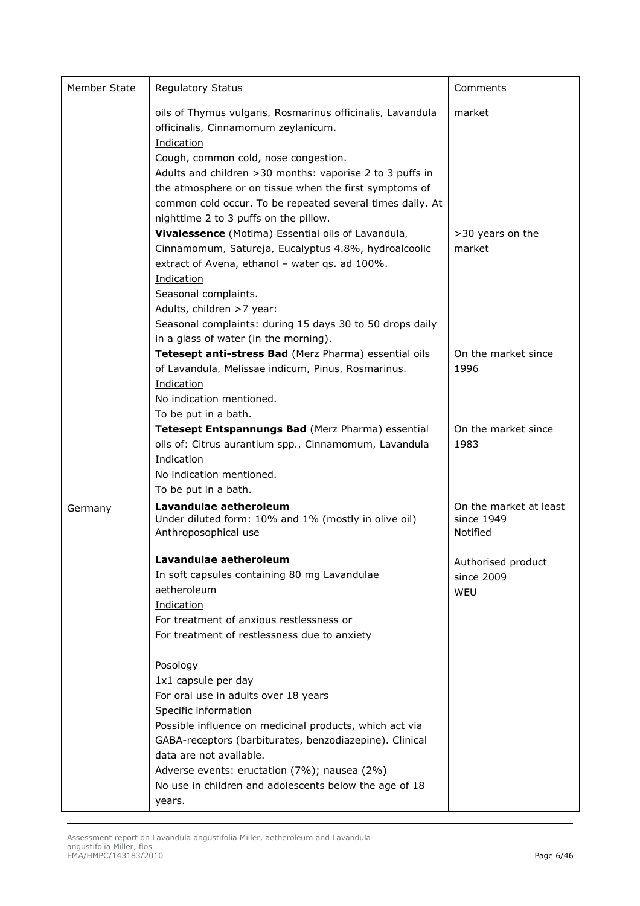| Member State | Regulatory Status | Comments |
|---|---|---|
| | oils of Thymus vulgaris, Rosmarinus officinalis, Lavandula officinalis, Cinnamomum zeylanicum.<br><u>Indication</u><br>Cough, common cold, nose congestion.<br>Adults and children >30 months: vaporise 2 to 3 puffs in the atmosphere or on tissue when the first symptoms of common cold occur. To be repeated several times daily. At nighttime 2 to 3 puffs on the pillow.<br>**Vivalessence** (Motima) Essential oils of Lavandula, Cinnamomum, Satureja, Eucalyptus 4.8%, hydroalcoolic extract of Avena, ethanol – water qs. ad 100%.<br><u>Indication</u><br>Seasonal complaints.<br>Adults, children >7 year:<br>Seasonal complaints: during 15 days 30 to 50 drops daily in a glass of water (in the morning).<br>**Tetesept anti-stress Bad** (Merz Pharma) essential oils of Lavandula, Melissae indicum, Pinus, Rosmarinus.<br><u>Indication</u><br>No indication mentioned.<br>To be put in a bath.<br>**Tetesept Entspannungs Bad** (Merz Pharma) essential oils of: Citrus aurantium spp., Cinnamomum, Lavandula<br><u>Indication</u><br>No indication mentioned.<br>To be put in a bath. | market<br><br><br><br><br><br><br><br>>30 years on the market<br><br><br><br><br><br><br><br><br>On the market since 1996<br><br><br><br><br>On the market since 1983 |
| Germany | **Lavandulae aetheroleum**<br>Under diluted form: 10% and 1% (mostly in olive oil)<br>Anthroposophical use<br><br>**Lavandulae aetheroleum**<br>In soft capsules containing 80 mg Lavandulae aetheroleum<br><u>Indication</u><br>For treatment of anxious restlessness or<br>For treatment of restlessness due to anxiety<br><br><u>Posology</u><br>1x1 capsule per day<br>For oral use in adults over 18 years<br><u>Specific information</u><br>Possible influence on medicinal products, which act via GABA-receptors (barbiturates, benzodiazepine). Clinical data are not available.<br>Adverse events: eructation (7%); nausea (2%)<br>No use in children and adolescents below the age of 18 years. | On the market at least since 1949<br>Notified<br><br>Authorised product since 2009<br>WEU |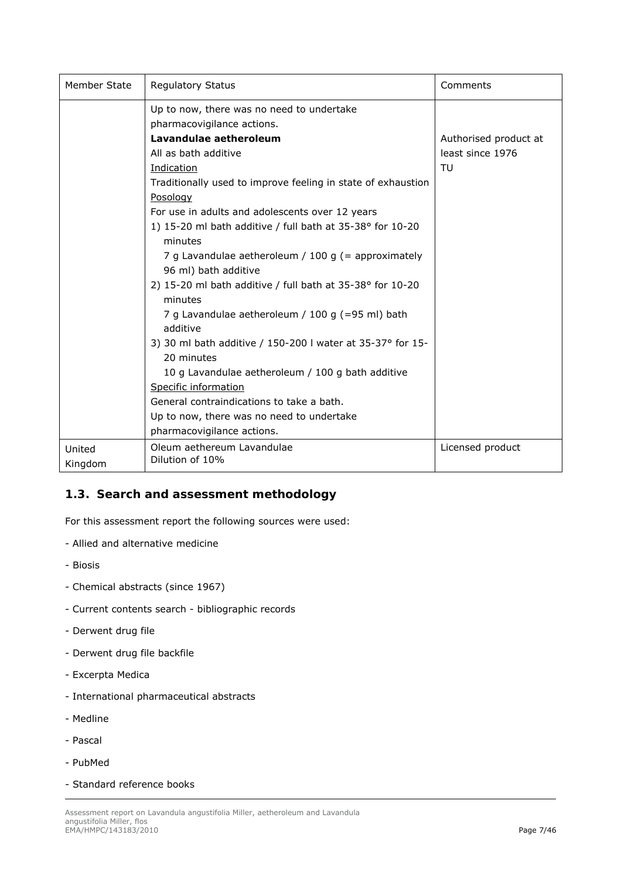| Member State | Regulatory Status | Comments |
|---|---|---|
| | Up to now, there was no need to undertake pharmacovigilance actions.<br>**Lavandulae aetheroleum**<br>All as bath additive<br>Indication<br>Traditionally used to improve feeling in state of exhaustion<br>Posology<br>For use in adults and adolescents over 12 years<br>1) 15-20 ml bath additive / full bath at 35-38° for 10-20 minutes<br>7 g Lavandulae aetheroleum / 100 g (= approximately 96 ml) bath additive<br>2) 15-20 ml bath additive / full bath at 35-38° for 10-20 minutes<br>7 g Lavandulae aetheroleum / 100 g (=95 ml) bath additive<br>3) 30 ml bath additive / 150-200 l water at 35-37° for 15-20 minutes<br>10 g Lavandulae aetheroleum / 100 g bath additive<br>Specific information<br>General contraindications to take a bath.<br>Up to now, there was no need to undertake pharmacovigilance actions. | Authorised product at least since 1976<br>TU |
| United Kingdom | Oleum aethereum Lavandulae<br>Dilution of 10% | Licensed product |

## 1.3. Search and assessment methodology

For this assessment report the following sources were used:

- Allied and alternative medicine
- Biosis
- Chemical abstracts (since 1967)
- Current contents search - bibliographic records
- Derwent drug file
- Derwent drug file backfile
- Excerpta Medica
- International pharmaceutical abstracts
- Medline
- Pascal
- PubMed
- Standard reference books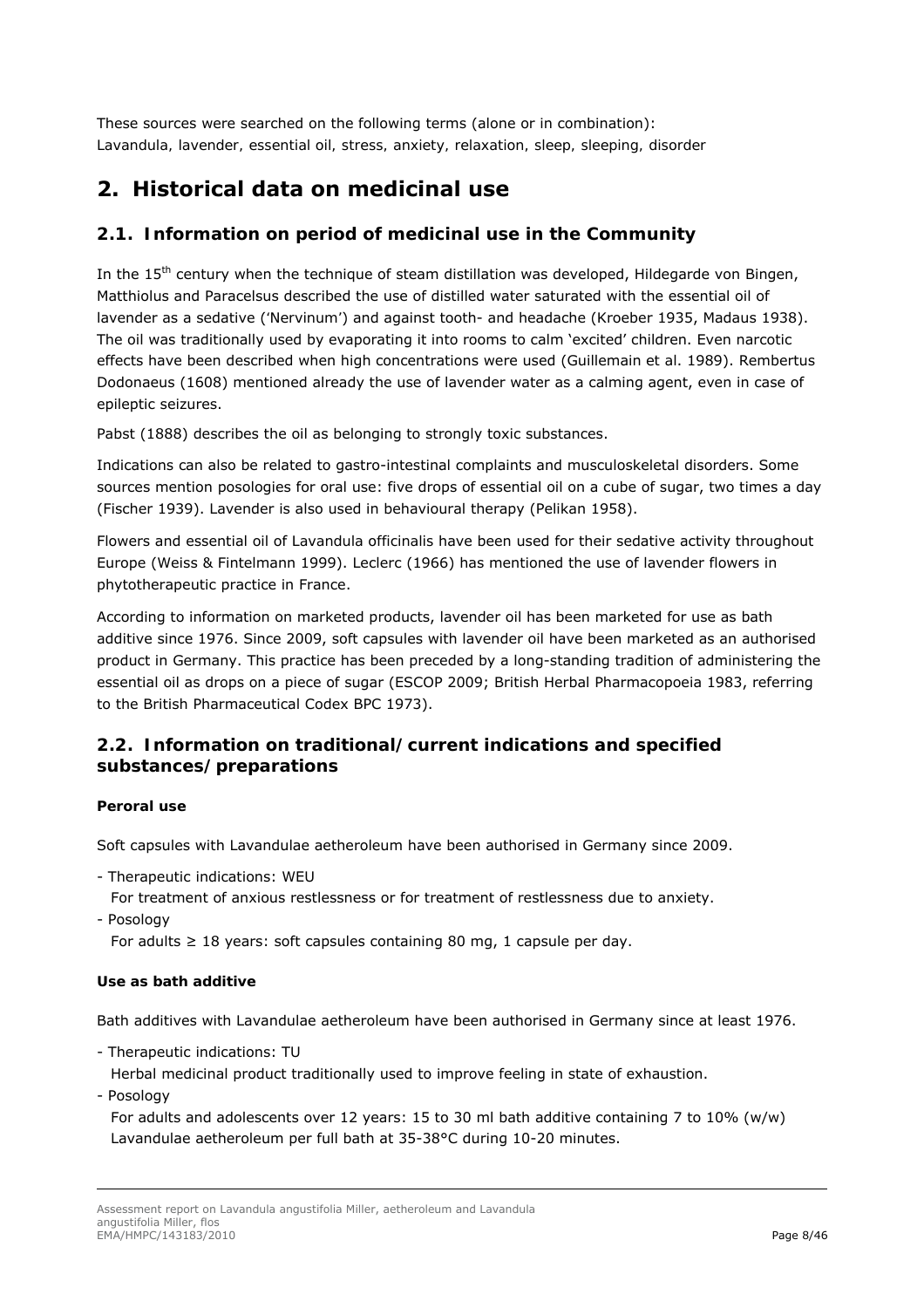These sources were searched on the following terms (alone or in combination):
Lavandula, lavender, essential oil, stress, anxiety, relaxation, sleep, sleeping, disorder

# 2. Historical data on medicinal use

## 2.1. Information on period of medicinal use in the Community

In the 15th century when the technique of steam distillation was developed, Hildegarde von Bingen, Matthiolus and Paracelsus described the use of distilled water saturated with the essential oil of lavender as a sedative ('Nervinum') and against tooth- and headache (Kroeber 1935, Madaus 1938). The oil was traditionally used by evaporating it into rooms to calm 'excited' children. Even narcotic effects have been described when high concentrations were used (Guillemain et al. 1989). Rembertus Dodonaeus (1608) mentioned already the use of lavender water as a calming agent, even in case of epileptic seizures.

Pabst (1888) describes the oil as belonging to strongly toxic substances.

Indications can also be related to gastro-intestinal complaints and musculoskeletal disorders. Some sources mention posologies for oral use: five drops of essential oil on a cube of sugar, two times a day (Fischer 1939). Lavender is also used in behavioural therapy (Pelikan 1958).

Flowers and essential oil of Lavandula officinalis have been used for their sedative activity throughout Europe (Weiss & Fintelmann 1999). Leclerc (1966) has mentioned the use of lavender flowers in phytotherapeutic practice in France.

According to information on marketed products, lavender oil has been marketed for use as bath additive since 1976. Since 2009, soft capsules with lavender oil have been marketed as an authorised product in Germany. This practice has been preceded by a long-standing tradition of administering the essential oil as drops on a piece of sugar (ESCOP 2009; British Herbal Pharmacopoeia 1983, referring to the British Pharmaceutical Codex BPC 1973).

## 2.2. Information on traditional/current indications and specified substances/preparations

**Peroral use**

Soft capsules with Lavandulae aetheroleum have been authorised in Germany since 2009.

- Therapeutic indications: WEU
  For treatment of anxious restlessness or for treatment of restlessness due to anxiety.
- Posology
  For adults ≥ 18 years: soft capsules containing 80 mg, 1 capsule per day.

**Use as bath additive**

Bath additives with Lavandulae aetheroleum have been authorised in Germany since at least 1976.

- Therapeutic indications: TU
  Herbal medicinal product traditionally used to improve feeling in state of exhaustion.
- Posology
  For adults and adolescents over 12 years: 15 to 30 ml bath additive containing 7 to 10% (w/w) Lavandulae aetheroleum per full bath at 35-38°C during 10-20 minutes.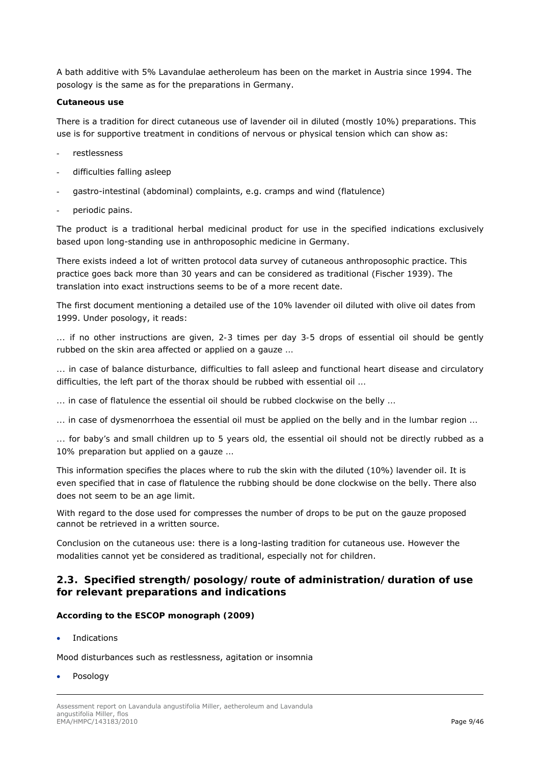A bath additive with 5% Lavandulae aetheroleum has been on the market in Austria since 1994. The posology is the same as for the preparations in Germany.

**Cutaneous use**

There is a tradition for direct cutaneous use of lavender oil in diluted (mostly 10%) preparations. This use is for supportive treatment in conditions of nervous or physical tension which can show as:

- restlessness
- difficulties falling asleep
- gastro-intestinal (abdominal) complaints, e.g. cramps and wind (flatulence)
- periodic pains.

The product is a traditional herbal medicinal product for use in the specified indications exclusively based upon long-standing use in anthroposophic medicine in Germany.

There exists indeed a lot of written protocol data survey of cutaneous anthroposophic practice. This practice goes back more than 30 years and can be considered as traditional (Fischer 1939). The translation into exact instructions seems to be of a more recent date.

The first document mentioning a detailed use of the 10% lavender oil diluted with olive oil dates from 1999. Under posology, it reads:

... if no other instructions are given, 2-3 times per day 3-5 drops of essential oil should be gently rubbed on the skin area affected or applied on a gauze ...

... in case of balance disturbance, difficulties to fall asleep and functional heart disease and circulatory difficulties, the left part of the thorax should be rubbed with essential oil ...

... in case of flatulence the essential oil should be rubbed clockwise on the belly ...

... in case of dysmenorrhoea the essential oil must be applied on the belly and in the lumbar region ...

... for baby's and small children up to 5 years old, the essential oil should not be directly rubbed as a 10% preparation but applied on a gauze ...

This information specifies the places where to rub the skin with the diluted (10%) lavender oil. It is even specified that in case of flatulence the rubbing should be done clockwise on the belly. There also does not seem to be an age limit.

With regard to the dose used for compresses the number of drops to be put on the gauze proposed cannot be retrieved in a written source.

Conclusion on the cutaneous use: there is a long-lasting tradition for cutaneous use. However the modalities cannot yet be considered as traditional, especially not for children.

## 2.3. Specified strength/posology/route of administration/duration of use for relevant preparations and indications

**According to the ESCOP monograph (2009)**

- Indications

Mood disturbances such as restlessness, agitation or insomnia

- Posology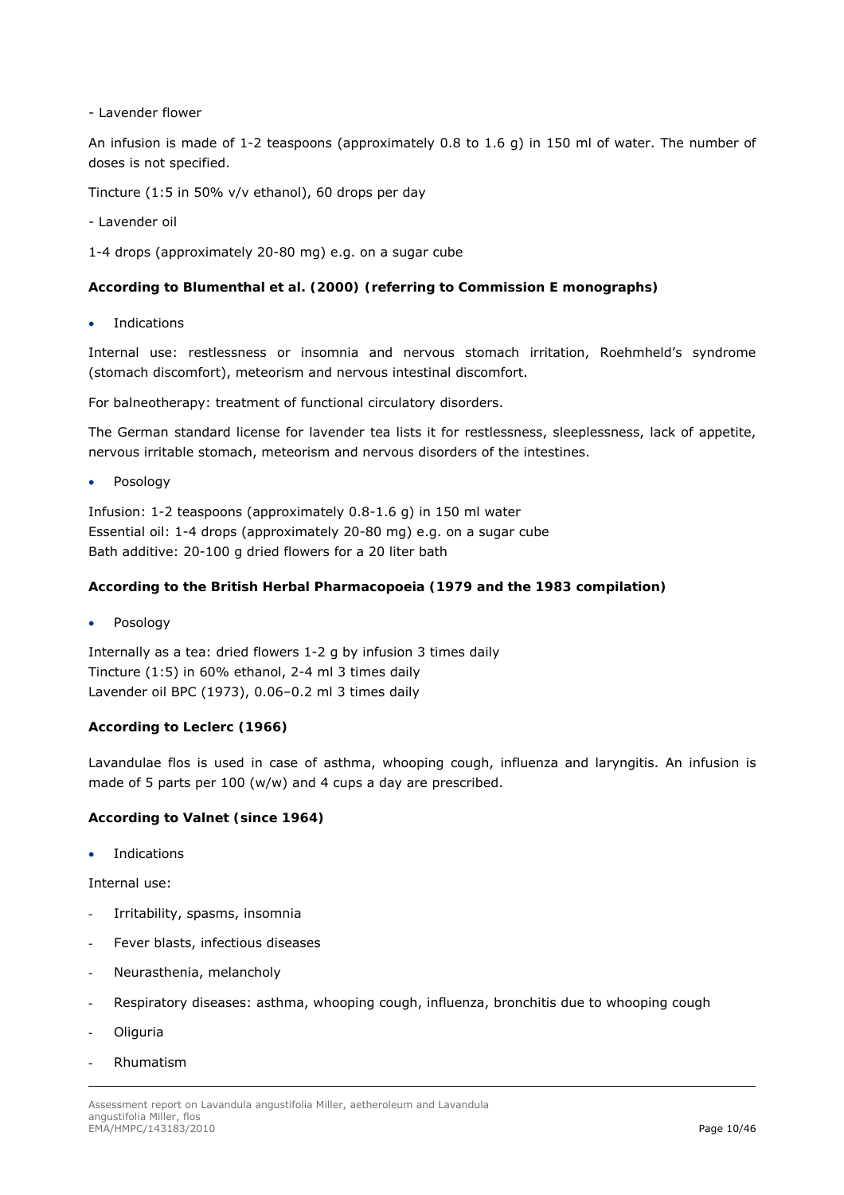- Lavender flower

An infusion is made of 1-2 teaspoons (approximately 0.8 to 1.6 g) in 150 ml of water. The number of doses is not specified.

Tincture (1:5 in 50% v/v ethanol), 60 drops per day

- Lavender oil

1-4 drops (approximately 20-80 mg) e.g. on a sugar cube

**According to Blumenthal et al. (2000) (referring to Commission E monographs)**

- Indications

Internal use: restlessness or insomnia and nervous stomach irritation, Roehmheld's syndrome (stomach discomfort), meteorism and nervous intestinal discomfort.

For balneotherapy: treatment of functional circulatory disorders.

The German standard license for lavender tea lists it for restlessness, sleeplessness, lack of appetite, nervous irritable stomach, meteorism and nervous disorders of the intestines.

- Posology

Infusion: 1-2 teaspoons (approximately 0.8-1.6 g) in 150 ml water
Essential oil: 1-4 drops (approximately 20-80 mg) e.g. on a sugar cube
Bath additive: 20-100 g dried flowers for a 20 liter bath

**According to the British Herbal Pharmacopoeia (1979 and the 1983 compilation)**

- Posology

Internally as a tea: dried flowers 1-2 g by infusion 3 times daily
Tincture (1:5) in 60% ethanol, 2-4 ml 3 times daily
Lavender oil BPC (1973), 0.06–0.2 ml 3 times daily

**According to Leclerc (1966)**

Lavandulae flos is used in case of asthma, whooping cough, influenza and laryngitis. An infusion is made of 5 parts per 100 (w/w) and 4 cups a day are prescribed.

**According to Valnet (since 1964)**

- Indications

Internal use:

- Irritability, spasms, insomnia
- Fever blasts, infectious diseases
- Neurasthenia, melancholy
- Respiratory diseases: asthma, whooping cough, influenza, bronchitis due to whooping cough
- Oliguria
- Rhumatism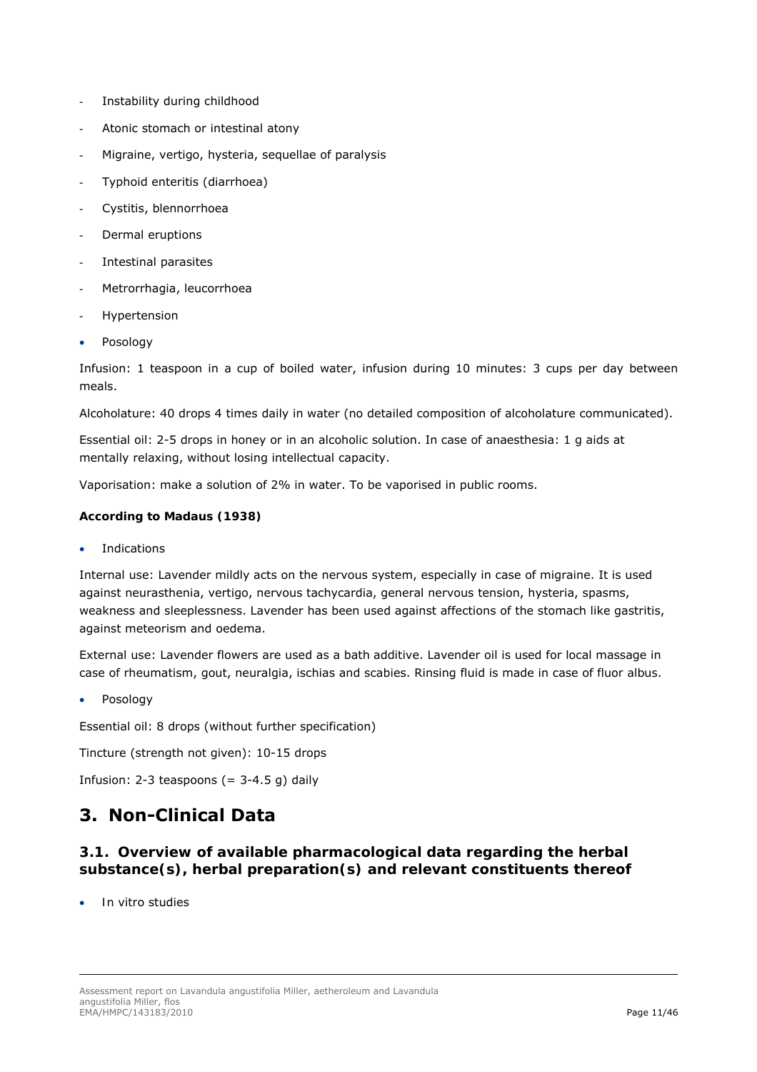- Instability during childhood
- Atonic stomach or intestinal atony
- Migraine, vertigo, hysteria, sequellae of paralysis
- Typhoid enteritis (diarrhoea)
- Cystitis, blennorrhoea
- Dermal eruptions
- Intestinal parasites
- Metrorrhagia, leucorrhoea
- Hypertension

- Posology

Infusion: 1 teaspoon in a cup of boiled water, infusion during 10 minutes: 3 cups per day between meals.

Alcoholature: 40 drops 4 times daily in water (no detailed composition of alcoholature communicated).

Essential oil: 2-5 drops in honey or in an alcoholic solution. In case of anaesthesia: 1 g aids at mentally relaxing, without losing intellectual capacity.

Vaporisation: make a solution of 2% in water. To be vaporised in public rooms.

**According to Madaus (1938)**

- Indications

Internal use: Lavender mildly acts on the nervous system, especially in case of migraine. It is used against neurasthenia, vertigo, nervous tachycardia, general nervous tension, hysteria, spasms, weakness and sleeplessness. Lavender has been used against affections of the stomach like gastritis, against meteorism and oedema.

External use: Lavender flowers are used as a bath additive. Lavender oil is used for local massage in case of rheumatism, gout, neuralgia, ischias and scabies. Rinsing fluid is made in case of fluor albus.

- Posology

Essential oil: 8 drops (without further specification)

Tincture (strength not given): 10-15 drops

Infusion: 2-3 teaspoons (= 3-4.5 g) daily

# 3. Non-Clinical Data

## 3.1. Overview of available pharmacological data regarding the herbal substance(s), herbal preparation(s) and relevant constituents thereof

- *In vitro* studies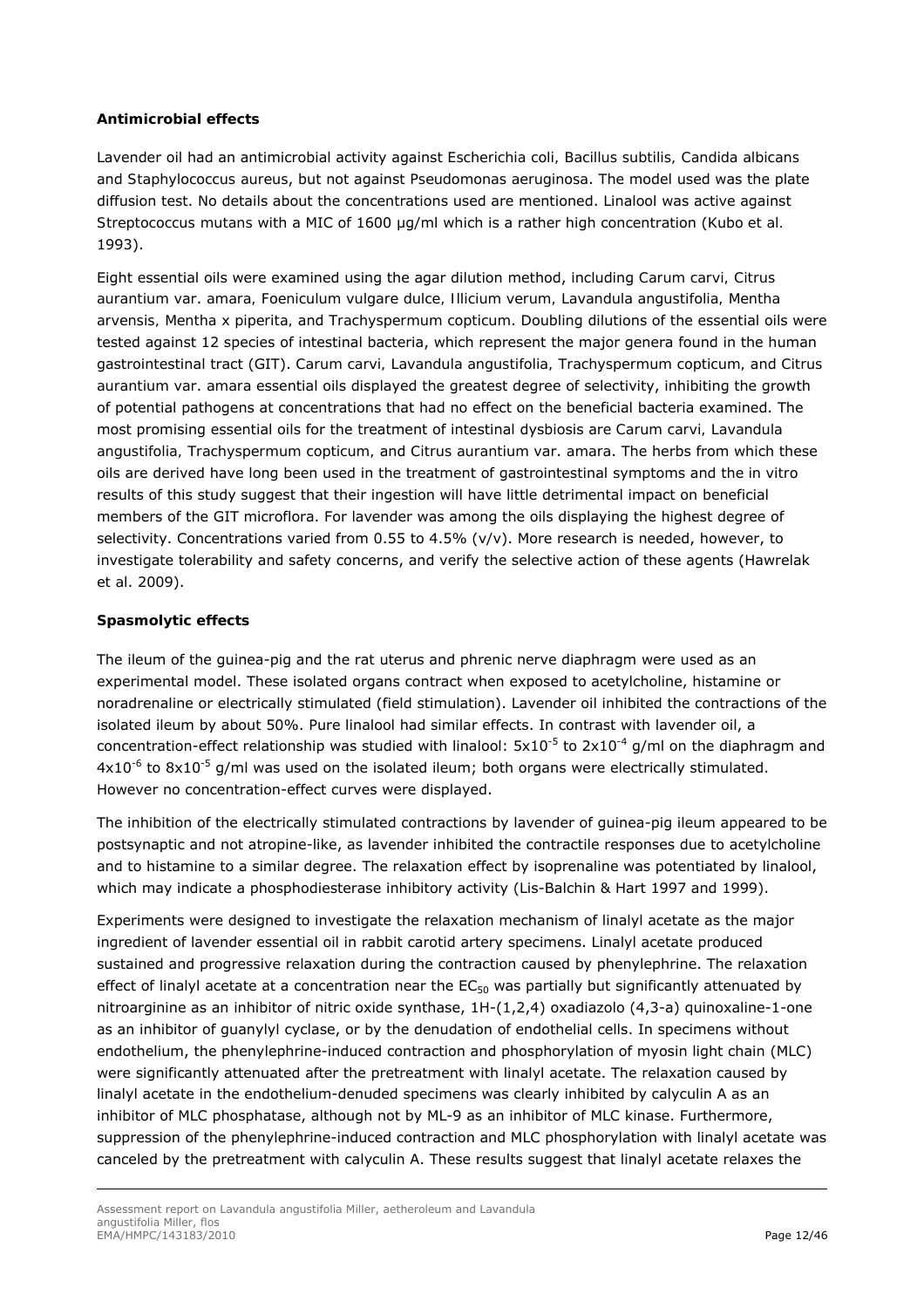**Antimicrobial effects**

Lavender oil had an antimicrobial activity against Escherichia coli, Bacillus subtilis, Candida albicans and Staphylococcus aureus, but not against Pseudomonas aeruginosa. The model used was the plate diffusion test. No details about the concentrations used are mentioned. Linalool was active against Streptococcus mutans with a MIC of 1600 µg/ml which is a rather high concentration (Kubo et al. 1993).

Eight essential oils were examined using the agar dilution method, including Carum carvi, Citrus aurantium var. amara, Foeniculum vulgare dulce, Illicium verum, Lavandula angustifolia, Mentha arvensis, Mentha x piperita, and Trachyspermum copticum. Doubling dilutions of the essential oils were tested against 12 species of intestinal bacteria, which represent the major genera found in the human gastrointestinal tract (GIT). Carum carvi, Lavandula angustifolia, Trachyspermum copticum, and Citrus aurantium var. amara essential oils displayed the greatest degree of selectivity, inhibiting the growth of potential pathogens at concentrations that had no effect on the beneficial bacteria examined. The most promising essential oils for the treatment of intestinal dysbiosis are Carum carvi, Lavandula angustifolia, Trachyspermum copticum, and Citrus aurantium var. amara. The herbs from which these oils are derived have long been used in the treatment of gastrointestinal symptoms and the in vitro results of this study suggest that their ingestion will have little detrimental impact on beneficial members of the GIT microflora. For lavender was among the oils displaying the highest degree of selectivity. Concentrations varied from 0.55 to 4.5% (v/v). More research is needed, however, to investigate tolerability and safety concerns, and verify the selective action of these agents (Hawrelak et al. 2009).

**Spasmolytic effects**

The ileum of the guinea-pig and the rat uterus and phrenic nerve diaphragm were used as an experimental model. These isolated organs contract when exposed to acetylcholine, histamine or noradrenaline or electrically stimulated (field stimulation). Lavender oil inhibited the contractions of the isolated ileum by about 50%. Pure linalool had similar effects. In contrast with lavender oil, a concentration-effect relationship was studied with linalool: $5x10^{-5}$ to $2x10^{-4}$ g/ml on the diaphragm and $4x10^{-6}$ to $8x10^{-5}$ g/ml was used on the isolated ileum; both organs were electrically stimulated. However no concentration-effect curves were displayed.

The inhibition of the electrically stimulated contractions by lavender of guinea-pig ileum appeared to be postsynaptic and not atropine-like, as lavender inhibited the contractile responses due to acetylcholine and to histamine to a similar degree. The relaxation effect by isoprenaline was potentiated by linalool, which may indicate a phosphodiesterase inhibitory activity (Lis-Balchin & Hart 1997 and 1999).

Experiments were designed to investigate the relaxation mechanism of linalyl acetate as the major ingredient of lavender essential oil in rabbit carotid artery specimens. Linalyl acetate produced sustained and progressive relaxation during the contraction caused by phenylephrine. The relaxation effect of linalyl acetate at a concentration near the $EC_{50}$ was partially but significantly attenuated by nitroarginine as an inhibitor of nitric oxide synthase, 1H-(1,2,4) oxadiazolo (4,3-a) quinoxaline-1-one as an inhibitor of guanylyl cyclase, or by the denudation of endothelial cells. In specimens without endothelium, the phenylephrine-induced contraction and phosphorylation of myosin light chain (MLC) were significantly attenuated after the pretreatment with linalyl acetate. The relaxation caused by linalyl acetate in the endothelium-denuded specimens was clearly inhibited by calyculin A as an inhibitor of MLC phosphatase, although not by ML-9 as an inhibitor of MLC kinase. Furthermore, suppression of the phenylephrine-induced contraction and MLC phosphorylation with linalyl acetate was canceled by the pretreatment with calyculin A. These results suggest that linalyl acetate relaxes the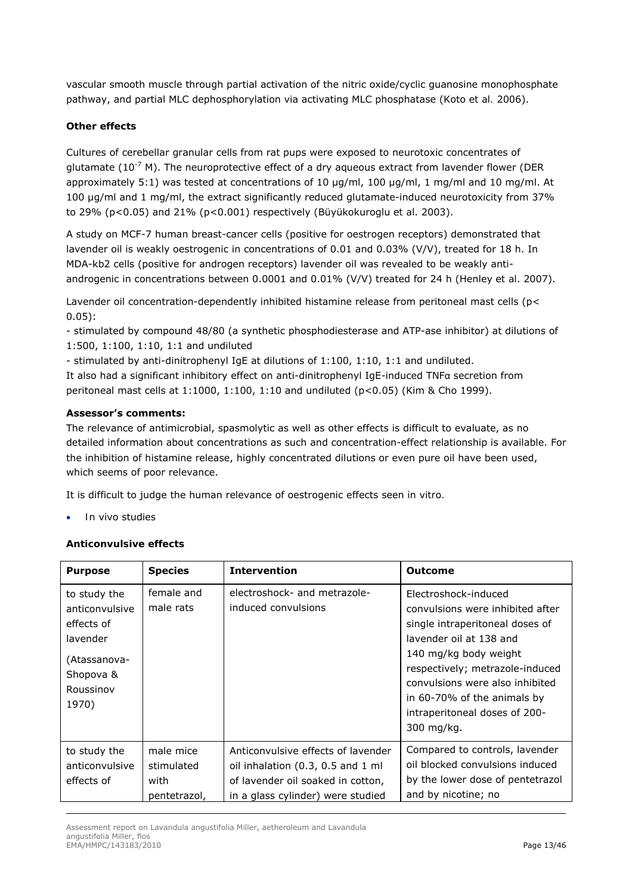vascular smooth muscle through partial activation of the nitric oxide/cyclic guanosine monophosphate pathway, and partial MLC dephosphorylation via activating MLC phosphatase (Koto et al. 2006).

**Other effects**

Cultures of cerebellar granular cells from rat pups were exposed to neurotoxic concentrates of glutamate ($10^{-7}$ M). The neuroprotective effect of a dry aqueous extract from lavender flower (DER approximately 5:1) was tested at concentrations of 10 µg/ml, 100 µg/ml, 1 mg/ml and 10 mg/ml. At 100 µg/ml and 1 mg/ml, the extract significantly reduced glutamate-induced neurotoxicity from 37% to 29% ($p<0.05$) and 21% ($p<0.001$) respectively (Büyükokuroglu et al. 2003).

A study on MCF-7 human breast-cancer cells (positive for oestrogen receptors) demonstrated that lavender oil is weakly oestrogenic in concentrations of 0.01 and 0.03% (V/V), treated for 18 h. In MDA-kb2 cells (positive for androgen receptors) lavender oil was revealed to be weakly anti-androgenic in concentrations between 0.0001 and 0.01% (V/V) treated for 24 h (Henley et al. 2007).

Lavender oil concentration-dependently inhibited histamine release from peritoneal mast cells ($p< 0.05$):

- stimulated by compound 48/80 (a synthetic phosphodiesterase and ATP-ase inhibitor) at dilutions of 1:500, 1:100, 1:10, 1:1 and undiluted
- stimulated by anti-dinitrophenyl IgE at dilutions of 1:100, 1:10, 1:1 and undiluted.

It also had a significant inhibitory effect on anti-dinitrophenyl IgE-induced TNFα secretion from peritoneal mast cells at 1:1000, 1:100, 1:10 and undiluted ($p<0.05$) (Kim & Cho 1999).

**Assessor's comments:**

The relevance of antimicrobial, spasmolytic as well as other effects is difficult to evaluate, as no detailed information about concentrations as such and concentration-effect relationship is available. For the inhibition of histamine release, highly concentrated dilutions or even pure oil have been used, which seems of poor relevance.

It is difficult to judge the human relevance of oestrogenic effects seen in vitro.

- *In vivo studies*

**Anticonvulsive effects**

| **Purpose** | **Species** | **Intervention** | **Outcome** |
|---|---|---|---|
| to study the anticonvulsive effects of lavender (Atassanova-Shopova & Roussinov 1970) | female and male rats | electroshock- and metrazole-induced convulsions | Electroshock-induced convulsions were inhibited after single intraperitoneal doses of lavender oil at 138 and 140 mg/kg body weight respectively; metrazole-induced convulsions were also inhibited in 60-70% of the animals by intraperitoneal doses of 200-300 mg/kg. |
| to study the anticonvulsive effects of | male mice stimulated with pentetrazol, | Anticonvulsive effects of lavender oil inhalation (0.3, 0.5 and 1 ml of lavender oil soaked in cotton, in a glass cylinder) were studied | Compared to controls, lavender oil blocked convulsions induced by the lower dose of pentetrazol and by nicotine; no |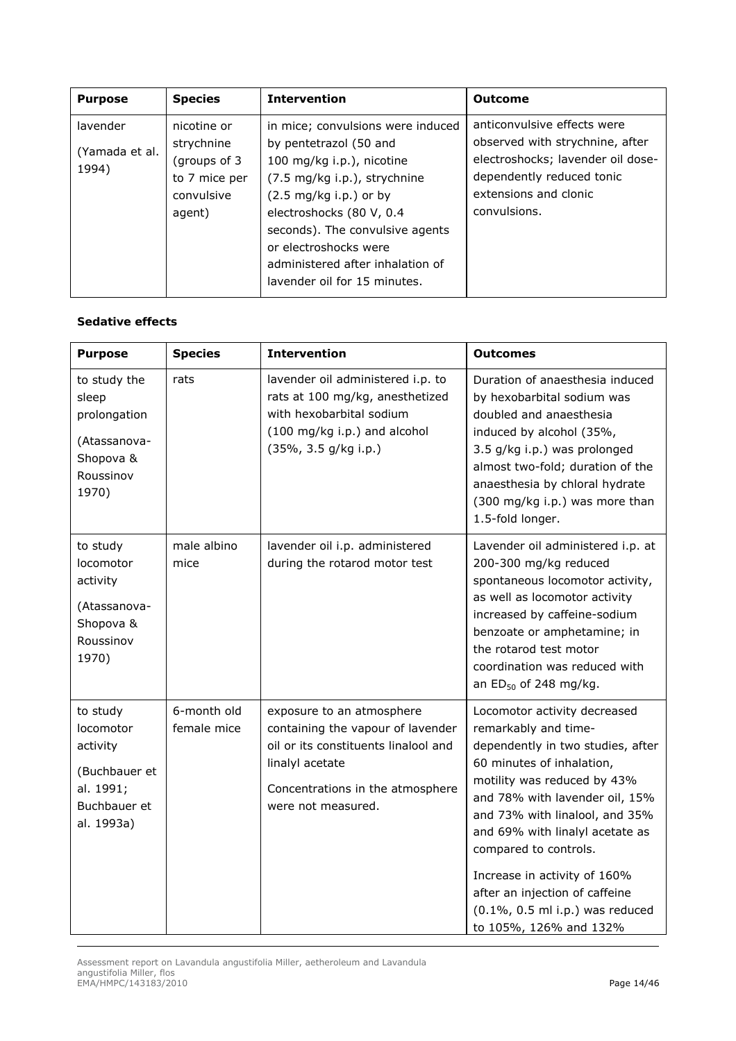| Purpose | Species | Intervention | Outcome |
|---|---|---|---|
| lavender (Yamada et al. 1994) | nicotine or strychnine (groups of 3 to 7 mice per convulsive agent) | in mice; convulsions were induced by pentetrazol (50 and 100 mg/kg i.p.), nicotine (7.5 mg/kg i.p.), strychnine (2.5 mg/kg i.p.) or by electroshocks (80 V, 0.4 seconds). The convulsive agents or electroshocks were administered after inhalation of lavender oil for 15 minutes. | anticonvulsive effects were observed with strychnine, after electroshocks; lavender oil dose-dependently reduced tonic extensions and clonic convulsions. |

**Sedative effects**

| Purpose | Species | Intervention | Outcomes |
|---|---|---|---|
| to study the sleep prolongation (Atassanova-Shopova & Roussinov 1970) | rats | lavender oil administered i.p. to rats at 100 mg/kg, anesthetized with hexobarbital sodium (100 mg/kg i.p.) and alcohol (35%, 3.5 g/kg i.p.) | Duration of anaesthesia induced by hexobarbital sodium was doubled and anaesthesia induced by alcohol (35%, 3.5 g/kg i.p.) was prolonged almost two-fold; duration of the anaesthesia by chloral hydrate (300 mg/kg i.p.) was more than 1.5-fold longer. |
| to study locomotor activity (Atassanova-Shopova & Roussinov 1970) | male albino mice | lavender oil i.p. administered during the rotarod motor test | Lavender oil administered i.p. at 200-300 mg/kg reduced spontaneous locomotor activity, as well as locomotor activity increased by caffeine-sodium benzoate or amphetamine; in the rotarod test motor coordination was reduced with an $ED_{50}$ of 248 mg/kg. |
| to study locomotor activity (Buchbauer et al. 1991; Buchbauer et al. 1993a) | 6-month old female mice | exposure to an atmosphere containing the vapour of lavender oil or its constituents linalool and linalyl acetate<br><br>Concentrations in the atmosphere were not measured. | Locomotor activity decreased remarkably and time-dependently in two studies, after 60 minutes of inhalation, motility was reduced by 43% and 78% with lavender oil, 15% and 73% with linalool, and 35% and 69% with linalyl acetate as compared to controls.<br><br>Increase in activity of 160% after an injection of caffeine (0.1%, 0.5 ml i.p.) was reduced to 105%, 126% and 132% |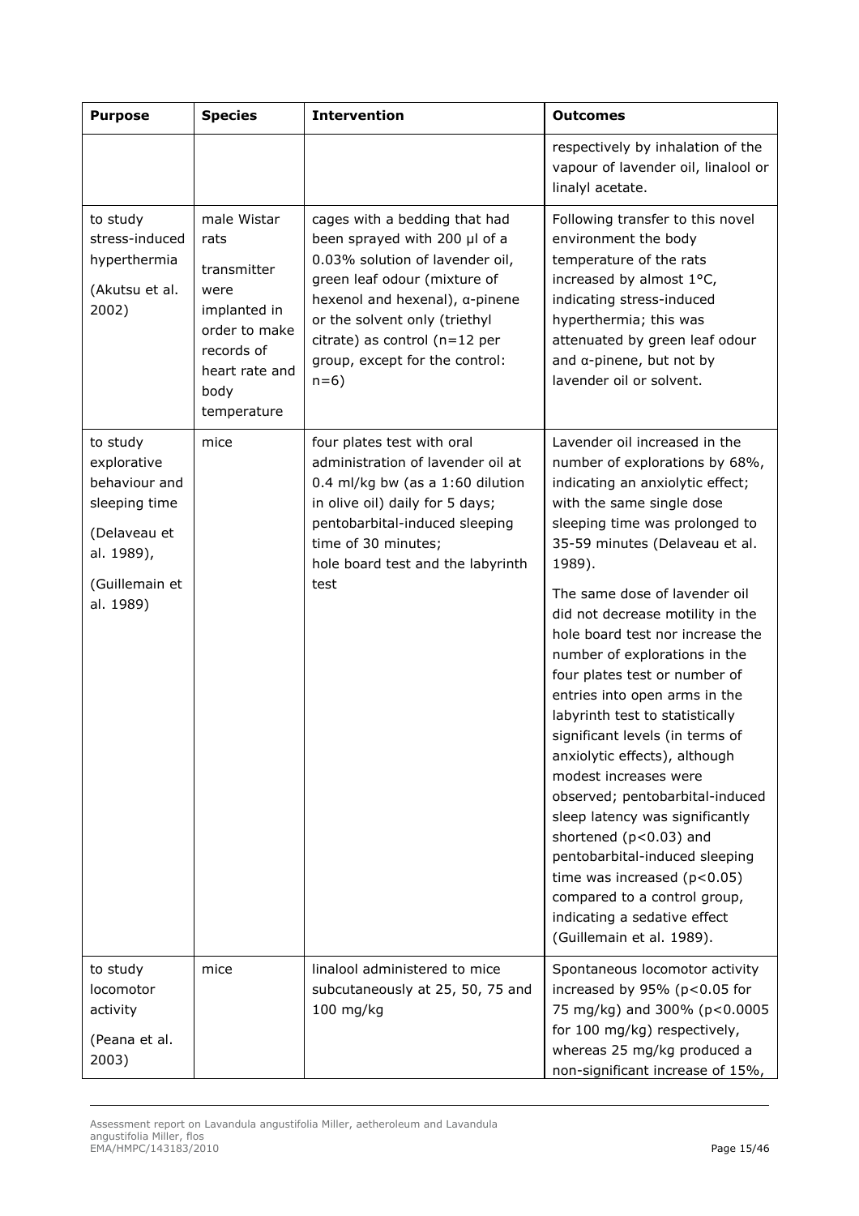| Purpose | Species | Intervention | Outcomes |
|---|---|---|---|
| | | | respectively by inhalation of the vapour of lavender oil, linalool or linalyl acetate. |
| to study stress-induced hyperthermia (Akutsu et al. 2002) | male Wistar rats transmitter were implanted in order to make records of heart rate and body temperature | cages with a bedding that had been sprayed with 200 µl of a 0.03% solution of lavender oil, green leaf odour (mixture of hexenol and hexenal), α-pinene or the solvent only (triethyl citrate) as control (n=12 per group, except for the control: n=6) | Following transfer to this novel environment the body temperature of the rats increased by almost 1°C, indicating stress-induced hyperthermia; this was attenuated by green leaf odour and α-pinene, but not by lavender oil or solvent. |
| to study explorative behaviour and sleeping time (Delaveau et al. 1989), (Guillemain et al. 1989) | mice | four plates test with oral administration of lavender oil at 0.4 ml/kg bw (as a 1:60 dilution in olive oil) daily for 5 days; pentobarbital-induced sleeping time of 30 minutes; hole board test and the labyrinth test | Lavender oil increased in the number of explorations by 68%, indicating an anxiolytic effect; with the same single dose sleeping time was prolonged to 35-59 minutes (Delaveau et al. 1989). The same dose of lavender oil did not decrease motility in the hole board test nor increase the number of explorations in the four plates test or number of entries into open arms in the labyrinth test to statistically significant levels (in terms of anxiolytic effects), although modest increases were observed; pentobarbital-induced sleep latency was significantly shortened ($p<0.03$) and pentobarbital-induced sleeping time was increased ($p<0.05$) compared to a control group, indicating a sedative effect (Guillemain et al. 1989). |
| to study locomotor activity (Peana et al. 2003) | mice | linalool administered to mice subcutaneously at 25, 50, 75 and 100 mg/kg | Spontaneous locomotor activity increased by 95% ($p<0.05$ for 75 mg/kg) and 300% ($p<0.0005$ for 100 mg/kg) respectively, whereas 25 mg/kg produced a non-significant increase of 15%, |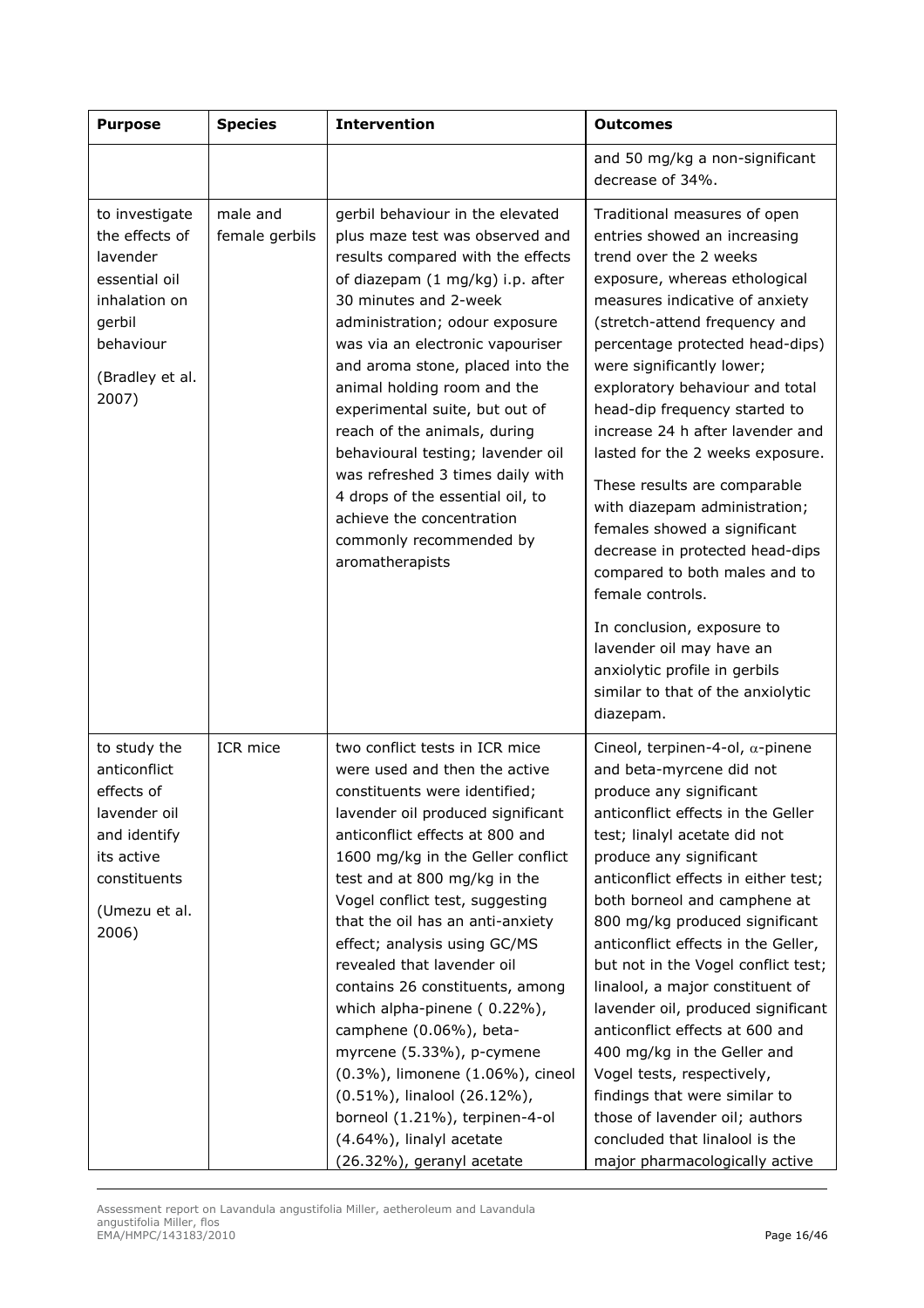| Purpose | Species | Intervention | Outcomes |
|---|---|---|---|
| | | | and 50 mg/kg a non-significant decrease of 34%. |
| to investigate the effects of lavender essential oil inhalation on gerbil behaviour (Bradley et al. 2007) | male and female gerbils | gerbil behaviour in the elevated plus maze test was observed and results compared with the effects of diazepam (1 mg/kg) i.p. after 30 minutes and 2-week administration; odour exposure was via an electronic vapouriser and aroma stone, placed into the animal holding room and the experimental suite, but out of reach of the animals, during behavioural testing; lavender oil was refreshed 3 times daily with 4 drops of the essential oil, to achieve the concentration commonly recommended by aromatherapists | Traditional measures of open entries showed an increasing trend over the 2 weeks exposure, whereas ethological measures indicative of anxiety (stretch-attend frequency and percentage protected head-dips) were significantly lower; exploratory behaviour and total head-dip frequency started to increase 24 h after lavender and lasted for the 2 weeks exposure. These results are comparable with diazepam administration; females showed a significant decrease in protected head-dips compared to both males and to female controls. In conclusion, exposure to lavender oil may have an anxiolytic profile in gerbils similar to that of the anxiolytic diazepam. |
| to study the anticonflict effects of lavender oil and identify its active constituents (Umezu et al. 2006) | ICR mice | two conflict tests in ICR mice were used and then the active constituents were identified; lavender oil produced significant anticonflict effects at 800 and 1600 mg/kg in the Geller conflict test and at 800 mg/kg in the Vogel conflict test, suggesting that the oil has an anti-anxiety effect; analysis using GC/MS revealed that lavender oil contains 26 constituents, among which alpha-pinene ( 0.22%), camphene (0.06%), beta-myrcene (5.33%), p-cymene (0.3%), limonene (1.06%), cineol (0.51%), linalool (26.12%), borneol (1.21%), terpinen-4-ol (4.64%), linalyl acetate (26.32%), geranyl acetate | Cineol, terpinen-4-ol, α-pinene and beta-myrcene did not produce any significant anticonflict effects in the Geller test; linalyl acetate did not produce any significant anticonflict effects in either test; both borneol and camphene at 800 mg/kg produced significant anticonflict effects in the Geller, but not in the Vogel conflict test; linalool, a major constituent of lavender oil, produced significant anticonflict effects at 600 and 400 mg/kg in the Geller and Vogel tests, respectively, findings that were similar to those of lavender oil; authors concluded that linalool is the major pharmacologically active |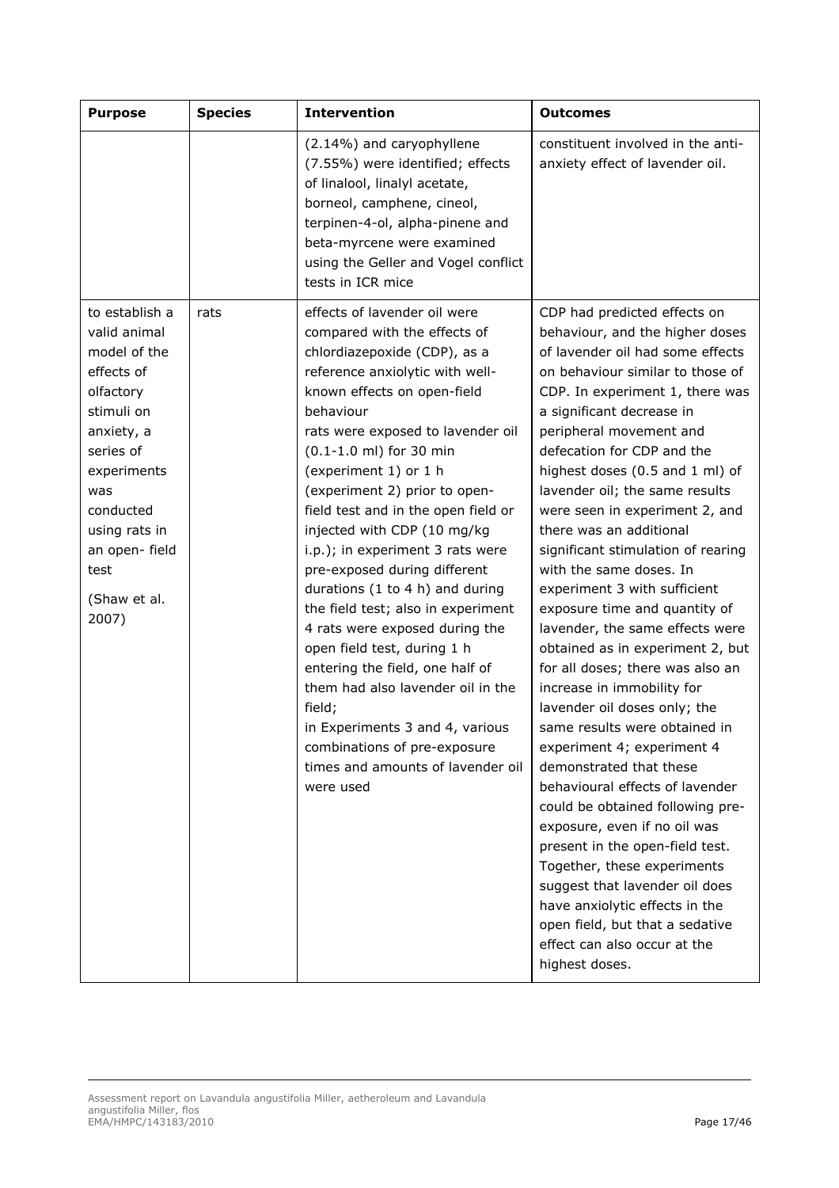| Purpose | Species | Intervention | Outcomes |
|---|---|---|---|
| | | (2.14%) and caryophyllene (7.55%) were identified; effects of linalool, linalyl acetate, borneol, camphene, cineol, terpinen-4-ol, alpha-pinene and beta-myrcene were examined using the Geller and Vogel conflict tests in ICR mice | constituent involved in the anti-anxiety effect of lavender oil. |
| to establish a valid animal model of the effects of olfactory stimuli on anxiety, a series of experiments was conducted using rats in an open- field test (Shaw et al. 2007) | rats | effects of lavender oil were compared with the effects of chlordiazepoxide (CDP), as a reference anxiolytic with well-known effects on open-field behaviour rats were exposed to lavender oil (0.1-1.0 ml) for 30 min (experiment 1) or 1 h (experiment 2) prior to open-field test and in the open field or injected with CDP (10 mg/kg i.p.); in experiment 3 rats were pre-exposed during different durations (1 to 4 h) and during the field test; also in experiment 4 rats were exposed during the open field test, during 1 h entering the field, one half of them had also lavender oil in the field; in Experiments 3 and 4, various combinations of pre-exposure times and amounts of lavender oil were used | CDP had predicted effects on behaviour, and the higher doses of lavender oil had some effects on behaviour similar to those of CDP. In experiment 1, there was a significant decrease in peripheral movement and defecation for CDP and the highest doses (0.5 and 1 ml) of lavender oil; the same results were seen in experiment 2, and there was an additional significant stimulation of rearing with the same doses. In experiment 3 with sufficient exposure time and quantity of lavender, the same effects were obtained as in experiment 2, but for all doses; there was also an increase in immobility for lavender oil doses only; the same results were obtained in experiment 4; experiment 4 demonstrated that these behavioural effects of lavender could be obtained following pre-exposure, even if no oil was present in the open-field test. Together, these experiments suggest that lavender oil does have anxiolytic effects in the open field, but that a sedative effect can also occur at the highest doses. |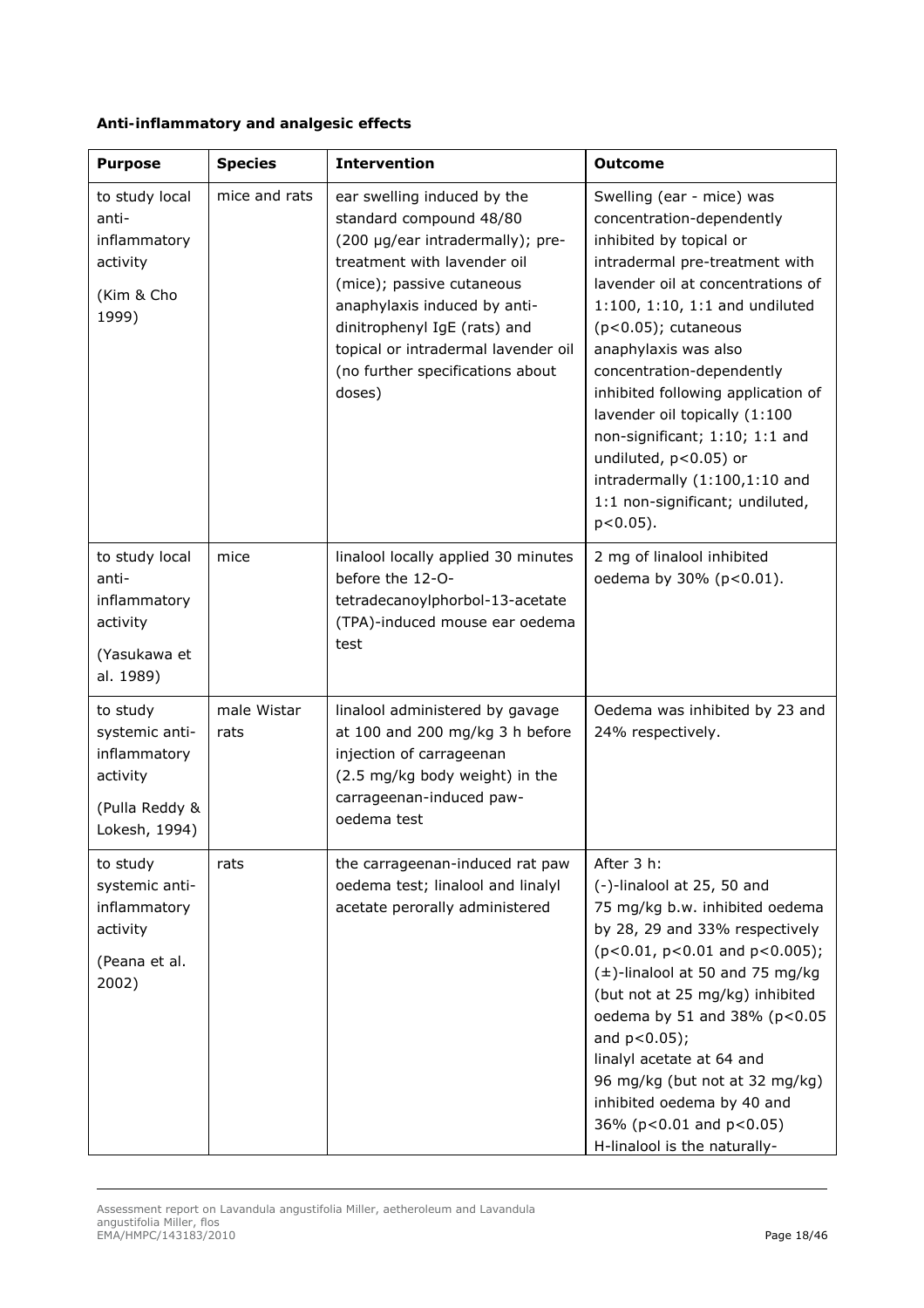**Anti-inflammatory and analgesic effects**

| Purpose | Species | Intervention | Outcome |
|---|---|---|---|
| to study local anti-inflammatory activity<br><br>(Kim & Cho 1999) | mice and rats | ear swelling induced by the standard compound 48/80 (200 µg/ear intradermally); pre-treatment with lavender oil (mice); passive cutaneous anaphylaxis induced by anti-dinitrophenyl IgE (rats) and topical or intradermal lavender oil (no further specifications about doses) | Swelling (ear - mice) was concentration-dependently inhibited by topical or intradermal pre-treatment with lavender oil at concentrations of 1:100, 1:10, 1:1 and undiluted ($p<0.05$); cutaneous anaphylaxis was also concentration-dependently inhibited following application of lavender oil topically (1:100 non-significant; 1:10; 1:1 and undiluted, $p<0.05$) or intradermally (1:100,1:10 and 1:1 non-significant; undiluted, $p<0.05$). |
| to study local anti-inflammatory activity<br><br>(Yasukawa et al. 1989) | mice | linalool locally applied 30 minutes before the 12-O-tetradecanoylphorbol-13-acetate (TPA)-induced mouse ear oedema test | 2 mg of linalool inhibited oedema by 30% ($p<0.01$). |
| to study systemic anti-inflammatory activity<br><br>(Pulla Reddy & Lokesh, 1994) | male Wistar rats | linalool administered by gavage at 100 and 200 mg/kg 3 h before injection of carrageenan (2.5 mg/kg body weight) in the carrageenan-induced paw-oedema test | Oedema was inhibited by 23 and 24% respectively. |
| to study systemic anti-inflammatory activity<br><br>(Peana et al. 2002) | rats | the carrageenan-induced rat paw oedema test; linalool and linalyl acetate perorally administered | After 3 h:<br>(-)-linalool at 25, 50 and 75 mg/kg b.w. inhibited oedema by 28, 29 and 33% respectively ($p<0.01$, $p<0.01$ and $p<0.005$);<br>(±)-linalool at 50 and 75 mg/kg (but not at 25 mg/kg) inhibited oedema by 51 and 38% ($p<0.05$ and $p<0.05$);<br>linalyl acetate at 64 and 96 mg/kg (but not at 32 mg/kg) inhibited oedema by 40 and 36% ($p<0.01$ and $p<0.05$)<br>H-linalool is the naturally- |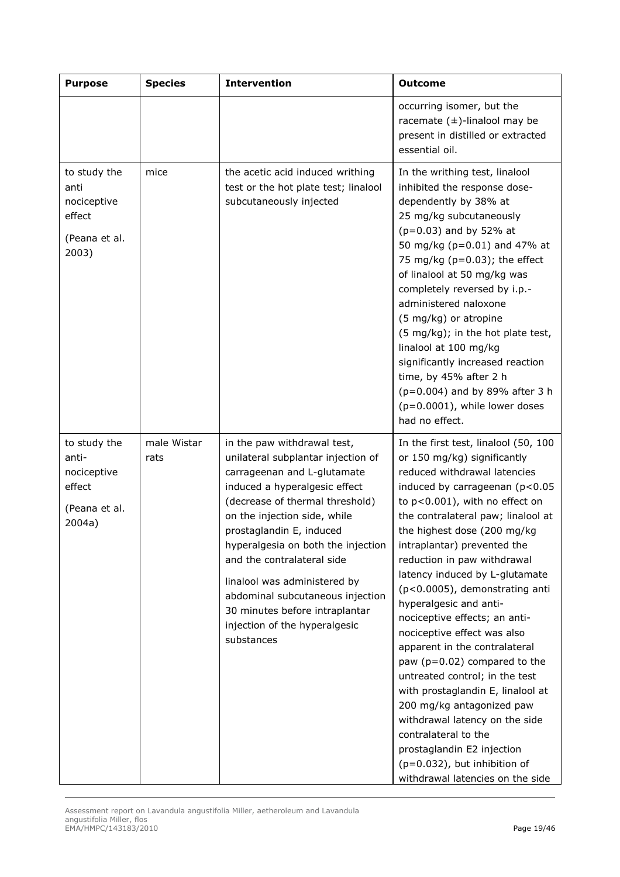| Purpose | Species | Intervention | Outcome |
|---|---|---|---|
| | | | occurring isomer, but the racemate (±)-linalool may be present in distilled or extracted essential oil. |
| to study the anti nociceptive effect (Peana et al. 2003) | mice | the acetic acid induced writhing test or the hot plate test; linalool subcutaneously injected | In the writhing test, linalool inhibited the response dose-dependently by 38% at 25 mg/kg subcutaneously ($p=0.03$) and by 52% at 50 mg/kg ($p=0.01$) and 47% at 75 mg/kg ($p=0.03$); the effect of linalool at 50 mg/kg was completely reversed by i.p.-administered naloxone (5 mg/kg) or atropine (5 mg/kg); in the hot plate test, linalool at 100 mg/kg significantly increased reaction time, by 45% after 2 h ($p=0.004$) and by 89% after 3 h ($p=0.0001$), while lower doses had no effect. |
| to study the anti-nociceptive effect (Peana et al. 2004a) | male Wistar rats | in the paw withdrawal test, unilateral subplantar injection of carrageenan and L-glutamate induced a hyperalgesic effect (decrease of thermal threshold) on the injection side, while prostaglandin E, induced hyperalgesia on both the injection and the contralateral side<br><br>linalool was administered by abdominal subcutaneous injection 30 minutes before intraplantar injection of the hyperalgesic substances | In the first test, linalool (50, 100 or 150 mg/kg) significantly reduced withdrawal latencies induced by carrageenan ($p<0.05$ to $p<0.001$), with no effect on the contralateral paw; linalool at the highest dose (200 mg/kg intraplantar) prevented the reduction in paw withdrawal latency induced by L-glutamate ($p<0.0005$), demonstrating anti hyperalgesic and anti-nociceptive effects; an anti-nociceptive effect was also apparent in the contralateral paw ($p=0.02$) compared to the untreated control; in the test with prostaglandin E, linalool at 200 mg/kg antagonized paw withdrawal latency on the side contralateral to the prostaglandin E2 injection ($p=0.032$), but inhibition of withdrawal latencies on the side |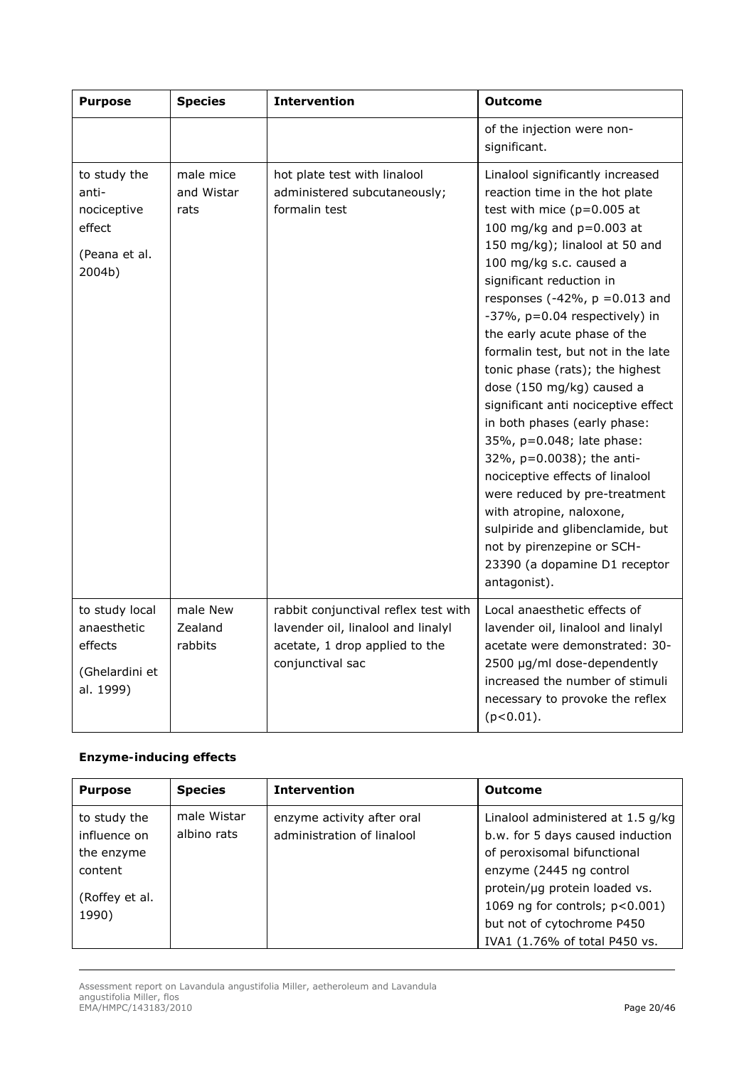| Purpose | Species | Intervention | Outcome |
|---|---|---|---|
| | | | of the injection were non-significant. |
| to study the anti-nociceptive effect (Peana et al. 2004b) | male mice and Wistar rats | hot plate test with linalool administered subcutaneously; formalin test | Linalool significantly increased reaction time in the hot plate test with mice (p=0.005 at 100 mg/kg and p=0.003 at 150 mg/kg); linalool at 50 and 100 mg/kg s.c. caused a significant reduction in responses (-42%, p =0.013 and -37%, p=0.04 respectively) in the early acute phase of the formalin test, but not in the late tonic phase (rats); the highest dose (150 mg/kg) caused a significant anti nociceptive effect in both phases (early phase: 35%, p=0.048; late phase: 32%, p=0.0038); the anti-nociceptive effects of linalool were reduced by pre-treatment with atropine, naloxone, sulpiride and glibenclamide, but not by pirenzepine or SCH-23390 (a dopamine D1 receptor antagonist). |
| to study local anaesthetic effects (Ghelardini et al. 1999) | male New Zealand rabbits | rabbit conjunctival reflex test with lavender oil, linalool and linalyl acetate, 1 drop applied to the conjunctival sac | Local anaesthetic effects of lavender oil, linalool and linalyl acetate were demonstrated: 30-2500 µg/ml dose-dependently increased the number of stimuli necessary to provoke the reflex (p<0.01). |

**Enzyme-inducing effects**

| Purpose | Species | Intervention | Outcome |
|---|---|---|---|
| to study the influence on the enzyme content (Roffey et al. 1990) | male Wistar albino rats | enzyme activity after oral administration of linalool | Linalool administered at 1.5 g/kg b.w. for 5 days caused induction of peroxisomal bifunctional enzyme (2445 ng control protein/µg protein loaded vs. 1069 ng for controls; p<0.001) but not of cytochrome P450 IVA1 (1.76% of total P450 vs. |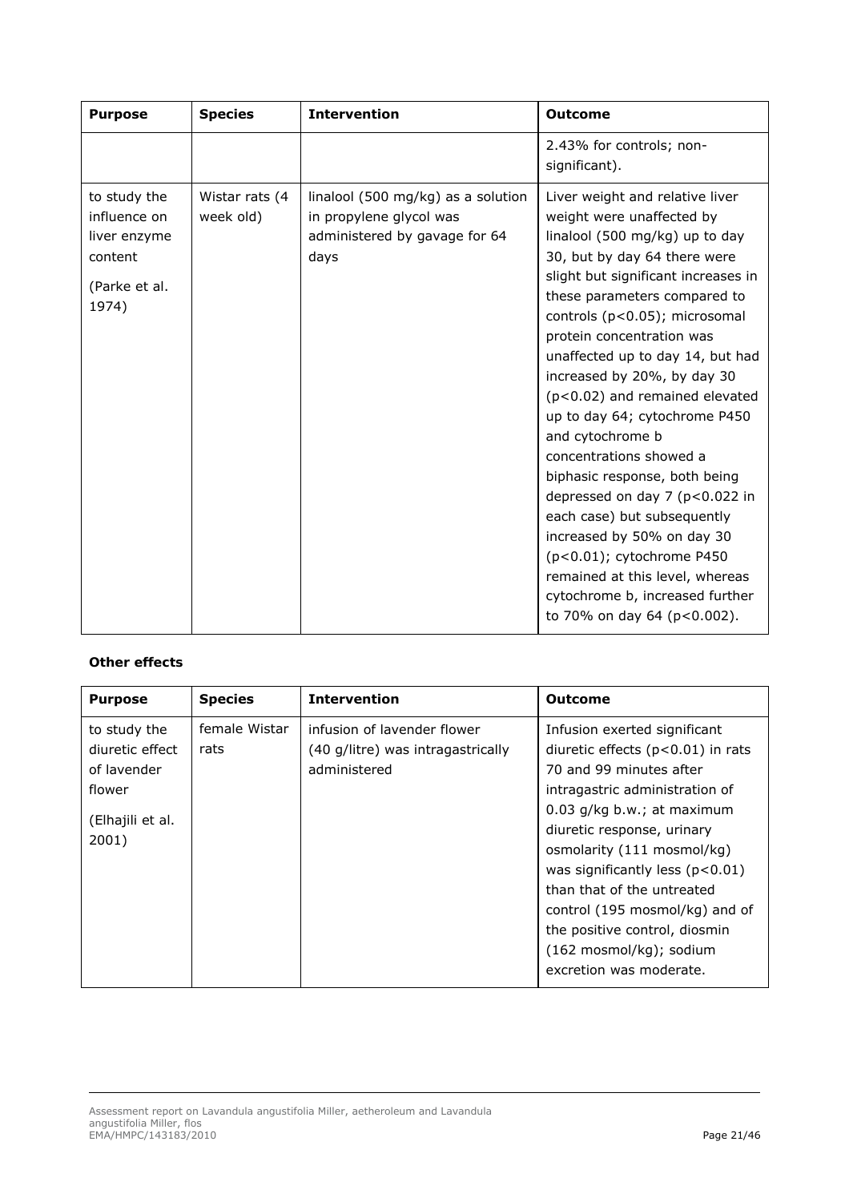| Purpose | Species | Intervention | Outcome |
|---|---|---|---|
| | | | 2.43% for controls; non-significant). |
| to study the influence on liver enzyme content (Parke et al. 1974) | Wistar rats (4 week old) | linalool (500 mg/kg) as a solution in propylene glycol was administered by gavage for 64 days | Liver weight and relative liver weight were unaffected by linalool (500 mg/kg) up to day 30, but by day 64 there were slight but significant increases in these parameters compared to controls ($p<0.05$); microsomal protein concentration was unaffected up to day 14, but had increased by 20%, by day 30 ($p<0.02$) and remained elevated up to day 64; cytochrome P450 and cytochrome b concentrations showed a biphasic response, both being depressed on day 7 ($p<0.022$ in each case) but subsequently increased by 50% on day 30 ($p<0.01$); cytochrome P450 remained at this level, whereas cytochrome b, increased further to 70% on day 64 ($p<0.002$). |

**Other effects**

| Purpose | Species | Intervention | Outcome |
|---|---|---|---|
| to study the diuretic effect of lavender flower (Elhajili et al. 2001) | female Wistar rats | infusion of lavender flower (40 g/litre) was intragastrically administered | Infusion exerted significant diuretic effects ($p<0.01$) in rats 70 and 99 minutes after intragastric administration of 0.03 g/kg b.w.; at maximum diuretic response, urinary osmolarity (111 mosmol/kg) was significantly less ($p<0.01$) than that of the untreated control (195 mosmol/kg) and of the positive control, diosmin (162 mosmol/kg); sodium excretion was moderate. |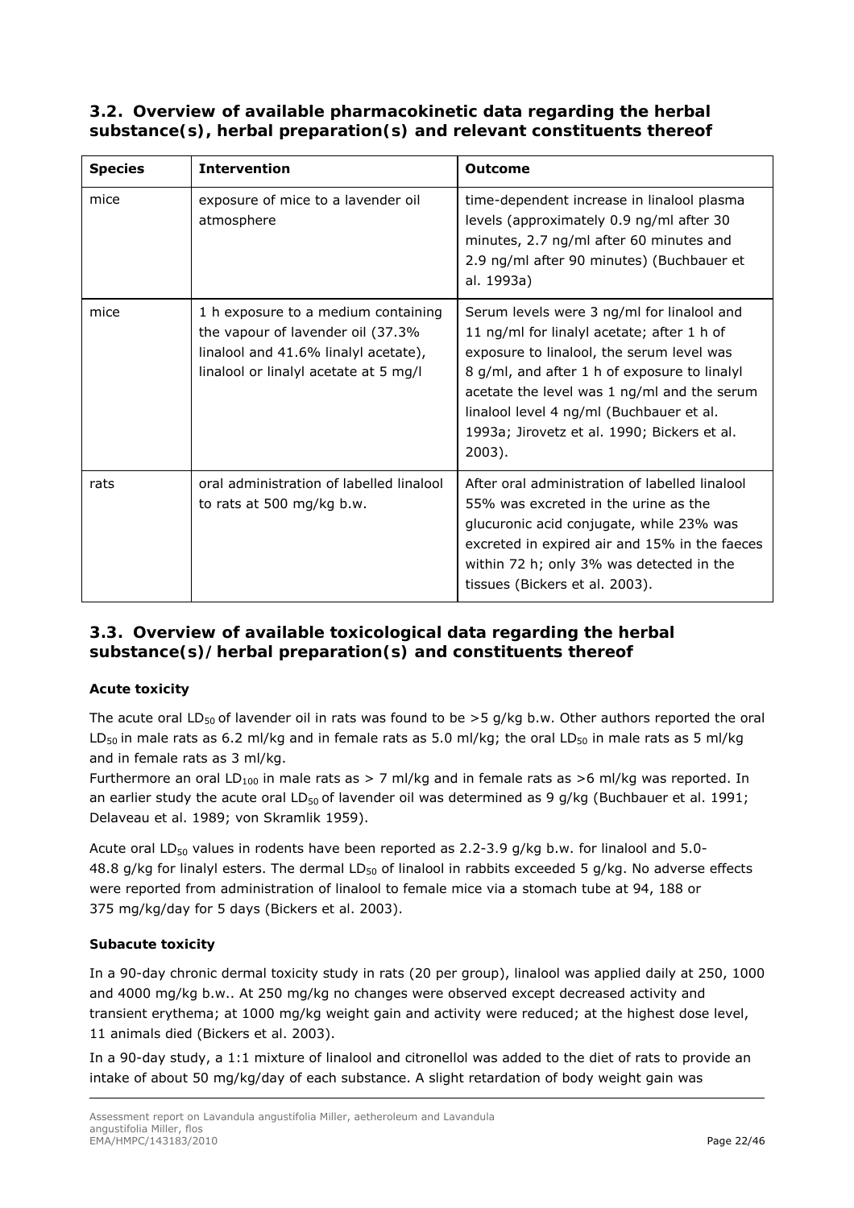## 3.2. Overview of available pharmacokinetic data regarding the herbal substance(s), herbal preparation(s) and relevant constituents thereof

| Species | Intervention | Outcome |
|---|---|---|
| mice | exposure of mice to a lavender oil atmosphere | time-dependent increase in linalool plasma levels (approximately 0.9 ng/ml after 30 minutes, 2.7 ng/ml after 60 minutes and 2.9 ng/ml after 90 minutes) (Buchbauer et al. 1993a) |
| mice | 1 h exposure to a medium containing the vapour of lavender oil (37.3% linalool and 41.6% linalyl acetate), linalool or linalyl acetate at 5 mg/l | Serum levels were 3 ng/ml for linalool and 11 ng/ml for linalyl acetate; after 1 h of exposure to linalool, the serum level was 8 g/ml, and after 1 h of exposure to linalyl acetate the level was 1 ng/ml and the serum linalool level 4 ng/ml (Buchbauer et al. 1993a; Jirovetz et al. 1990; Bickers et al. 2003). |
| rats | oral administration of labelled linalool to rats at 500 mg/kg b.w. | After oral administration of labelled linalool 55% was excreted in the urine as the glucuronic acid conjugate, while 23% was excreted in expired air and 15% in the faeces within 72 h; only 3% was detected in the tissues (Bickers et al. 2003). |

## 3.3. Overview of available toxicological data regarding the herbal substance(s)/herbal preparation(s) and constituents thereof

**Acute toxicity**

The acute oral $LD_{50}$ of lavender oil in rats was found to be >5 g/kg b.w. Other authors reported the oral $LD_{50}$ in male rats as 6.2 ml/kg and in female rats as 5.0 ml/kg; the oral $LD_{50}$ in male rats as 5 ml/kg and in female rats as 3 ml/kg.

Furthermore an oral $LD_{100}$ in male rats as > 7 ml/kg and in female rats as >6 ml/kg was reported. In an earlier study the acute oral $LD_{50}$ of lavender oil was determined as 9 g/kg (Buchbauer et al. 1991; Delaveau et al. 1989; von Skramlik 1959).

Acute oral $LD_{50}$ values in rodents have been reported as 2.2-3.9 g/kg b.w. for linalool and 5.0-48.8 g/kg for linalyl esters. The dermal $LD_{50}$ of linalool in rabbits exceeded 5 g/kg. No adverse effects were reported from administration of linalool to female mice via a stomach tube at 94, 188 or 375 mg/kg/day for 5 days (Bickers et al. 2003).

**Subacute toxicity**

In a 90-day chronic dermal toxicity study in rats (20 per group), linalool was applied daily at 250, 1000 and 4000 mg/kg b.w.. At 250 mg/kg no changes were observed except decreased activity and transient erythema; at 1000 mg/kg weight gain and activity were reduced; at the highest dose level, 11 animals died (Bickers et al. 2003).

In a 90-day study, a 1:1 mixture of linalool and citronellol was added to the diet of rats to provide an intake of about 50 mg/kg/day of each substance. A slight retardation of body weight gain was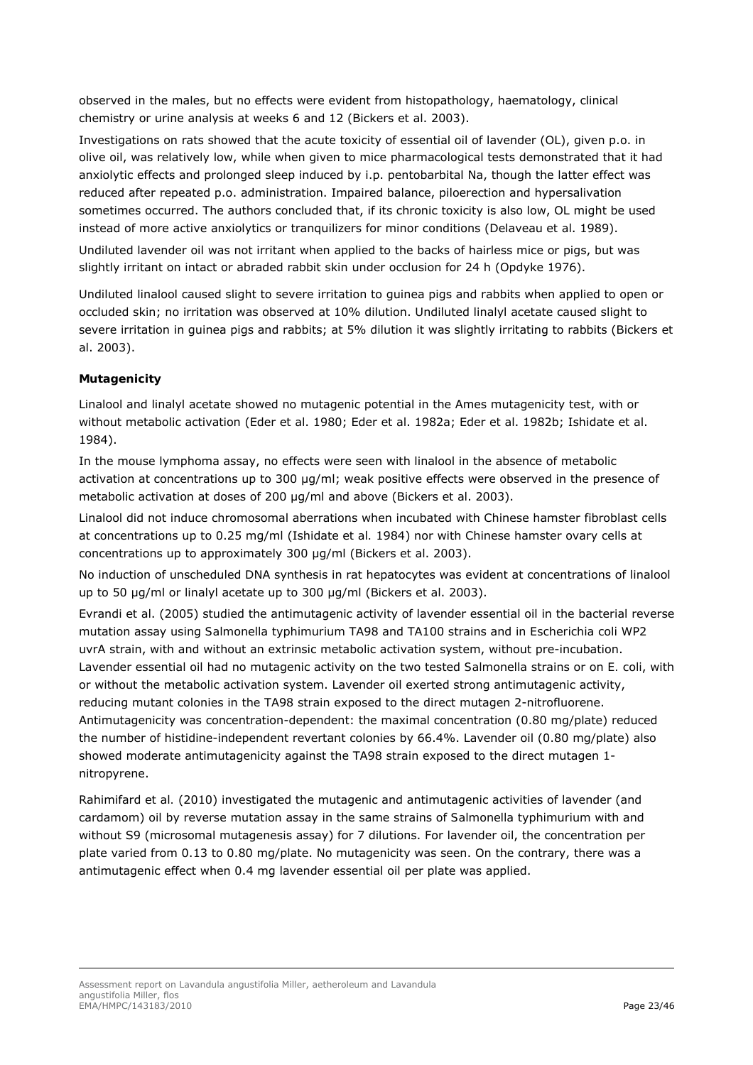observed in the males, but no effects were evident from histopathology, haematology, clinical chemistry or urine analysis at weeks 6 and 12 (Bickers et al. 2003).

Investigations on rats showed that the acute toxicity of essential oil of lavender (OL), given p.o. in olive oil, was relatively low, while when given to mice pharmacological tests demonstrated that it had anxiolytic effects and prolonged sleep induced by i.p. pentobarbital Na, though the latter effect was reduced after repeated p.o. administration. Impaired balance, piloerection and hypersalivation sometimes occurred. The authors concluded that, if its chronic toxicity is also low, OL might be used instead of more active anxiolytics or tranquilizers for minor conditions (Delaveau et al. 1989).

Undiluted lavender oil was not irritant when applied to the backs of hairless mice or pigs, but was slightly irritant on intact or abraded rabbit skin under occlusion for 24 h (Opdyke 1976).

Undiluted linalool caused slight to severe irritation to guinea pigs and rabbits when applied to open or occluded skin; no irritation was observed at 10% dilution. Undiluted linalyl acetate caused slight to severe irritation in guinea pigs and rabbits; at 5% dilution it was slightly irritating to rabbits (Bickers et al. 2003).

**Mutagenicity**

Linalool and linalyl acetate showed no mutagenic potential in the Ames mutagenicity test, with or without metabolic activation (Eder et al. 1980; Eder et al. 1982a; Eder et al. 1982b; Ishidate et al. 1984).

In the mouse lymphoma assay, no effects were seen with linalool in the absence of metabolic activation at concentrations up to 300 µg/ml; weak positive effects were observed in the presence of metabolic activation at doses of 200 µg/ml and above (Bickers et al. 2003).

Linalool did not induce chromosomal aberrations when incubated with Chinese hamster fibroblast cells at concentrations up to 0.25 mg/ml (Ishidate et al. 1984) nor with Chinese hamster ovary cells at concentrations up to approximately 300 µg/ml (Bickers et al. 2003).

No induction of unscheduled DNA synthesis in rat hepatocytes was evident at concentrations of linalool up to 50 µg/ml or linalyl acetate up to 300 µg/ml (Bickers et al. 2003).

Evrandi et al. (2005) studied the antimutagenic activity of lavender essential oil in the bacterial reverse mutation assay using *Salmonella typhimurium* TA98 and TA100 strains and in *Escherichia coli* WP2 uvrA strain, with and without an extrinsic metabolic activation system, without pre-incubation. Lavender essential oil had no mutagenic activity on the two tested *Salmonella* strains or on *E. coli*, with or without the metabolic activation system. Lavender oil exerted strong antimutagenic activity, reducing mutant colonies in the TA98 strain exposed to the direct mutagen 2-nitrofluorene. Antimutagenicity was concentration-dependent: the maximal concentration (0.80 mg/plate) reduced the number of histidine-independent revertant colonies by 66.4%. Lavender oil (0.80 mg/plate) also showed moderate antimutagenicity against the TA98 strain exposed to the direct mutagen 1-nitropyrene.

Rahimifard et al. (2010) investigated the mutagenic and antimutagenic activities of lavender (and cardamom) oil by reverse mutation assay in the same strains of *Salmonella typhimurium* with and without S9 (microsomal mutagenesis assay) for 7 dilutions. For lavender oil, the concentration per plate varied from 0.13 to 0.80 mg/plate. No mutagenicity was seen. On the contrary, there was a antimutagenic effect when 0.4 mg lavender essential oil per plate was applied.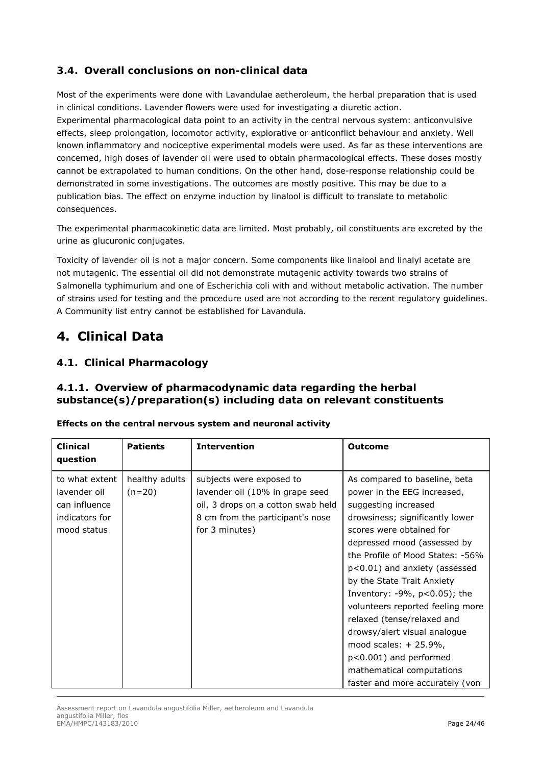### 3.4. Overall conclusions on non-clinical data

Most of the experiments were done with Lavandulae aetheroleum, the herbal preparation that is used in clinical conditions. Lavender flowers were used for investigating a diuretic action.
Experimental pharmacological data point to an activity in the central nervous system: anticonvulsive effects, sleep prolongation, locomotor activity, explorative or anticonflict behaviour and anxiety. Well known inflammatory and nociceptive experimental models were used. As far as these interventions are concerned, high doses of lavender oil were used to obtain pharmacological effects. These doses mostly cannot be extrapolated to human conditions. On the other hand, dose-response relationship could be demonstrated in some investigations. The outcomes are mostly positive. This may be due to a publication bias. The effect on enzyme induction by linalool is difficult to translate to metabolic consequences.

The experimental pharmacokinetic data are limited. Most probably, oil constituents are excreted by the urine as glucuronic conjugates.

Toxicity of lavender oil is not a major concern. Some components like linalool and linalyl acetate are not mutagenic. The essential oil did not demonstrate mutagenic activity towards two strains of Salmonella typhimurium and one of Escherichia coli with and without metabolic activation. The number of strains used for testing and the procedure used are not according to the recent regulatory guidelines. A Community list entry cannot be established for Lavandula.

# 4. Clinical Data

## 4.1. Clinical Pharmacology

### 4.1.1. Overview of pharmacodynamic data regarding the herbal substance(s)/preparation(s) including data on relevant constituents

**Effects on the central nervous system and neuronal activity**

| Clinical question | Patients | Intervention | Outcome |
|---|---|---|---|
| to what extent lavender oil can influence indicators for mood status | healthy adults (n=20) | subjects were exposed to lavender oil (10% in grape seed oil, 3 drops on a cotton swab held 8 cm from the participant's nose for 3 minutes) | As compared to baseline, beta power in the EEG increased, suggesting increased drowsiness; significantly lower scores were obtained for depressed mood (assessed by the Profile of Mood States: -56% $p<0.01$) and anxiety (assessed by the State Trait Anxiety Inventory: -9%, $p<0.05$); the volunteers reported feeling more relaxed (tense/relaxed and drowsy/alert visual analogue mood scales: + 25.9%, $p<0.001$) and performed mathematical computations faster and more accurately (von |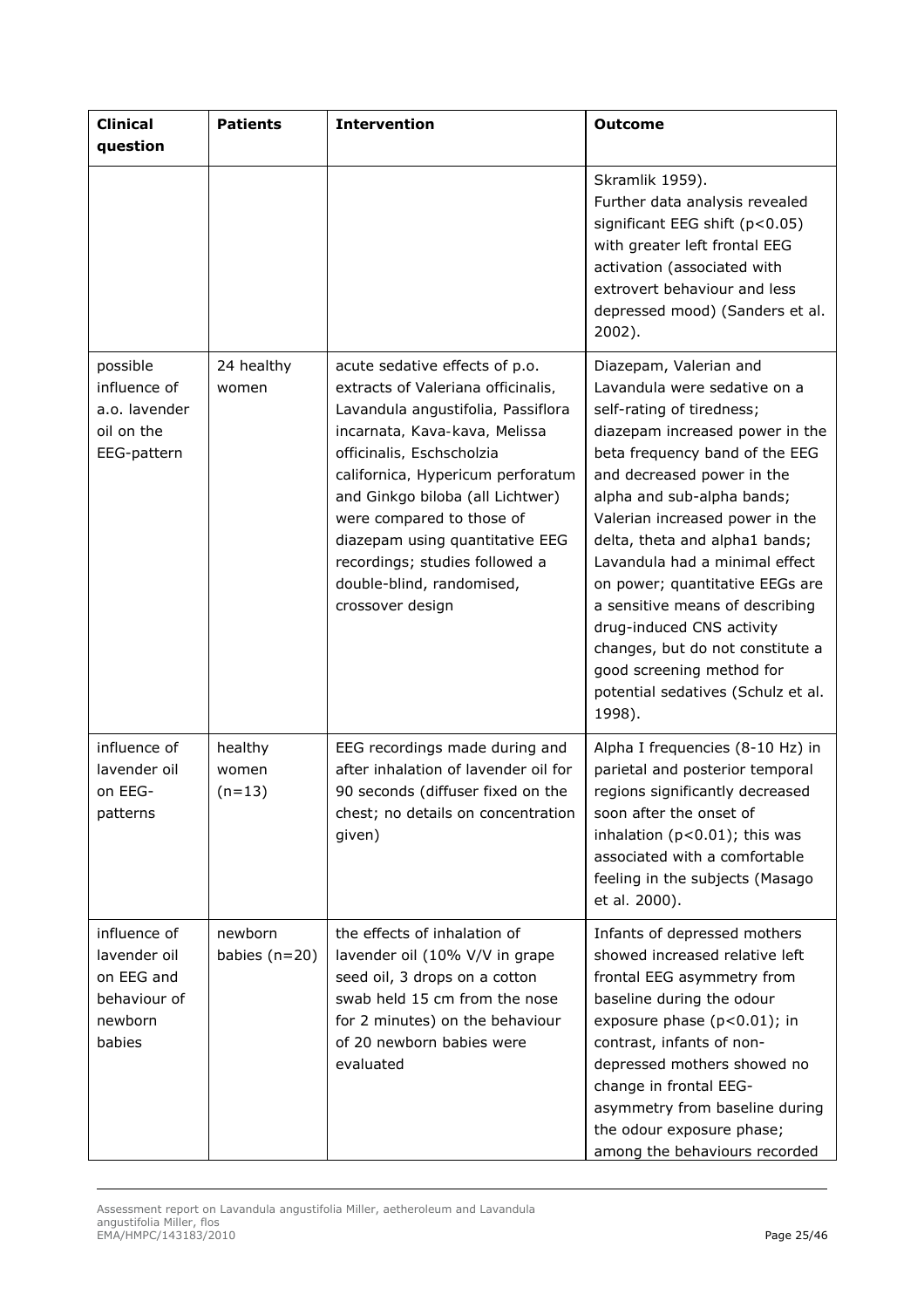| Clinical question | Patients | Intervention | Outcome |
|---|---|---|---|
| | | | Skramlik 1959). Further data analysis revealed significant EEG shift ($p<0.05$) with greater left frontal EEG activation (associated with extrovert behaviour and less depressed mood) (Sanders et al. 2002). |
| possible influence of a.o. lavender oil on the EEG-pattern | 24 healthy women | acute sedative effects of p.o. extracts of Valeriana officinalis, Lavandula angustifolia, Passiflora incarnata, Kava-kava, Melissa officinalis, Eschscholzia californica, Hypericum perforatum and Ginkgo biloba (all Lichtwer) were compared to those of diazepam using quantitative EEG recordings; studies followed a double-blind, randomised, crossover design | Diazepam, Valerian and Lavandula were sedative on a self-rating of tiredness; diazepam increased power in the beta frequency band of the EEG and decreased power in the alpha and sub-alpha bands; Valerian increased power in the delta, theta and alpha1 bands; Lavandula had a minimal effect on power; quantitative EEGs are a sensitive means of describing drug-induced CNS activity changes, but do not constitute a good screening method for potential sedatives (Schulz et al. 1998). |
| influence of lavender oil on EEG-patterns | healthy women (n=13) | EEG recordings made during and after inhalation of lavender oil for 90 seconds (diffuser fixed on the chest; no details on concentration given) | Alpha I frequencies (8-10 Hz) in parietal and posterior temporal regions significantly decreased soon after the onset of inhalation ($p<0.01$); this was associated with a comfortable feeling in the subjects (Masago et al. 2000). |
| influence of lavender oil on EEG and behaviour of newborn babies | newborn babies (n=20) | the effects of inhalation of lavender oil (10% V/V in grape seed oil, 3 drops on a cotton swab held 15 cm from the nose for 2 minutes) on the behaviour of 20 newborn babies were evaluated | Infants of depressed mothers showed increased relative left frontal EEG asymmetry from baseline during the odour exposure phase ($p<0.01$); in contrast, infants of non-depressed mothers showed no change in frontal EEG-asymmetry from baseline during the odour exposure phase; among the behaviours recorded |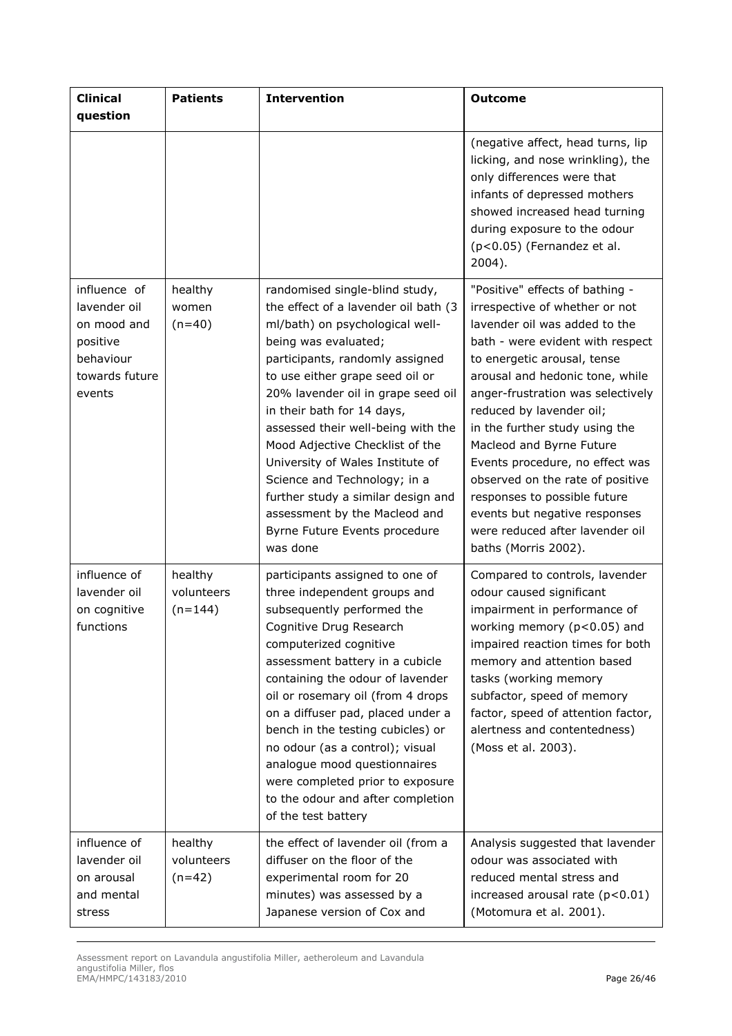| Clinical question | Patients | Intervention | Outcome |
|---|---|---|---|
| | | | (negative affect, head turns, lip licking, and nose wrinkling), the only differences were that infants of depressed mothers showed increased head turning during exposure to the odour ($p<0.05$) (Fernandez et al. 2004). |
| influence of lavender oil on mood and positive behaviour towards future events | healthy women (n=40) | randomised single-blind study, the effect of a lavender oil bath (3 ml/bath) on psychological well-being was evaluated; participants, randomly assigned to use either grape seed oil or 20% lavender oil in grape seed oil in their bath for 14 days, assessed their well-being with the Mood Adjective Checklist of the University of Wales Institute of Science and Technology; in a further study a similar design and assessment by the Macleod and Byrne Future Events procedure was done | "Positive" effects of bathing - irrespective of whether or not lavender oil was added to the bath - were evident with respect to energetic arousal, tense arousal and hedonic tone, while anger-frustration was selectively reduced by lavender oil; in the further study using the Macleod and Byrne Future Events procedure, no effect was observed on the rate of positive responses to possible future events but negative responses were reduced after lavender oil baths (Morris 2002). |
| influence of lavender oil on cognitive functions | healthy volunteers (n=144) | participants assigned to one of three independent groups and subsequently performed the Cognitive Drug Research computerized cognitive assessment battery in a cubicle containing the odour of lavender oil or rosemary oil (from 4 drops on a diffuser pad, placed under a bench in the testing cubicles) or no odour (as a control); visual analogue mood questionnaires were completed prior to exposure to the odour and after completion of the test battery | Compared to controls, lavender odour caused significant impairment in performance of working memory ($p<0.05$) and impaired reaction times for both memory and attention based tasks (working memory subfactor, speed of memory factor, speed of attention factor, alertness and contentedness) (Moss et al. 2003). |
| influence of lavender oil on arousal and mental stress | healthy volunteers (n=42) | the effect of lavender oil (from a diffuser on the floor of the experimental room for 20 minutes) was assessed by a Japanese version of Cox and | Analysis suggested that lavender odour was associated with reduced mental stress and increased arousal rate ($p<0.01$) (Motomura et al. 2001). |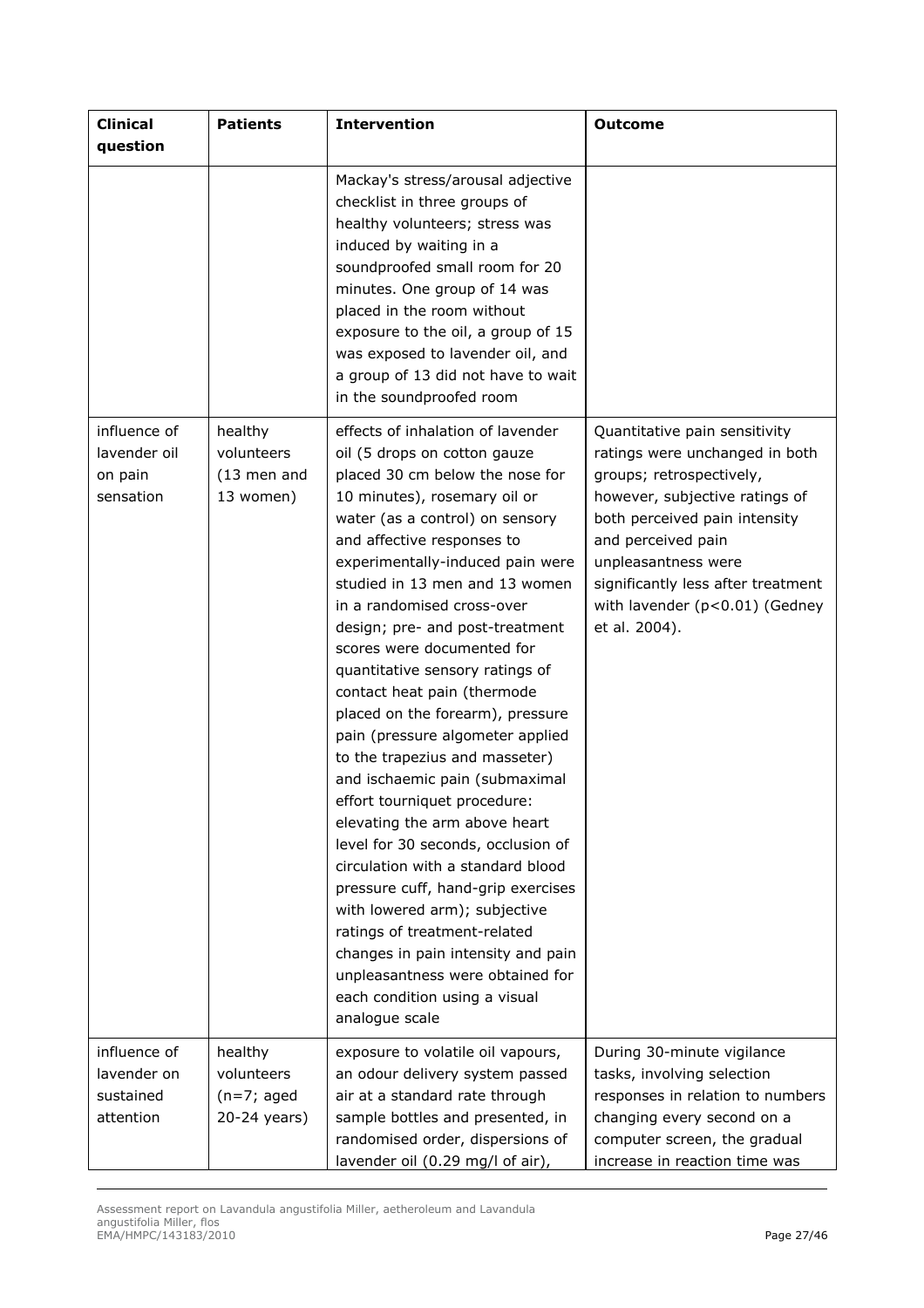| Clinical question | Patients | Intervention | Outcome |
|---|---|---|---|
| | | Mackay's stress/arousal adjective checklist in three groups of healthy volunteers; stress was induced by waiting in a soundproofed small room for 20 minutes. One group of 14 was placed in the room without exposure to the oil, a group of 15 was exposed to lavender oil, and a group of 13 did not have to wait in the soundproofed room | |
| influence of lavender oil on pain sensation | healthy volunteers (13 men and 13 women) | effects of inhalation of lavender oil (5 drops on cotton gauze placed 30 cm below the nose for 10 minutes), rosemary oil or water (as a control) on sensory and affective responses to experimentally-induced pain were studied in 13 men and 13 women in a randomised cross-over design; pre- and post-treatment scores were documented for quantitative sensory ratings of contact heat pain (thermode placed on the forearm), pressure pain (pressure algometer applied to the trapezius and masseter) and ischaemic pain (submaximal effort tourniquet procedure: elevating the arm above heart level for 30 seconds, occlusion of circulation with a standard blood pressure cuff, hand-grip exercises with lowered arm); subjective ratings of treatment-related changes in pain intensity and pain unpleasantness were obtained for each condition using a visual analogue scale | Quantitative pain sensitivity ratings were unchanged in both groups; retrospectively, however, subjective ratings of both perceived pain intensity and perceived pain unpleasantness were significantly less after treatment with lavender ($p<0.01$) (Gedney et al. 2004). |
| influence of lavender on sustained attention | healthy volunteers (n=7; aged 20-24 years) | exposure to volatile oil vapours, an odour delivery system passed air at a standard rate through sample bottles and presented, in randomised order, dispersions of lavender oil (0.29 mg/l of air), | During 30-minute vigilance tasks, involving selection responses in relation to numbers changing every second on a computer screen, the gradual increase in reaction time was |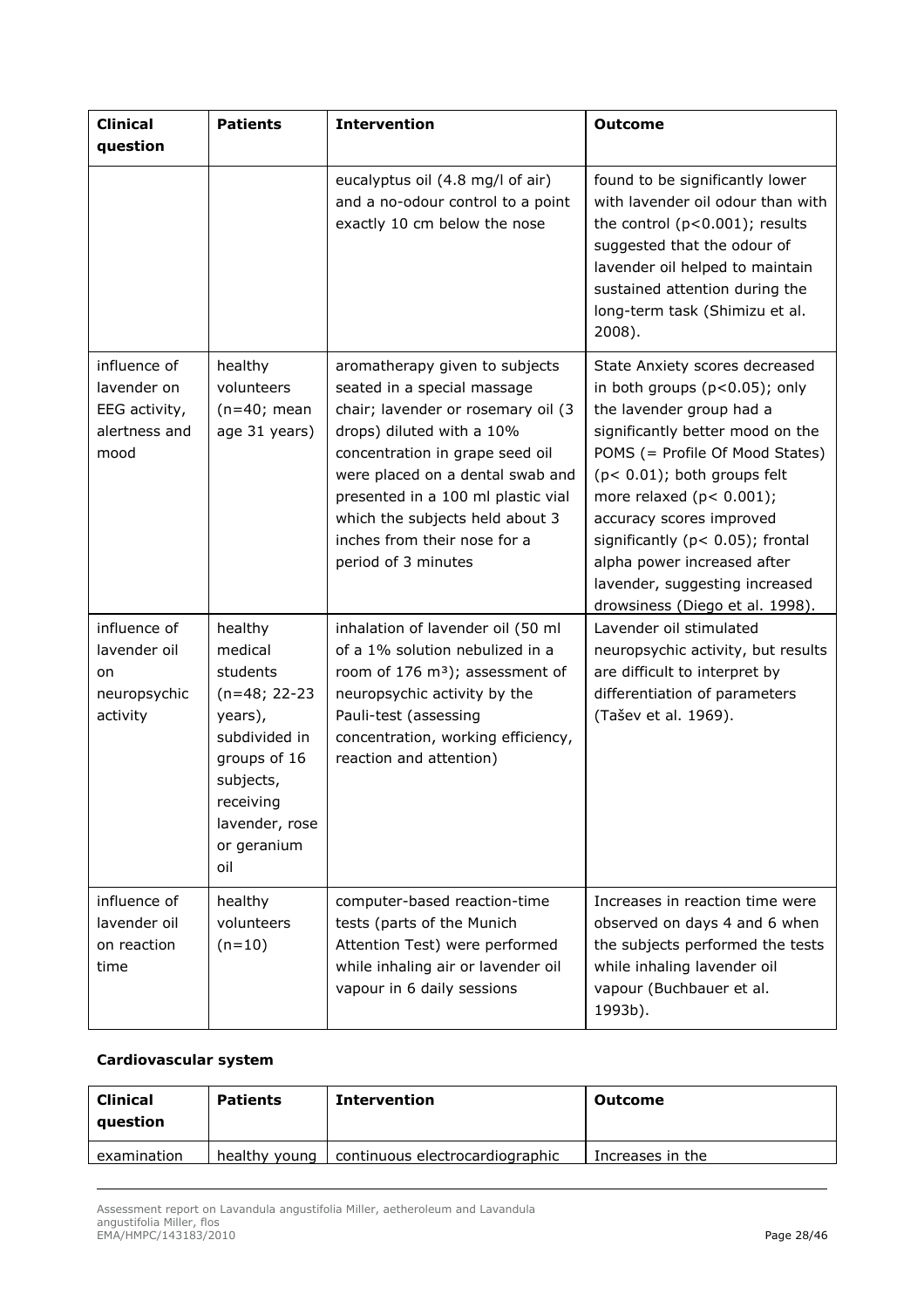| Clinical question | Patients | Intervention | Outcome |
|---|---|---|---|
| | | eucalyptus oil (4.8 mg/l of air) and a no-odour control to a point exactly 10 cm below the nose | found to be significantly lower with lavender oil odour than with the control ($p<0.001$); results suggested that the odour of lavender oil helped to maintain sustained attention during the long-term task (Shimizu et al. 2008). |
| influence of lavender on EEG activity, alertness and mood | healthy volunteers (n=40; mean age 31 years) | aromatherapy given to subjects seated in a special massage chair; lavender or rosemary oil (3 drops) diluted with a 10% concentration in grape seed oil were placed on a dental swab and presented in a 100 ml plastic vial which the subjects held about 3 inches from their nose for a period of 3 minutes | State Anxiety scores decreased in both groups ($p<0.05$); only the lavender group had a significantly better mood on the POMS (= Profile Of Mood States) ($p< 0.01$); both groups felt more relaxed ($p< 0.001$); accuracy scores improved significantly ($p< 0.05$); frontal alpha power increased after lavender, suggesting increased drowsiness (Diego et al. 1998). |
| influence of lavender oil on neuropsychic activity | healthy medical students (n=48; 22-23 years), subdivided in groups of 16 subjects, receiving lavender, rose or geranium oil | inhalation of lavender oil (50 ml of a 1% solution nebulized in a room of 176 $m^3$); assessment of neuropsychic activity by the Pauli-test (assessing concentration, working efficiency, reaction and attention) | Lavender oil stimulated neuropsychic activity, but results are difficult to interpret by differentiation of parameters (Tašev et al. 1969). |
| influence of lavender oil on reaction time | healthy volunteers (n=10) | computer-based reaction-time tests (parts of the Munich Attention Test) were performed while inhaling air or lavender oil vapour in 6 daily sessions | Increases in reaction time were observed on days 4 and 6 when the subjects performed the tests while inhaling lavender oil vapour (Buchbauer et al. 1993b). |

**Cardiovascular system**

| Clinical question | Patients | Intervention | Outcome |
|---|---|---|---|
| examination | healthy young | continuous electrocardiographic | Increases in the |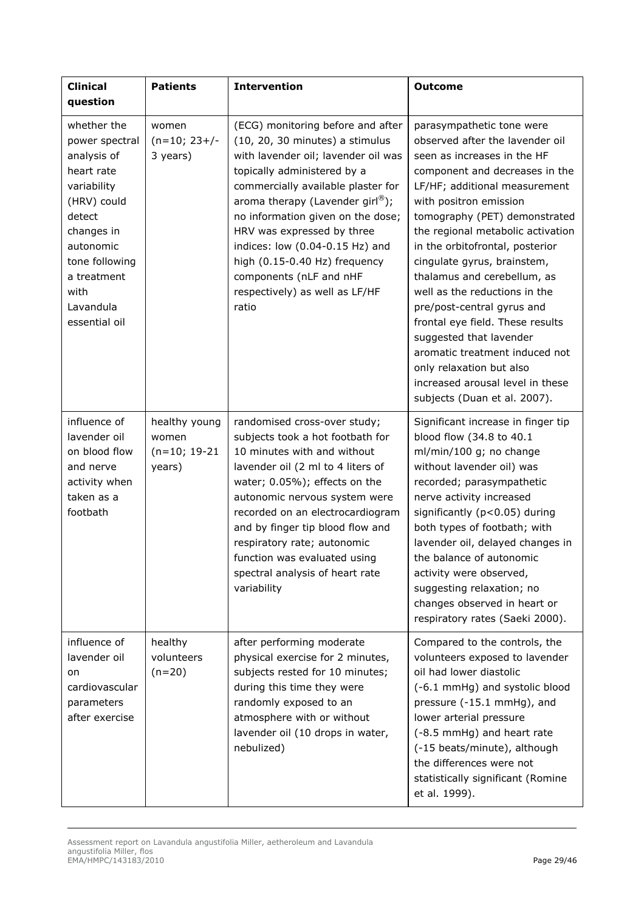| Clinical question | Patients | Intervention | Outcome |
|---|---|---|---|
| whether the power spectral analysis of heart rate variability (HRV) could detect changes in autonomic tone following a treatment with Lavandula essential oil | women (n=10; 23+/- 3 years) | (ECG) monitoring before and after (10, 20, 30 minutes) a stimulus with lavender oil; lavender oil was topically administered by a commercially available plaster for aroma therapy (Lavender girl®); no information given on the dose; HRV was expressed by three indices: low (0.04-0.15 Hz) and high (0.15-0.40 Hz) frequency components (nLF and nHF respectively) as well as LF/HF ratio | parasympathetic tone were observed after the lavender oil seen as increases in the HF component and decreases in the LF/HF; additional measurement with positron emission tomography (PET) demonstrated the regional metabolic activation in the orbitofrontal, posterior cingulate gyrus, brainstem, thalamus and cerebellum, as well as the reductions in the pre/post-central gyrus and frontal eye field. These results suggested that lavender aromatic treatment induced not only relaxation but also increased arousal level in these subjects (Duan et al. 2007). |
| influence of lavender oil on blood flow and nerve activity when taken as a footbath | healthy young women (n=10; 19-21 years) | randomised cross-over study; subjects took a hot footbath for 10 minutes with and without lavender oil (2 ml to 4 liters of water; 0.05%); effects on the autonomic nervous system were recorded on an electrocardiogram and by finger tip blood flow and respiratory rate; autonomic function was evaluated using spectral analysis of heart rate variability | Significant increase in finger tip blood flow (34.8 to 40.1 ml/min/100 g; no change without lavender oil) was recorded; parasympathetic nerve activity increased significantly ($p<0.05$) during both types of footbath; with lavender oil, delayed changes in the balance of autonomic activity were observed, suggesting relaxation; no changes observed in heart or respiratory rates (Saeki 2000). |
| influence of lavender oil on cardiovascular parameters after exercise | healthy volunteers (n=20) | after performing moderate physical exercise for 2 minutes, subjects rested for 10 minutes; during this time they were randomly exposed to an atmosphere with or without lavender oil (10 drops in water, nebulized) | Compared to the controls, the volunteers exposed to lavender oil had lower diastolic (-6.1 mmHg) and systolic blood pressure (-15.1 mmHg), and lower arterial pressure (-8.5 mmHg) and heart rate (-15 beats/minute), although the differences were not statistically significant (Romine et al. 1999). |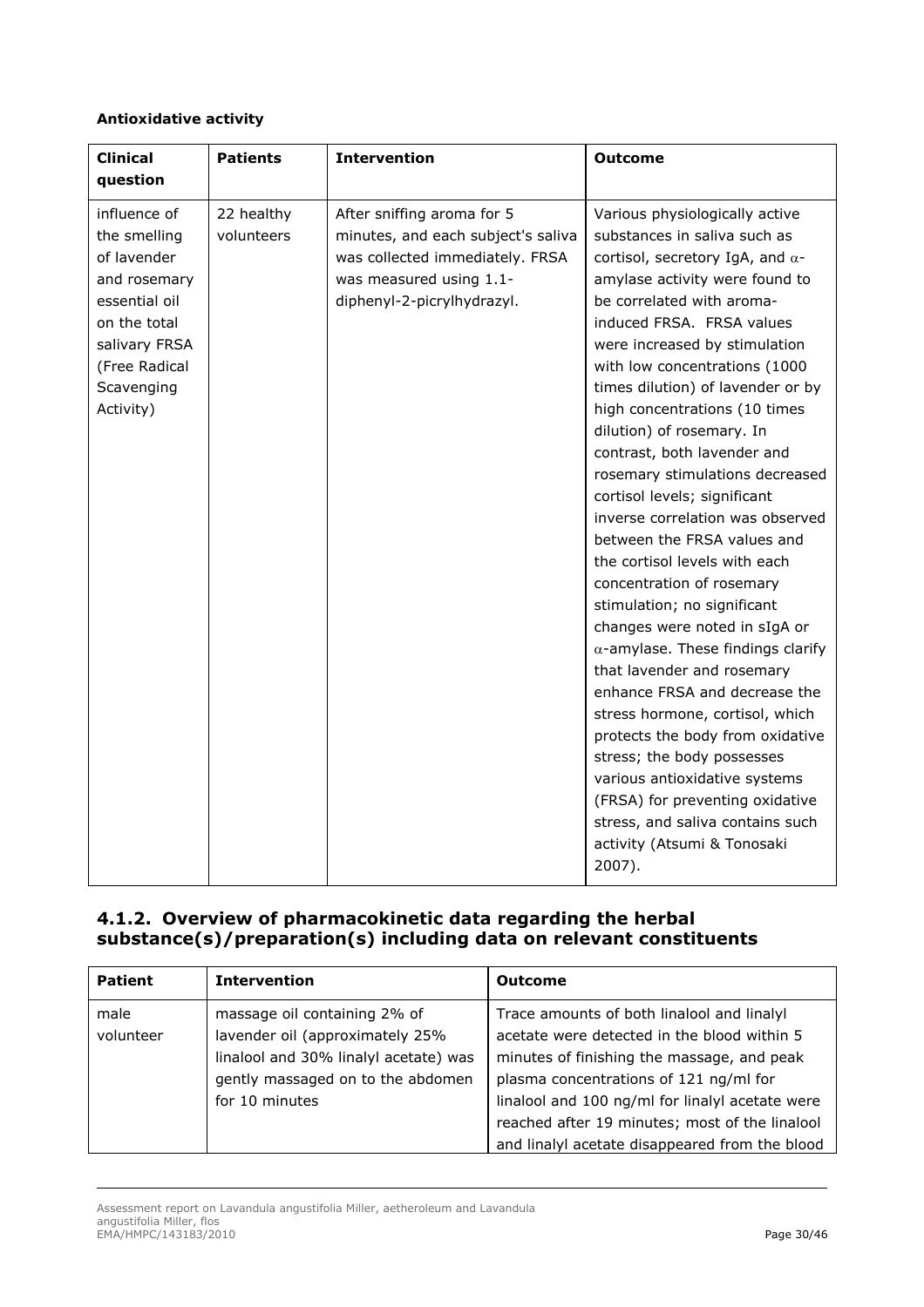**Antioxidative activity**

| Clinical question | Patients | Intervention | Outcome |
|---|---|---|---|
| influence of the smelling of lavender and rosemary essential oil on the total salivary FRSA (Free Radical Scavenging Activity) | 22 healthy volunteers | After sniffing aroma for 5 minutes, and each subject's saliva was collected immediately. FRSA was measured using 1.1-diphenyl-2-picrylhydrazyl. | Various physiologically active substances in saliva such as cortisol, secretory IgA, and α-amylase activity were found to be correlated with aroma-induced FRSA. FRSA values were increased by stimulation with low concentrations (1000 times dilution) of lavender or by high concentrations (10 times dilution) of rosemary. In contrast, both lavender and rosemary stimulations decreased cortisol levels; significant inverse correlation was observed between the FRSA values and the cortisol levels with each concentration of rosemary stimulation; no significant changes were noted in sIgA or α-amylase. These findings clarify that lavender and rosemary enhance FRSA and decrease the stress hormone, cortisol, which protects the body from oxidative stress; the body possesses various antioxidative systems (FRSA) for preventing oxidative stress, and saliva contains such activity (Atsumi & Tonosaki 2007). |

## 4.1.2. Overview of pharmacokinetic data regarding the herbal substance(s)/preparation(s) including data on relevant constituents

| Patient | Intervention | Outcome |
|---|---|---|
| male volunteer | massage oil containing 2% of lavender oil (approximately 25% linalool and 30% linalyl acetate) was gently massaged on to the abdomen for 10 minutes | Trace amounts of both linalool and linalyl acetate were detected in the blood within 5 minutes of finishing the massage, and peak plasma concentrations of 121 ng/ml for linalool and 100 ng/ml for linalyl acetate were reached after 19 minutes; most of the linalool and linalyl acetate disappeared from the blood |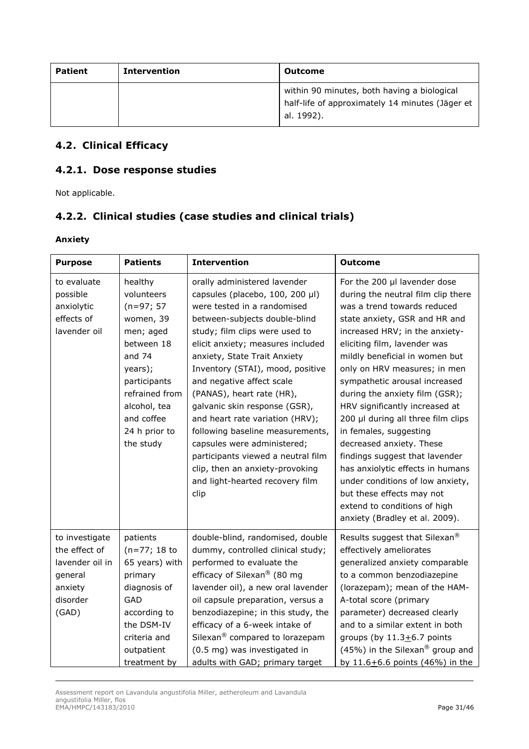| Patient | Intervention | Outcome |
|---|---|---|
| | | within 90 minutes, both having a biological half-life of approximately 14 minutes (Jäger et al. 1992). |

## 4.2. Clinical Efficacy

### 4.2.1. Dose response studies

Not applicable.

### 4.2.2. Clinical studies (case studies and clinical trials)

**Anxiety**

| Purpose | Patients | Intervention | Outcome |
|---|---|---|---|
| to evaluate possible anxiolytic effects of lavender oil | healthy volunteers (n=97; 57 women, 39 men; aged between 18 and 74 years); participants refrained from alcohol, tea and coffee 24 h prior to the study | orally administered lavender capsules (placebo, 100, 200 µl) were tested in a randomised between-subjects double-blind study; film clips were used to elicit anxiety; measures included anxiety, State Trait Anxiety Inventory (STAI), mood, positive and negative affect scale (PANAS), heart rate (HR), galvanic skin response (GSR), and heart rate variation (HRV); following baseline measurements, capsules were administered; participants viewed a neutral film clip, then an anxiety-provoking and light-hearted recovery film clip | For the 200 µl lavender dose during the neutral film clip there was a trend towards reduced state anxiety, GSR and HR and increased HRV; in the anxiety-eliciting film, lavender was mildly beneficial in women but only on HRV measures; in men sympathetic arousal increased during the anxiety film (GSR); HRV significantly increased at 200 µl during all three film clips in females, suggesting decreased anxiety. These findings suggest that lavender has anxiolytic effects in humans under conditions of low anxiety, but these effects may not extend to conditions of high anxiety (Bradley et al. 2009). |
| to investigate the effect of lavender oil in general anxiety disorder (GAD) | patients (n=77; 18 to 65 years) with primary diagnosis of GAD according to the DSM-IV criteria and outpatient treatment by | double-blind, randomised, double dummy, controlled clinical study; performed to evaluate the efficacy of Silexan® (80 mg lavender oil), a new oral lavender oil capsule preparation, versus a benzodiazepine; in this study, the efficacy of a 6-week intake of Silexan® compared to lorazepam (0.5 mg) was investigated in adults with GAD; primary target | Results suggest that Silexan® effectively ameliorates generalized anxiety comparable to a common benzodiazepine (lorazepam); mean of the HAM-A-total score (primary parameter) decreased clearly and to a similar extent in both groups (by 11.3±6.7 points (45%) in the Silexan® group and by 11.6±6.6 points (46%) in the |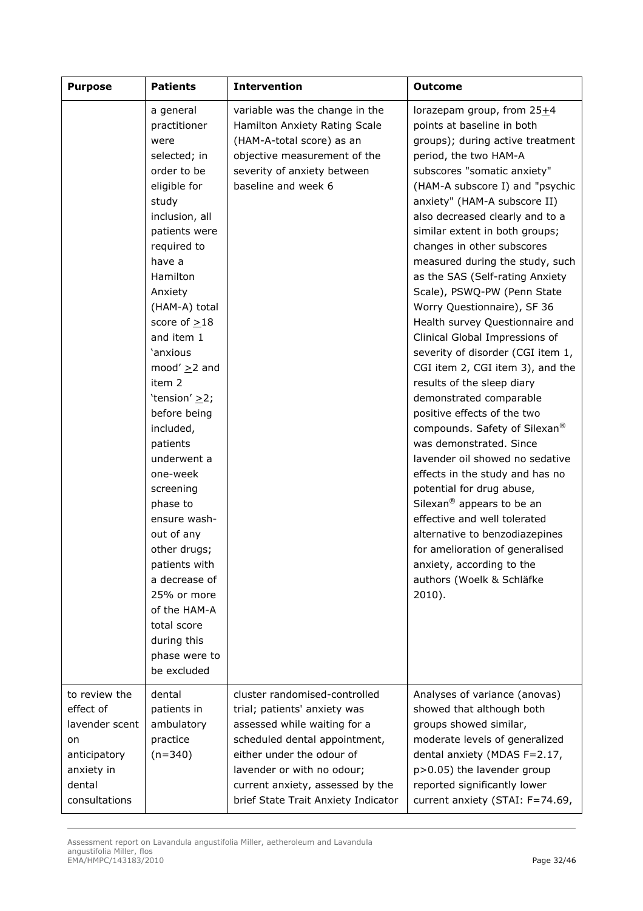| Purpose | Patients | Intervention | Outcome |
|---|---|---|---|
| | a general practitioner were selected; in order to be eligible for study inclusion, all patients were required to have a Hamilton Anxiety (HAM-A) total score of $\geq$18 and item 1 'anxious mood' $\geq$2 and item 2 'tension' $\geq$2; before being included, patients underwent a one-week screening phase to ensure wash-out of any other drugs; patients with a decrease of 25% or more of the HAM-A total score during this phase were to be excluded | variable was the change in the Hamilton Anxiety Rating Scale (HAM-A-total score) as an objective measurement of the severity of anxiety between baseline and week 6 | lorazepam group, from 25$\pm$4 points at baseline in both groups); during active treatment period, the two HAM-A subscores "somatic anxiety" (HAM-A subscore I) and "psychic anxiety" (HAM-A subscore II) also decreased clearly and to a similar extent in both groups; changes in other subscores measured during the study, such as the SAS (Self-rating Anxiety Scale), PSWQ-PW (Penn State Worry Questionnaire), SF 36 Health survey Questionnaire and Clinical Global Impressions of severity of disorder (CGI item 1, CGI item 2, CGI item 3), and the results of the sleep diary demonstrated comparable positive effects of the two compounds. Safety of Silexan® was demonstrated. Since lavender oil showed no sedative effects in the study and has no potential for drug abuse, Silexan® appears to be an effective and well tolerated alternative to benzodiazepines for amelioration of generalised anxiety, according to the authors (Woelk & Schläfke 2010). |
| to review the effect of lavender scent on anticipatory anxiety in dental consultations | dental patients in ambulatory practice (n=340) | cluster randomised-controlled trial; patients' anxiety was assessed while waiting for a scheduled dental appointment, either under the odour of lavender or with no odour; current anxiety, assessed by the brief State Trait Anxiety Indicator | Analyses of variance (anovas) showed that although both groups showed similar, moderate levels of generalized dental anxiety (MDAS $F=2.17$, $p>0.05$) the lavender group reported significantly lower current anxiety (STAI: $F=74.69$, |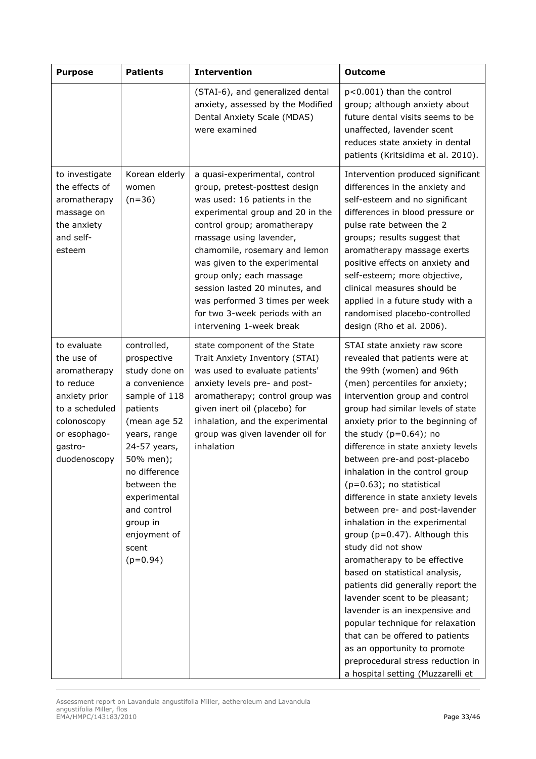| Purpose | Patients | Intervention | Outcome |
|---|---|---|---|
| | | (STAI-6), and generalized dental anxiety, assessed by the Modified Dental Anxiety Scale (MDAS) were examined | $p<0.001$) than the control group; although anxiety about future dental visits seems to be unaffected, lavender scent reduces state anxiety in dental patients (Kritsidima et al. 2010). |
| to investigate the effects of aromatherapy massage on the anxiety and self-esteem | Korean elderly women (n=36) | a quasi-experimental, control group, pretest-posttest design was used: 16 patients in the experimental group and 20 in the control group; aromatherapy massage using lavender, chamomile, rosemary and lemon was given to the experimental group only; each massage session lasted 20 minutes, and was performed 3 times per week for two 3-week periods with an intervening 1-week break | Intervention produced significant differences in the anxiety and self-esteem and no significant differences in blood pressure or pulse rate between the 2 groups; results suggest that aromatherapy massage exerts positive effects on anxiety and self-esteem; more objective, clinical measures should be applied in a future study with a randomised placebo-controlled design (Rho et al. 2006). |
| to evaluate the use of aromatherapy to reduce anxiety prior to a scheduled colonoscopy or esophago-gastro-duodenoscopy | controlled, prospective study done on a convenience sample of 118 patients (mean age 52 years, range 24-57 years, 50% men); no difference between the experimental and control group in enjoyment of scent ($p=0.94$) | state component of the State Trait Anxiety Inventory (STAI) was used to evaluate patients' anxiety levels pre- and post-aromatherapy; control group was given inert oil (placebo) for inhalation, and the experimental group was given lavender oil for inhalation | STAI state anxiety raw score revealed that patients were at the 99th (women) and 96th (men) percentiles for anxiety; intervention group and control group had similar levels of state anxiety prior to the beginning of the study ($p=0.64$); no difference in state anxiety levels between pre-and post-placebo inhalation in the control group ($p=0.63$); no statistical difference in state anxiety levels between pre- and post-lavender inhalation in the experimental group ($p=0.47$). Although this study did not show aromatherapy to be effective based on statistical analysis, patients did generally report the lavender scent to be pleasant; lavender is an inexpensive and popular technique for relaxation that can be offered to patients as an opportunity to promote preprocedural stress reduction in a hospital setting (Muzzarelli et |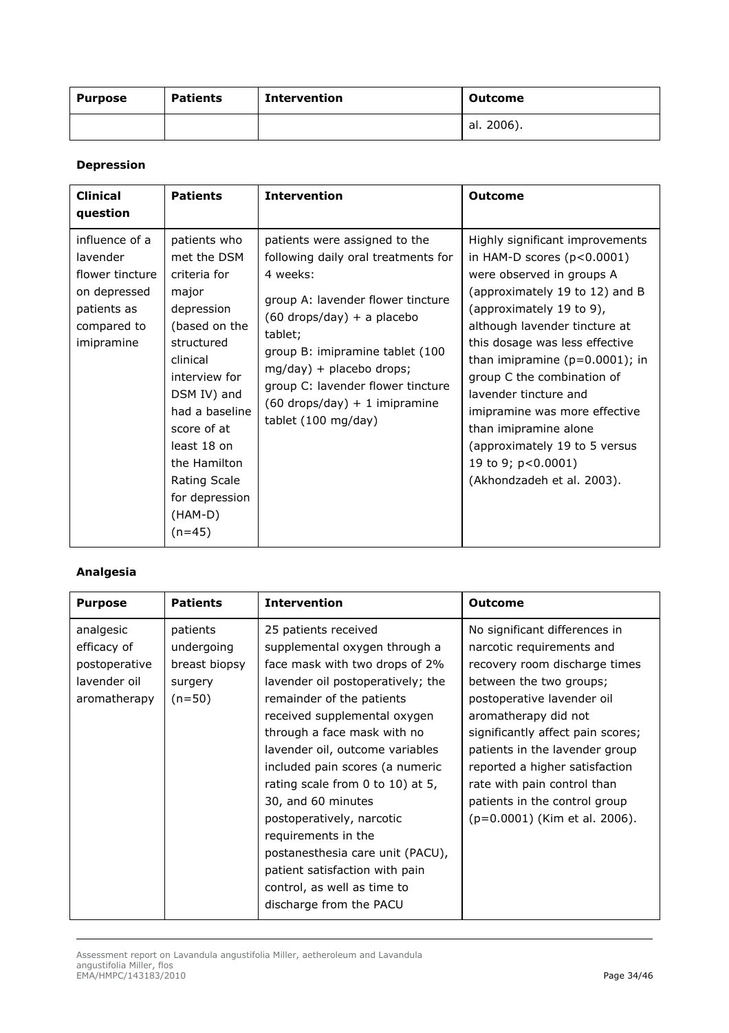| Purpose | Patients | Intervention | Outcome |
|---|---|---|---|
| | | | al. 2006). |

**Depression**

| Clinical question | Patients | Intervention | Outcome |
|---|---|---|---|
| influence of a lavender flower tincture on depressed patients as compared to imipramine | patients who met the DSM criteria for major depression (based on the structured clinical interview for DSM IV) and had a baseline score of at least 18 on the Hamilton Rating Scale for depression (HAM-D) (n=45) | patients were assigned to the following daily oral treatments for 4 weeks:<br><br>group A: lavender flower tincture (60 drops/day) + a placebo tablet;<br>group B: imipramine tablet (100 mg/day) + placebo drops;<br>group C: lavender flower tincture (60 drops/day) + 1 imipramine tablet (100 mg/day) | Highly significant improvements in HAM-D scores ($p<0.0001$) were observed in groups A (approximately 19 to 12) and B (approximately 19 to 9), although lavender tincture at this dosage was less effective than imipramine ($p=0.0001$); in group C the combination of lavender tincture and imipramine was more effective than imipramine alone (approximately 19 to 5 versus 19 to 9; $p<0.0001$) (Akhondzadeh et al. 2003). |

**Analgesia**

| Purpose | Patients | Intervention | Outcome |
|---|---|---|---|
| analgesic efficacy of postoperative lavender oil aromatherapy | patients undergoing breast biopsy surgery (n=50) | 25 patients received supplemental oxygen through a face mask with two drops of 2% lavender oil postoperatively; the remainder of the patients received supplemental oxygen through a face mask with no lavender oil, outcome variables included pain scores (a numeric rating scale from 0 to 10) at 5, 30, and 60 minutes postoperatively, narcotic requirements in the postanesthesia care unit (PACU), patient satisfaction with pain control, as well as time to discharge from the PACU | No significant differences in narcotic requirements and recovery room discharge times between the two groups; postoperative lavender oil aromatherapy did not significantly affect pain scores; patients in the lavender group reported a higher satisfaction rate with pain control than patients in the control group ($p=0.0001$) (Kim et al. 2006). |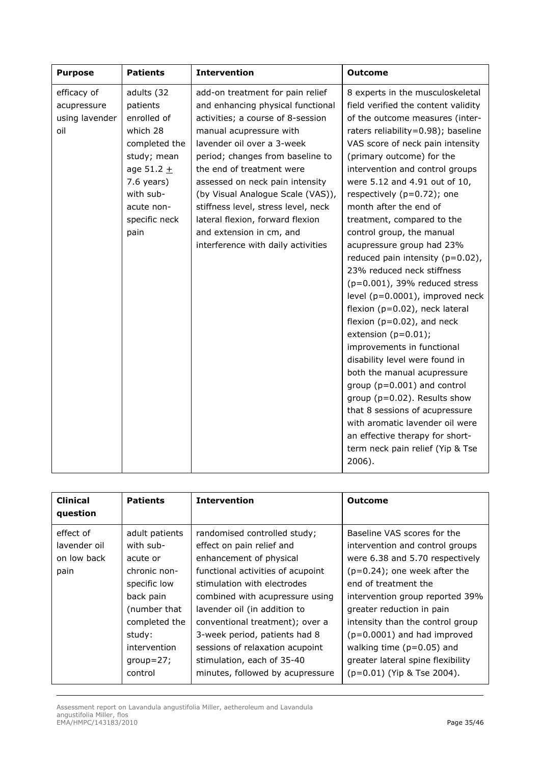| Purpose | Patients | Intervention | Outcome |
|---|---|---|---|
| efficacy of acupressure using lavender oil | adults (32 patients enrolled of which 28 completed the study; mean age 51.2 ± 7.6 years) with sub-acute non-specific neck pain | add-on treatment for pain relief and enhancing physical functional activities; a course of 8-session manual acupressure with lavender oil over a 3-week period; changes from baseline to the end of treatment were assessed on neck pain intensity (by Visual Analogue Scale (VAS)), stiffness level, stress level, neck lateral flexion, forward flexion and extension in cm, and interference with daily activities | 8 experts in the musculoskeletal field verified the content validity of the outcome measures (inter-raters reliability=0.98); baseline VAS score of neck pain intensity (primary outcome) for the intervention and control groups were 5.12 and 4.91 out of 10, respectively (p=0.72); one month after the end of treatment, compared to the control group, the manual acupressure group had 23% reduced pain intensity (p=0.02), 23% reduced neck stiffness (p=0.001), 39% reduced stress level (p=0.0001), improved neck flexion (p=0.02), neck lateral flexion (p=0.02), and neck extension (p=0.01); improvements in functional disability level were found in both the manual acupressure group (p=0.001) and control group (p=0.02). Results show that 8 sessions of acupressure with aromatic lavender oil were an effective therapy for short-term neck pain relief (Yip & Tse 2006). |

| Clinical question | Patients | Intervention | Outcome |
|---|---|---|---|
| effect of lavender oil on low back pain | adult patients with sub-acute or chronic non-specific low back pain (number that completed the study: intervention group=27; control | randomised controlled study; effect on pain relief and enhancement of physical functional activities of acupoint stimulation with electrodes combined with acupressure using lavender oil (in addition to conventional treatment); over a 3-week period, patients had 8 sessions of relaxation acupoint stimulation, each of 35-40 minutes, followed by acupressure | Baseline VAS scores for the intervention and control groups were 6.38 and 5.70 respectively (p=0.24); one week after the end of treatment the intervention group reported 39% greater reduction in pain intensity than the control group (p=0.0001) and had improved walking time (p=0.05) and greater lateral spine flexibility (p=0.01) (Yip & Tse 2004). |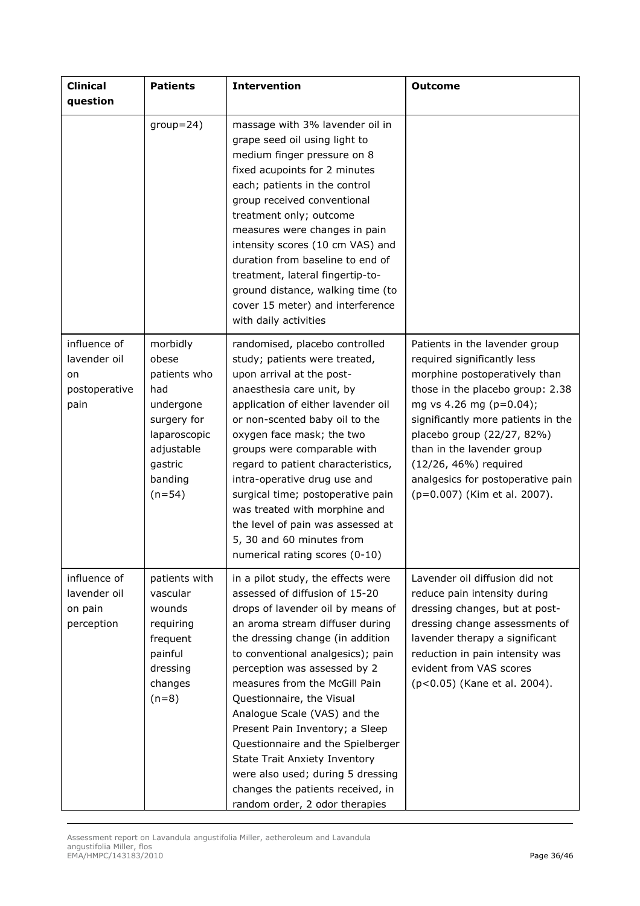| Clinical question | Patients | Intervention | Outcome |
| --- | --- | --- | --- |
| | group=24) | massage with 3% lavender oil in grape seed oil using light to medium finger pressure on 8 fixed acupoints for 2 minutes each; patients in the control group received conventional treatment only; outcome measures were changes in pain intensity scores (10 cm VAS) and duration from baseline to end of treatment, lateral fingertip-to-ground distance, walking time (to cover 15 meter) and interference with daily activities | |
| influence of lavender oil on postoperative pain | morbidly obese patients who had undergone surgery for laparoscopic adjustable gastric banding (n=54) | randomised, placebo controlled study; patients were treated, upon arrival at the post-anaesthesia care unit, by application of either lavender oil or non-scented baby oil to the oxygen face mask; the two groups were comparable with regard to patient characteristics, intra-operative drug use and surgical time; postoperative pain was treated with morphine and the level of pain was assessed at 5, 30 and 60 minutes from numerical rating scores (0-10) | Patients in the lavender group required significantly less morphine postoperatively than those in the placebo group: 2.38 mg vs 4.26 mg (p=0.04); significantly more patients in the placebo group (22/27, 82%) than in the lavender group (12/26, 46%) required analgesics for postoperative pain (p=0.007) (Kim et al. 2007). |
| influence of lavender oil on pain perception | patients with vascular wounds requiring frequent painful dressing changes (n=8) | in a pilot study, the effects were assessed of diffusion of 15-20 drops of lavender oil by means of an aroma stream diffuser during the dressing change (in addition to conventional analgesics); pain perception was assessed by 2 measures from the McGill Pain Questionnaire, the Visual Analogue Scale (VAS) and the Present Pain Inventory; a Sleep Questionnaire and the Spielberger State Trait Anxiety Inventory were also used; during 5 dressing changes the patients received, in random order, 2 odor therapies | Lavender oil diffusion did not reduce pain intensity during dressing changes, but at post-dressing change assessments of lavender therapy a significant reduction in pain intensity was evident from VAS scores (p<0.05) (Kane et al. 2004). |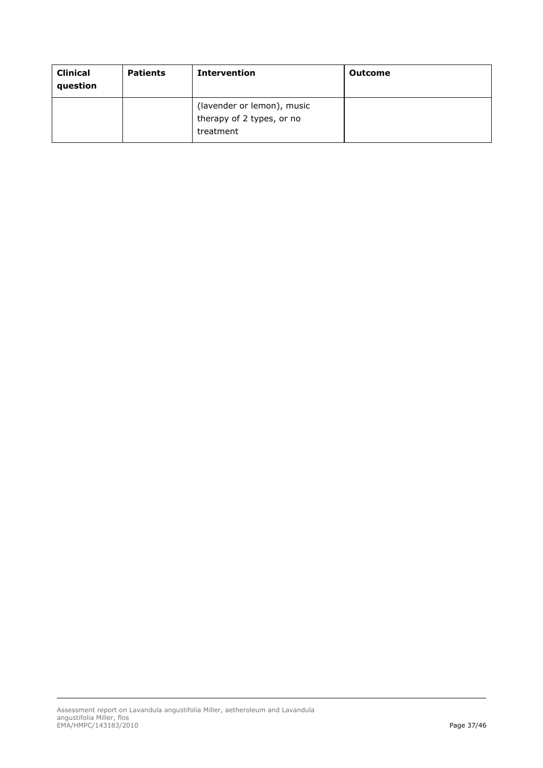| Clinical question | Patients | Intervention | Outcome |
|---|---|---|---|
| | | (lavender or lemon), music therapy of 2 types, or no treatment | |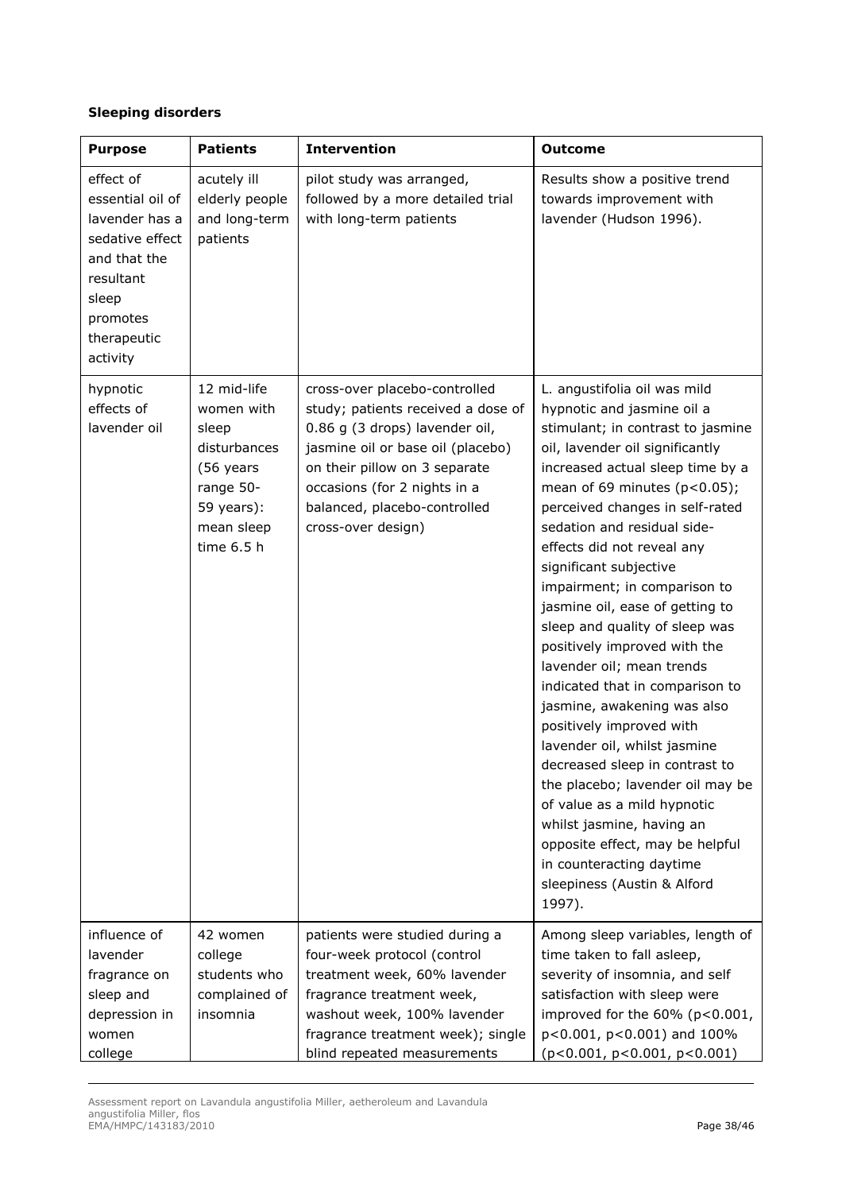**Sleeping disorders**

| **Purpose** | **Patients** | **Intervention** | **Outcome** |
|---|---|---|---|
| effect of essential oil of lavender has a sedative effect and that the resultant sleep promotes therapeutic activity | acutely ill elderly people and long-term patients | pilot study was arranged, followed by a more detailed trial with long-term patients | Results show a positive trend towards improvement with lavender (Hudson 1996). |
| hypnotic effects of lavender oil | 12 mid-life women with sleep disturbances (56 years range 50-59 years): mean sleep time 6.5 h | cross-over placebo-controlled study; patients received a dose of 0.86 g (3 drops) lavender oil, jasmine oil or base oil (placebo) on their pillow on 3 separate occasions (for 2 nights in a balanced, placebo-controlled cross-over design) | L. angustifolia oil was mild hypnotic and jasmine oil a stimulant; in contrast to jasmine oil, lavender oil significantly increased actual sleep time by a mean of 69 minutes ($p<0.05$); perceived changes in self-rated sedation and residual side-effects did not reveal any significant subjective impairment; in comparison to jasmine oil, ease of getting to sleep and quality of sleep was positively improved with the lavender oil; mean trends indicated that in comparison to jasmine, awakening was also positively improved with lavender oil, whilst jasmine decreased sleep in contrast to the placebo; lavender oil may be of value as a mild hypnotic whilst jasmine, having an opposite effect, may be helpful in counteracting daytime sleepiness (Austin & Alford 1997). |
| influence of lavender fragrance on sleep and depression in women college | 42 women college students who complained of insomnia | patients were studied during a four-week protocol (control treatment week, 60% lavender fragrance treatment week, washout week, 100% lavender fragrance treatment week); single blind repeated measurements | Among sleep variables, length of time taken to fall asleep, severity of insomnia, and self satisfaction with sleep were improved for the 60% ($p<0.001$, $p<0.001$, $p<0.001$) and 100% ($p<0.001$, $p<0.001$, $p<0.001$) |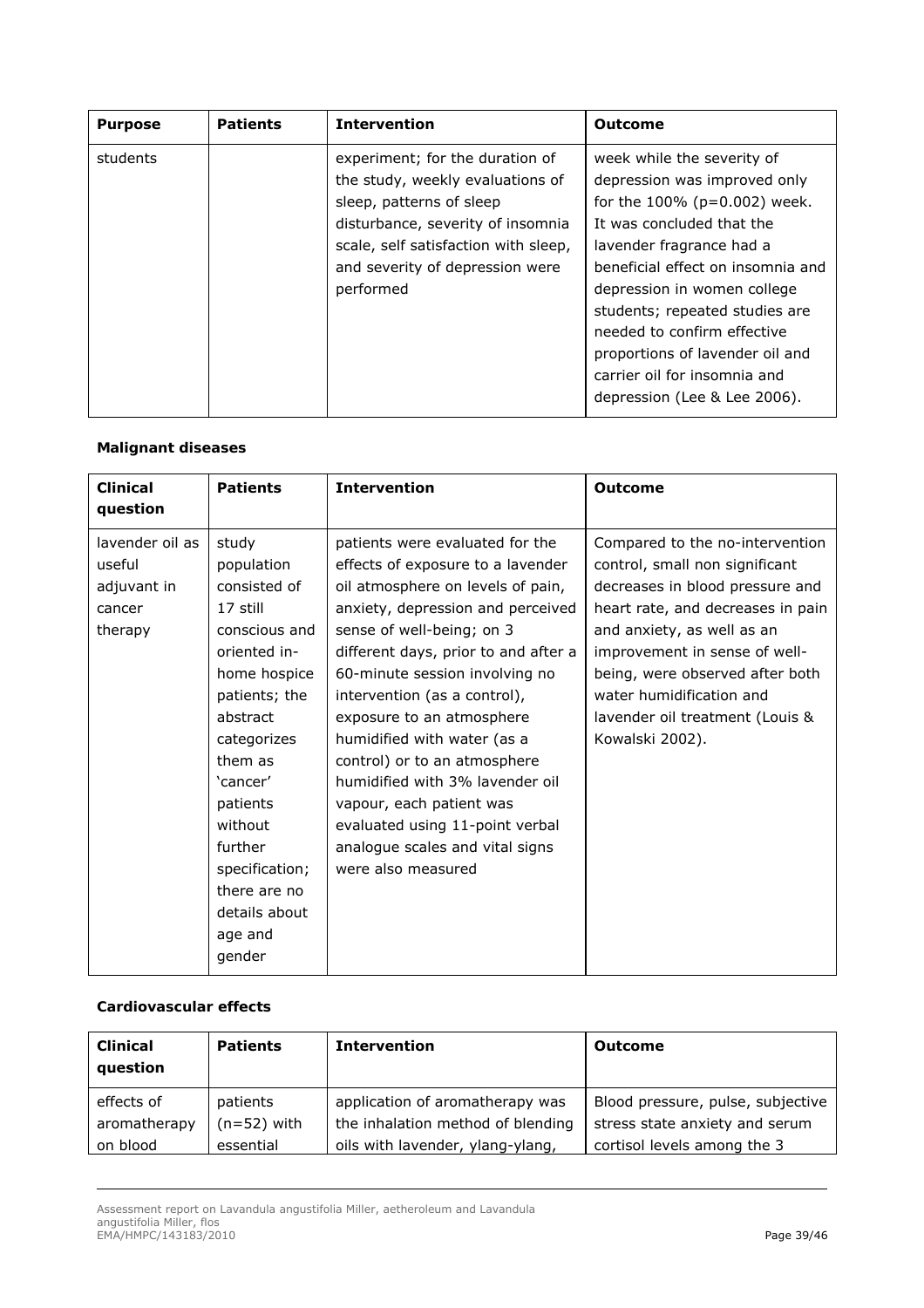| Purpose | Patients | Intervention | Outcome |
|---|---|---|---|
| students | | experiment; for the duration of the study, weekly evaluations of sleep, patterns of sleep disturbance, severity of insomnia scale, self satisfaction with sleep, and severity of depression were performed | week while the severity of depression was improved only for the 100% ($p=0.002$) week. It was concluded that the lavender fragrance had a beneficial effect on insomnia and depression in women college students; repeated studies are needed to confirm effective proportions of lavender oil and carrier oil for insomnia and depression (Lee & Lee 2006). |

**Malignant diseases**

| Clinical question | Patients | Intervention | Outcome |
|---|---|---|---|
| lavender oil as useful adjuvant in cancer therapy | study population consisted of 17 still conscious and oriented in-home hospice patients; the abstract categorizes them as 'cancer' patients without further specification; there are no details about age and gender | patients were evaluated for the effects of exposure to a lavender oil atmosphere on levels of pain, anxiety, depression and perceived sense of well-being; on 3 different days, prior to and after a 60-minute session involving no intervention (as a control), exposure to an atmosphere humidified with water (as a control) or to an atmosphere humidified with 3% lavender oil vapour, each patient was evaluated using 11-point verbal analogue scales and vital signs were also measured | Compared to the no-intervention control, small non significant decreases in blood pressure and heart rate, and decreases in pain and anxiety, as well as an improvement in sense of well-being, were observed after both water humidification and lavender oil treatment (Louis & Kowalski 2002). |

**Cardiovascular effects**

| Clinical question | Patients | Intervention | Outcome |
|---|---|---|---|
| effects of aromatherapy on blood | patients ($n=52$) with essential | application of aromatherapy was the inhalation method of blending oils with lavender, ylang-ylang, | Blood pressure, pulse, subjective stress state anxiety and serum cortisol levels among the 3 |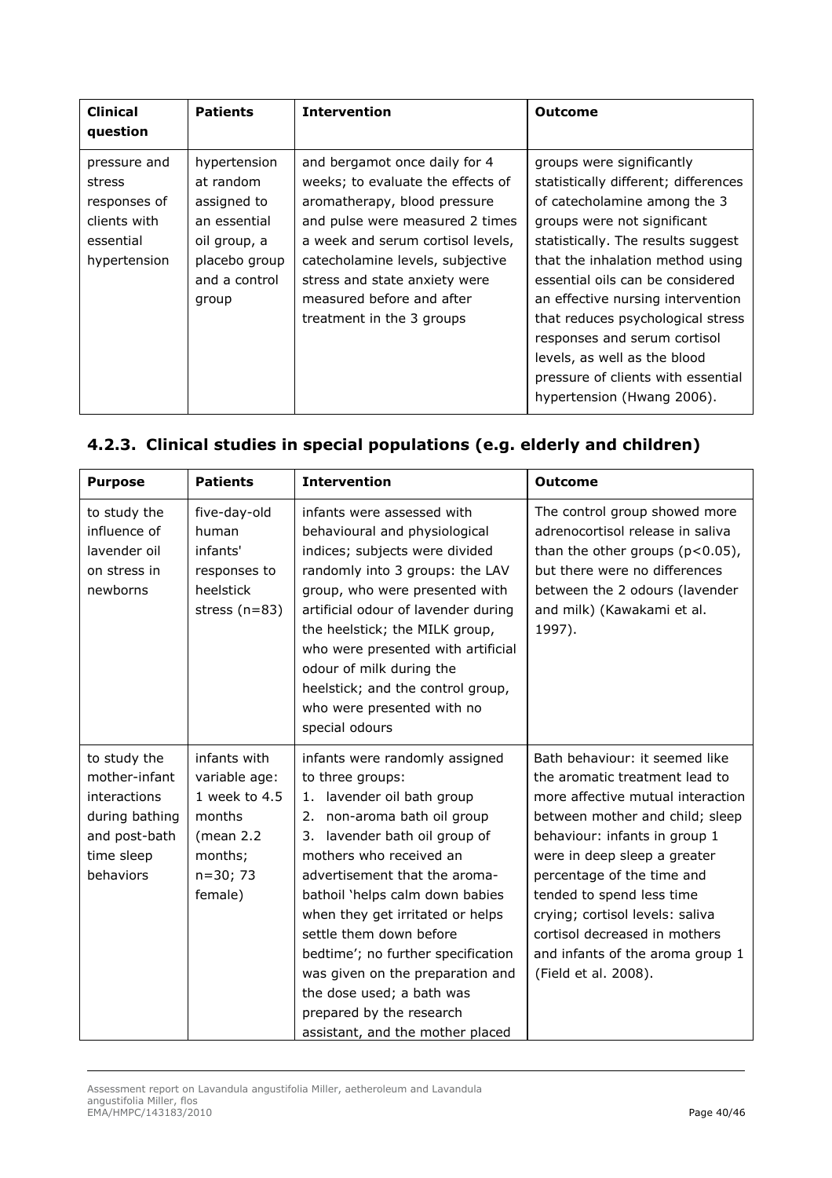| Clinical question | Patients | Intervention | Outcome |
|---|---|---|---|
| pressure and stress responses of clients with essential hypertension | hypertension at random assigned to an essential oil group, a placebo group and a control group | and bergamot once daily for 4 weeks; to evaluate the effects of aromatherapy, blood pressure and pulse were measured 2 times a week and serum cortisol levels, catecholamine levels, subjective stress and state anxiety were measured before and after treatment in the 3 groups | groups were significantly statistically different; differences of catecholamine among the 3 groups were not significant statistically. The results suggest that the inhalation method using essential oils can be considered an effective nursing intervention that reduces psychological stress responses and serum cortisol levels, as well as the blood pressure of clients with essential hypertension (Hwang 2006). |

## 4.2.3. Clinical studies in special populations (e.g. elderly and children)

| Purpose | Patients | Intervention | Outcome |
|---|---|---|---|
| to study the influence of lavender oil on stress in newborns | five-day-old human infants' responses to heelstick stress (n=83) | infants were assessed with behavioural and physiological indices; subjects were divided randomly into 3 groups: the LAV group, who were presented with artificial odour of lavender during the heelstick; the MILK group, who were presented with artificial odour of milk during the heelstick; and the control group, who were presented with no special odours | The control group showed more adrenocortisol release in saliva than the other groups ($p<0.05$), but there were no differences between the 2 odours (lavender and milk) (Kawakami et al. 1997). |
| to study the mother-infant interactions during bathing and post-bath time sleep behaviors | infants with variable age: 1 week to 4.5 months (mean 2.2 months; n=30; 73 female) | infants were randomly assigned to three groups:<br>1. lavender oil bath group<br>2. non-aroma bath oil group<br>3. lavender bath oil group of mothers who received an advertisement that the aroma-bathoil 'helps calm down babies when they get irritated or helps settle them down before bedtime'; no further specification was given on the preparation and the dose used; a bath was prepared by the research assistant, and the mother placed | Bath behaviour: it seemed like the aromatic treatment lead to more affective mutual interaction between mother and child; sleep behaviour: infants in group 1 were in deep sleep a greater percentage of the time and tended to spend less time crying; cortisol levels: saliva cortisol decreased in mothers and infants of the aroma group 1 (Field et al. 2008). |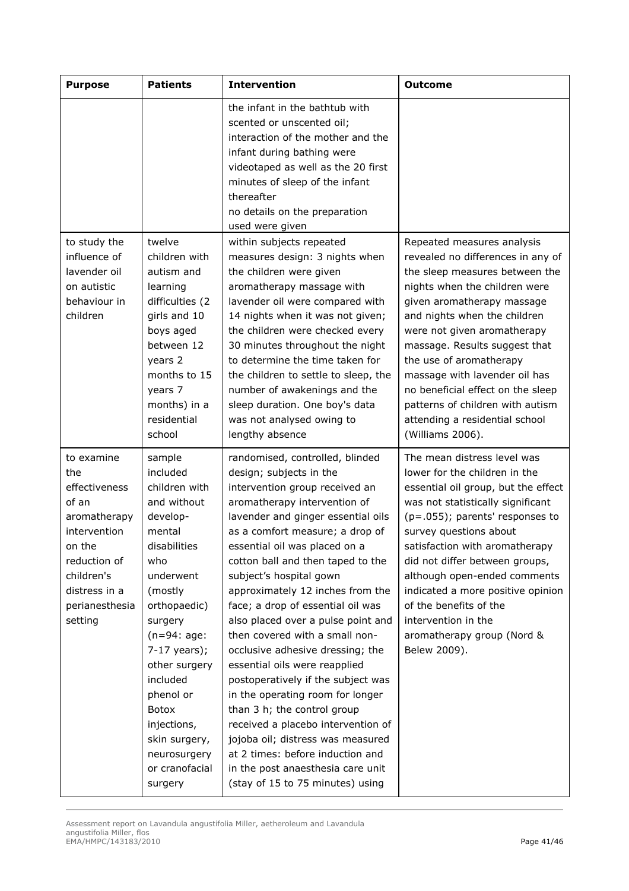| Purpose | Patients | Intervention | Outcome |
|---|---|---|---|
| | | the infant in the bathtub with scented or unscented oil; interaction of the mother and the infant during bathing were videotaped as well as the 20 first minutes of sleep of the infant thereafter no details on the preparation used were given | |
| to study the influence of lavender oil on autistic behaviour in children | twelve children with autism and learning difficulties (2 girls and 10 boys aged between 12 years 2 months to 15 years 7 months) in a residential school | within subjects repeated measures design: 3 nights when the children were given aromatherapy massage with lavender oil were compared with 14 nights when it was not given; the children were checked every 30 minutes throughout the night to determine the time taken for the children to settle to sleep, the number of awakenings and the sleep duration. One boy's data was not analysed owing to lengthy absence | Repeated measures analysis revealed no differences in any of the sleep measures between the nights when the children were given aromatherapy massage and nights when the children were not given aromatherapy massage. Results suggest that the use of aromatherapy massage with lavender oil has no beneficial effect on the sleep patterns of children with autism attending a residential school (Williams 2006). |
| to examine the effectiveness of an aromatherapy intervention on the reduction of children's distress in a perianesthesia setting | sample included children with and without develop-mental disabilities who underwent (mostly orthopaedic) surgery (n=94: age: 7-17 years); other surgery included phenol or Botox injections, skin surgery, neurosurgery or cranofacial surgery | randomised, controlled, blinded design; subjects in the intervention group received an aromatherapy intervention of lavender and ginger essential oils as a comfort measure; a drop of essential oil was placed on a cotton ball and then taped to the subject's hospital gown approximately 12 inches from the face; a drop of essential oil was also placed over a pulse point and then covered with a small non-occlusive adhesive dressing; the essential oils were reapplied postoperatively if the subject was in the operating room for longer than 3 h; the control group received a placebo intervention of jojoba oil; distress was measured at 2 times: before induction and in the post anaesthesia care unit (stay of 15 to 75 minutes) using | The mean distress level was lower for the children in the essential oil group, but the effect was not statistically significant (p=.055); parents' responses to survey questions about satisfaction with aromatherapy did not differ between groups, although open-ended comments indicated a more positive opinion of the benefits of the intervention in the aromatherapy group (Nord & Belew 2009). |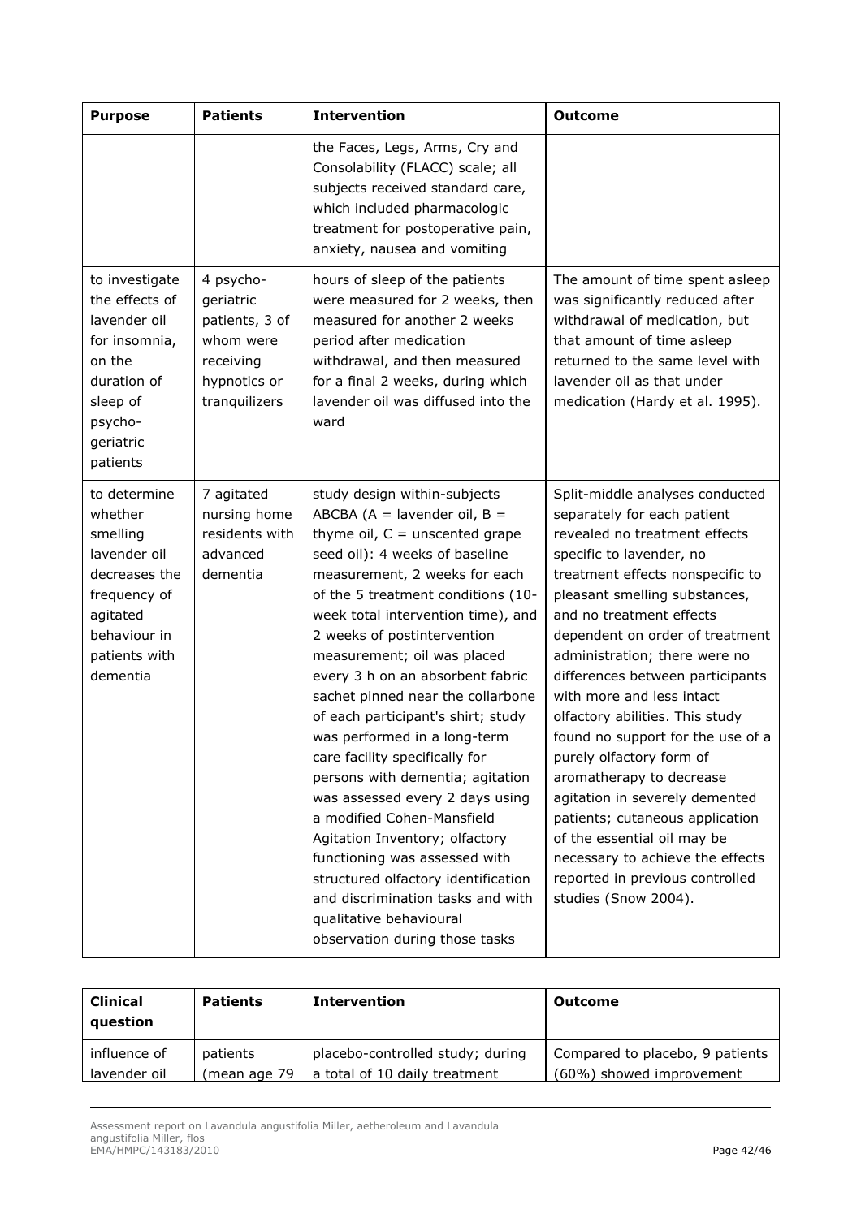| Purpose | Patients | Intervention | Outcome |
|---|---|---|---|
| | | the Faces, Legs, Arms, Cry and Consolability (FLACC) scale; all subjects received standard care, which included pharmacologic treatment for postoperative pain, anxiety, nausea and vomiting | |
| to investigate the effects of lavender oil for insomnia, on the duration of sleep of psycho-geriatric patients | 4 psycho-geriatric patients, 3 of whom were receiving hypnotics or tranquilizers | hours of sleep of the patients were measured for 2 weeks, then measured for another 2 weeks period after medication withdrawal, and then measured for a final 2 weeks, during which lavender oil was diffused into the ward | The amount of time spent asleep was significantly reduced after withdrawal of medication, but that amount of time asleep returned to the same level with lavender oil as that under medication (Hardy et al. 1995). |
| to determine whether smelling lavender oil decreases the frequency of agitated behaviour in patients with dementia | 7 agitated nursing home residents with advanced dementia | study design within-subjects ABCBA (A = lavender oil, B = thyme oil, C = unscented grape seed oil): 4 weeks of baseline measurement, 2 weeks for each of the 5 treatment conditions (10-week total intervention time), and 2 weeks of postintervention measurement; oil was placed every 3 h on an absorbent fabric sachet pinned near the collarbone of each participant's shirt; study was performed in a long-term care facility specifically for persons with dementia; agitation was assessed every 2 days using a modified Cohen-Mansfield Agitation Inventory; olfactory functioning was assessed with structured olfactory identification and discrimination tasks and with qualitative behavioural observation during those tasks | Split-middle analyses conducted separately for each patient revealed no treatment effects specific to lavender, no treatment effects nonspecific to pleasant smelling substances, and no treatment effects dependent on order of treatment administration; there were no differences between participants with more and less intact olfactory abilities. This study found no support for the use of a purely olfactory form of aromatherapy to decrease agitation in severely demented patients; cutaneous application of the essential oil may be necessary to achieve the effects reported in previous controlled studies (Snow 2004). |

| Clinical question | Patients | Intervention | Outcome |
|---|---|---|---|
| influence of lavender oil | patients (mean age 79 | placebo-controlled study; during a total of 10 daily treatment | Compared to placebo, 9 patients (60%) showed improvement |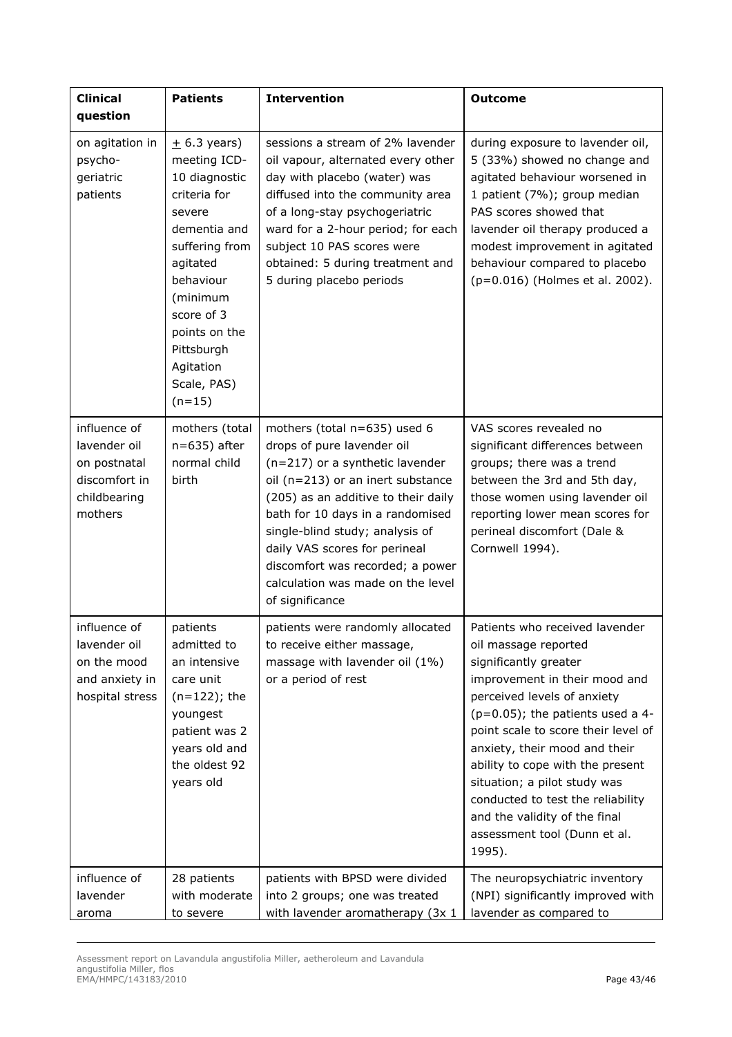| Clinical question | Patients | Intervention | Outcome |
|---|---|---|---|
| on agitation in psycho-geriatric patients | ± 6.3 years) meeting ICD-10 diagnostic criteria for severe dementia and suffering from agitated behaviour (minimum score of 3 points on the Pittsburgh Agitation Scale, PAS) (n=15) | sessions a stream of 2% lavender oil vapour, alternated every other day with placebo (water) was diffused into the community area of a long-stay psychogeriatric ward for a 2-hour period; for each subject 10 PAS scores were obtained: 5 during treatment and 5 during placebo periods | during exposure to lavender oil, 5 (33%) showed no change and agitated behaviour worsened in 1 patient (7%); group median PAS scores showed that lavender oil therapy produced a modest improvement in agitated behaviour compared to placebo (p=0.016) (Holmes et al. 2002). |
| influence of lavender oil on postnatal discomfort in childbearing mothers | mothers (total n=635) after normal child birth | mothers (total n=635) used 6 drops of pure lavender oil (n=217) or a synthetic lavender oil (n=213) or an inert substance (205) as an additive to their daily bath for 10 days in a randomised single-blind study; analysis of daily VAS scores for perineal discomfort was recorded; a power calculation was made on the level of significance | VAS scores revealed no significant differences between groups; there was a trend between the 3rd and 5th day, those women using lavender oil reporting lower mean scores for perineal discomfort (Dale & Cornwell 1994). |
| influence of lavender oil on the mood and anxiety in hospital stress | patients admitted to an intensive care unit (n=122); the youngest patient was 2 years old and the oldest 92 years old | patients were randomly allocated to receive either massage, massage with lavender oil (1%) or a period of rest | Patients who received lavender oil massage reported significantly greater improvement in their mood and perceived levels of anxiety (p=0.05); the patients used a 4-point scale to score their level of anxiety, their mood and their ability to cope with the present situation; a pilot study was conducted to test the reliability and the validity of the final assessment tool (Dunn et al. 1995). |
| influence of lavender aroma | 28 patients with moderate to severe | patients with BPSD were divided into 2 groups; one was treated with lavender aromatherapy (3x 1 | The neuropsychiatric inventory (NPI) significantly improved with lavender as compared to |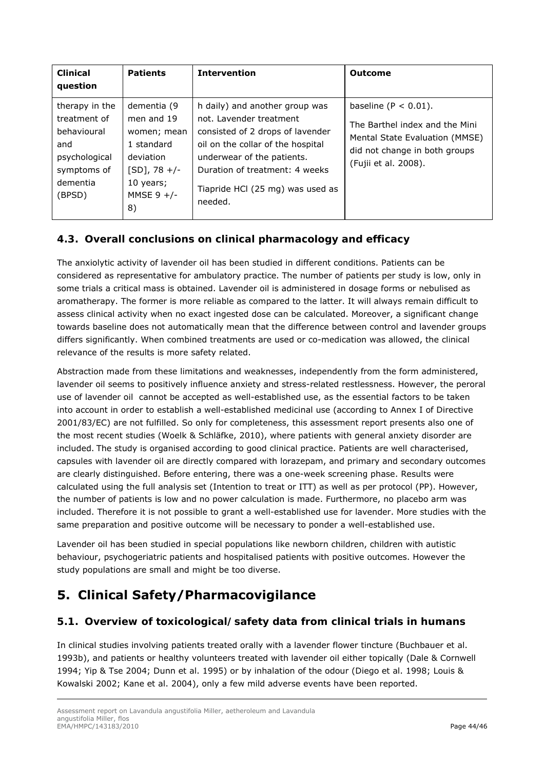| Clinical question | Patients | Intervention | Outcome |
| --- | --- | --- | --- |
| therapy in the treatment of behavioural and psychological symptoms of dementia (BPSD) | dementia (9 men and 19 women; mean 1 standard deviation [SD], 78 +/- 10 years; MMSE 9 +/- 8) | h daily) and another group was not. Lavender treatment consisted of 2 drops of lavender oil on the collar of the hospital underwear of the patients. Duration of treatment: 4 weeks<br><br>Tiapride HCl (25 mg) was used as needed. | baseline ($P < 0.01$).<br><br>The Barthel index and the Mini Mental State Evaluation (MMSE) did not change in both groups (Fujii et al. 2008). |

### 4.3. Overall conclusions on clinical pharmacology and efficacy

The anxiolytic activity of lavender oil has been studied in different conditions. Patients can be considered as representative for ambulatory practice. The number of patients per study is low, only in some trials a critical mass is obtained. Lavender oil is administered in dosage forms or nebulised as aromatherapy. The former is more reliable as compared to the latter. It will always remain difficult to assess clinical activity when no exact ingested dose can be calculated. Moreover, a significant change towards baseline does not automatically mean that the difference between control and lavender groups differs significantly. When combined treatments are used or co-medication was allowed, the clinical relevance of the results is more safety related.

Abstraction made from these limitations and weaknesses, independently from the form administered, lavender oil seems to positively influence anxiety and stress-related restlessness. However, the peroral use of lavender oil cannot be accepted as well-established use, as the essential factors to be taken into account in order to establish a well-established medicinal use (according to Annex I of Directive 2001/83/EC) are not fulfilled. So only for completeness, this assessment report presents also one of the most recent studies (Woelk & Schläfke, 2010), where patients with general anxiety disorder are included. The study is organised according to good clinical practice. Patients are well characterised, capsules with lavender oil are directly compared with lorazepam, and primary and secondary outcomes are clearly distinguished. Before entering, there was a one-week screening phase. Results were calculated using the full analysis set (Intention to treat or ITT) as well as per protocol (PP). However, the number of patients is low and no power calculation is made. Furthermore, no placebo arm was included. Therefore it is not possible to grant a well-established use for lavender. More studies with the same preparation and positive outcome will be necessary to ponder a well-established use.

Lavender oil has been studied in special populations like newborn children, children with autistic behaviour, psychogeriatric patients and hospitalised patients with positive outcomes. However the study populations are small and might be too diverse.

## 5. Clinical Safety/Pharmacovigilance

### 5.1. Overview of toxicological/ safety data from clinical trials in humans

In clinical studies involving patients treated orally with a lavender flower tincture (Buchbauer et al. 1993b), and patients or healthy volunteers treated with lavender oil either topically (Dale & Cornwell 1994; Yip & Tse 2004; Dunn et al. 1995) or by inhalation of the odour (Diego et al. 1998; Louis & Kowalski 2002; Kane et al. 2004), only a few mild adverse events have been reported.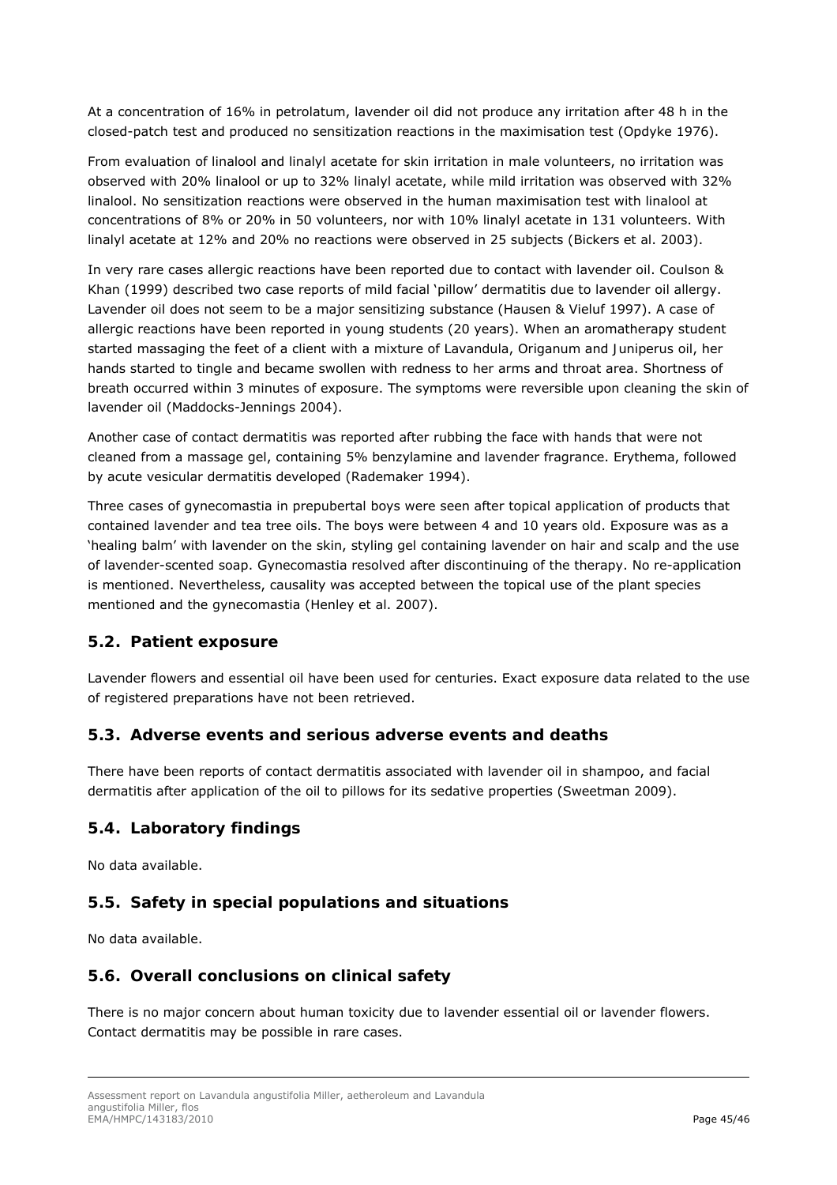At a concentration of 16% in petrolatum, lavender oil did not produce any irritation after 48 h in the closed-patch test and produced no sensitization reactions in the maximisation test (Opdyke 1976).

From evaluation of linalool and linalyl acetate for skin irritation in male volunteers, no irritation was observed with 20% linalool or up to 32% linalyl acetate, while mild irritation was observed with 32% linalool. No sensitization reactions were observed in the human maximisation test with linalool at concentrations of 8% or 20% in 50 volunteers, nor with 10% linalyl acetate in 131 volunteers. With linalyl acetate at 12% and 20% no reactions were observed in 25 subjects (Bickers et al. 2003).

In very rare cases allergic reactions have been reported due to contact with lavender oil. Coulson & Khan (1999) described two case reports of mild facial 'pillow' dermatitis due to lavender oil allergy. Lavender oil does not seem to be a major sensitizing substance (Hausen & Vieluf 1997). A case of allergic reactions have been reported in young students (20 years). When an aromatherapy student started massaging the feet of a client with a mixture of Lavandula, Origanum and Juniperus oil, her hands started to tingle and became swollen with redness to her arms and throat area. Shortness of breath occurred within 3 minutes of exposure. The symptoms were reversible upon cleaning the skin of lavender oil (Maddocks-Jennings 2004).

Another case of contact dermatitis was reported after rubbing the face with hands that were not cleaned from a massage gel, containing 5% benzylamine and lavender fragrance. Erythema, followed by acute vesicular dermatitis developed (Rademaker 1994).

Three cases of gynecomastia in prepubertal boys were seen after topical application of products that contained lavender and tea tree oils. The boys were between 4 and 10 years old. Exposure was as a 'healing balm' with lavender on the skin, styling gel containing lavender on hair and scalp and the use of lavender-scented soap. Gynecomastia resolved after discontinuing of the therapy. No re-application is mentioned. Nevertheless, causality was accepted between the topical use of the plant species mentioned and the gynecomastia (Henley et al. 2007).

## 5.2. Patient exposure

Lavender flowers and essential oil have been used for centuries. Exact exposure data related to the use of registered preparations have not been retrieved.

## 5.3. Adverse events and serious adverse events and deaths

There have been reports of contact dermatitis associated with lavender oil in shampoo, and facial dermatitis after application of the oil to pillows for its sedative properties (Sweetman 2009).

## 5.4. Laboratory findings

No data available.

## 5.5. Safety in special populations and situations

No data available.

## 5.6. Overall conclusions on clinical safety

There is no major concern about human toxicity due to lavender essential oil or lavender flowers. Contact dermatitis may be possible in rare cases.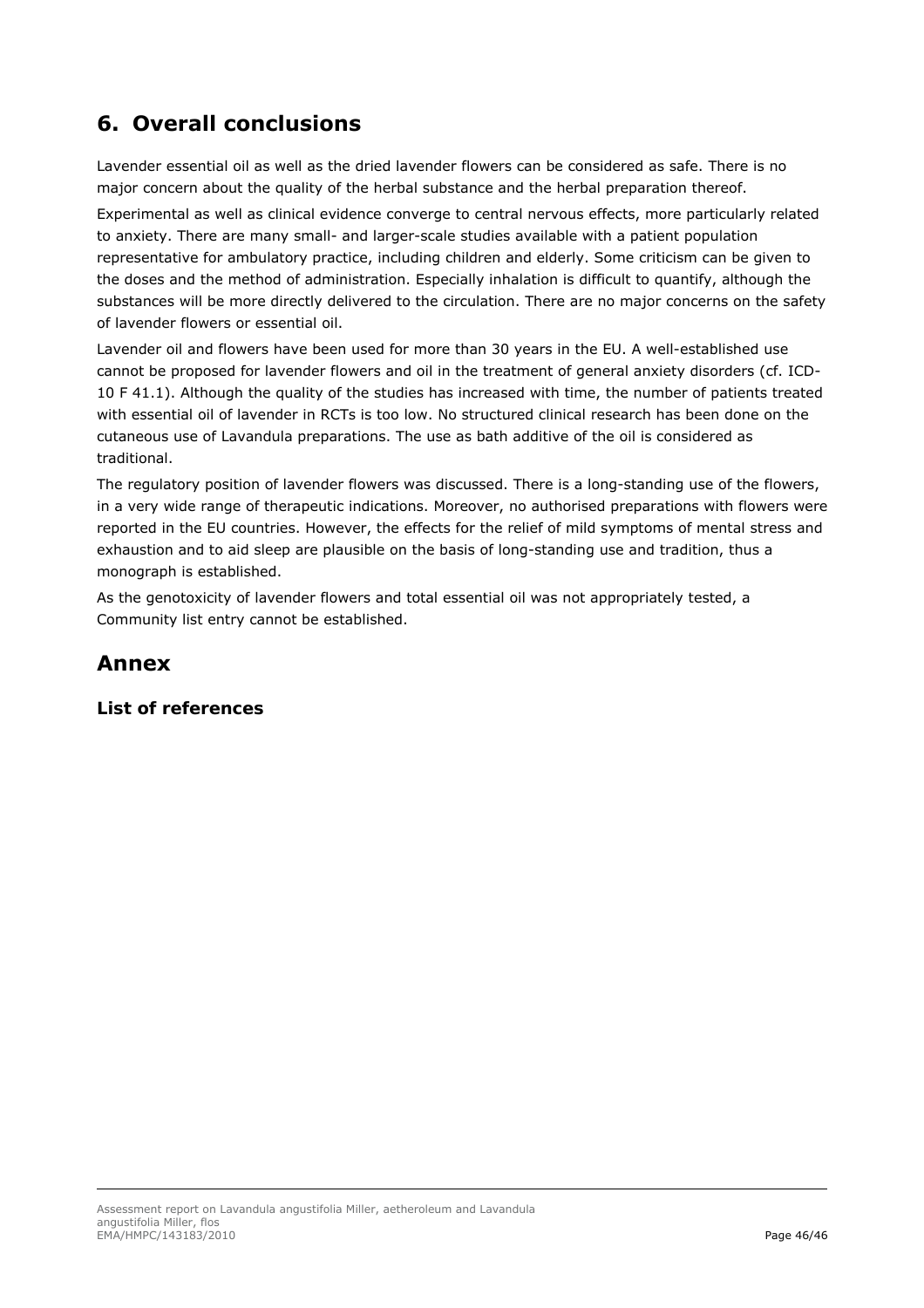## 6. Overall conclusions

Lavender essential oil as well as the dried lavender flowers can be considered as safe. There is no major concern about the quality of the herbal substance and the herbal preparation thereof.

Experimental as well as clinical evidence converge to central nervous effects, more particularly related to anxiety. There are many small- and larger-scale studies available with a patient population representative for ambulatory practice, including children and elderly. Some criticism can be given to the doses and the method of administration. Especially inhalation is difficult to quantify, although the substances will be more directly delivered to the circulation. There are no major concerns on the safety of lavender flowers or essential oil.

Lavender oil and flowers have been used for more than 30 years in the EU. A well-established use cannot be proposed for lavender flowers and oil in the treatment of general anxiety disorders (cf. ICD-10 F 41.1). Although the quality of the studies has increased with time, the number of patients treated with essential oil of lavender in RCTs is too low. No structured clinical research has been done on the cutaneous use of Lavandula preparations. The use as bath additive of the oil is considered as traditional.

The regulatory position of lavender flowers was discussed. There is a long-standing use of the flowers, in a very wide range of therapeutic indications. Moreover, no authorised preparations with flowers were reported in the EU countries. However, the effects for the relief of mild symptoms of mental stress and exhaustion and to aid sleep are plausible on the basis of long-standing use and tradition, thus a monograph is established.

As the genotoxicity of lavender flowers and total essential oil was not appropriately tested, a Community list entry cannot be established.

# Annex

### List of references